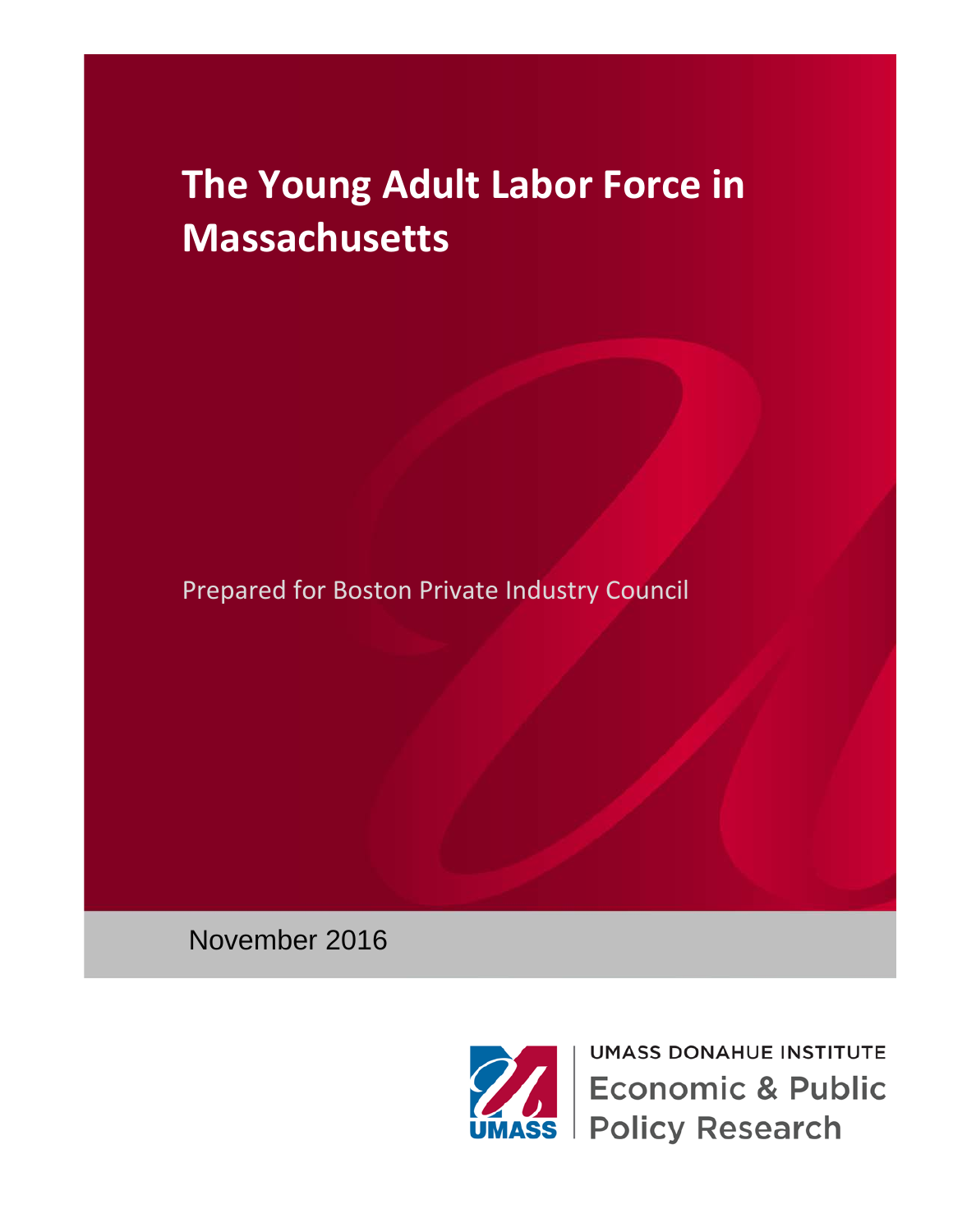# The Young Adult Labor Force in Massachusetts

Prepared for Boston Private Industry Council

November 2016

UMASS DONAHUE INSTITUTE

Economic & Public Policy Research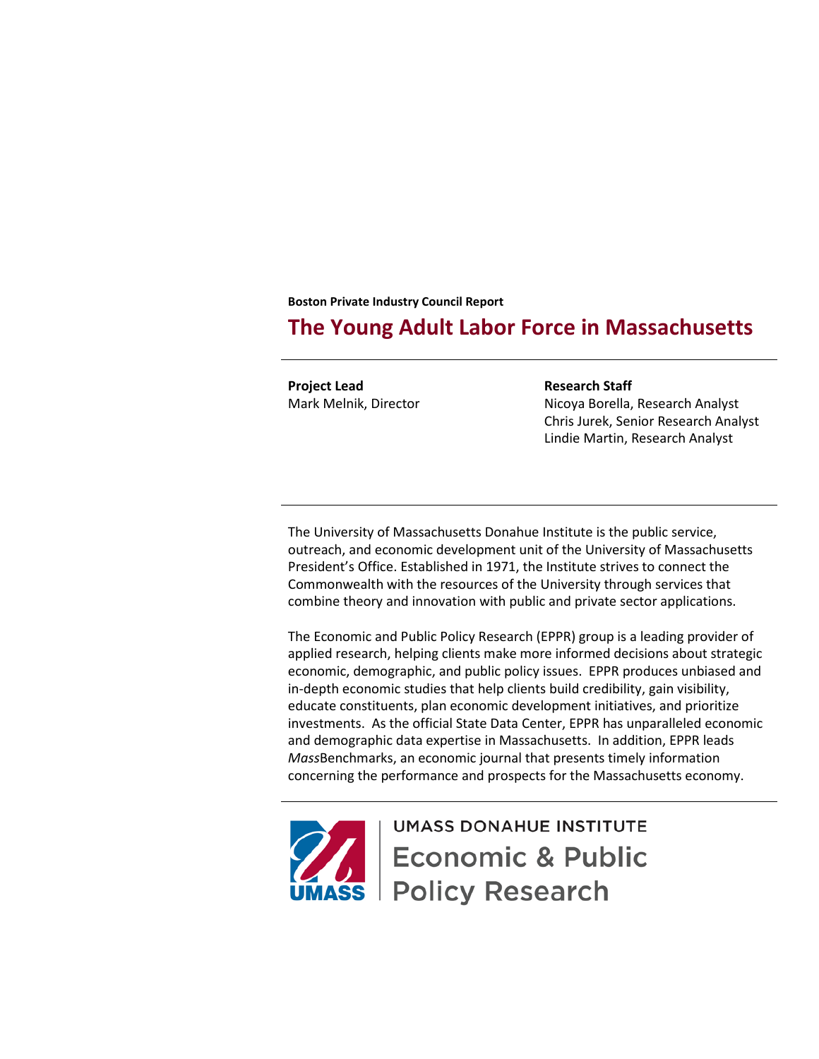**Boston Private Industry Council Report**

# The Young Adult Labor Force in Massachusetts

**Project Lead**
Mark Melnik, Director

**Research Staff**
Nicoya Borella, Research Analyst
Chris Jurek, Senior Research Analyst
Lindie Martin, Research Analyst

The University of Massachusetts Donahue Institute is the public service, outreach, and economic development unit of the University of Massachusetts President's Office. Established in 1971, the Institute strives to connect the Commonwealth with the resources of the University through services that combine theory and innovation with public and private sector applications.

The Economic and Public Policy Research (EPPR) group is a leading provider of applied research, helping clients make more informed decisions about strategic economic, demographic, and public policy issues. EPPR produces unbiased and in-depth economic studies that help clients build credibility, gain visibility, educate constituents, plan economic development initiatives, and prioritize investments. As the official State Data Center, EPPR has unparalleled economic and demographic data expertise in Massachusetts. In addition, EPPR leads *Mass*Benchmarks, an economic journal that presents timely information concerning the performance and prospects for the Massachusetts economy.

UMASS DONAHUE INSTITUTE
Economic & Public Policy Research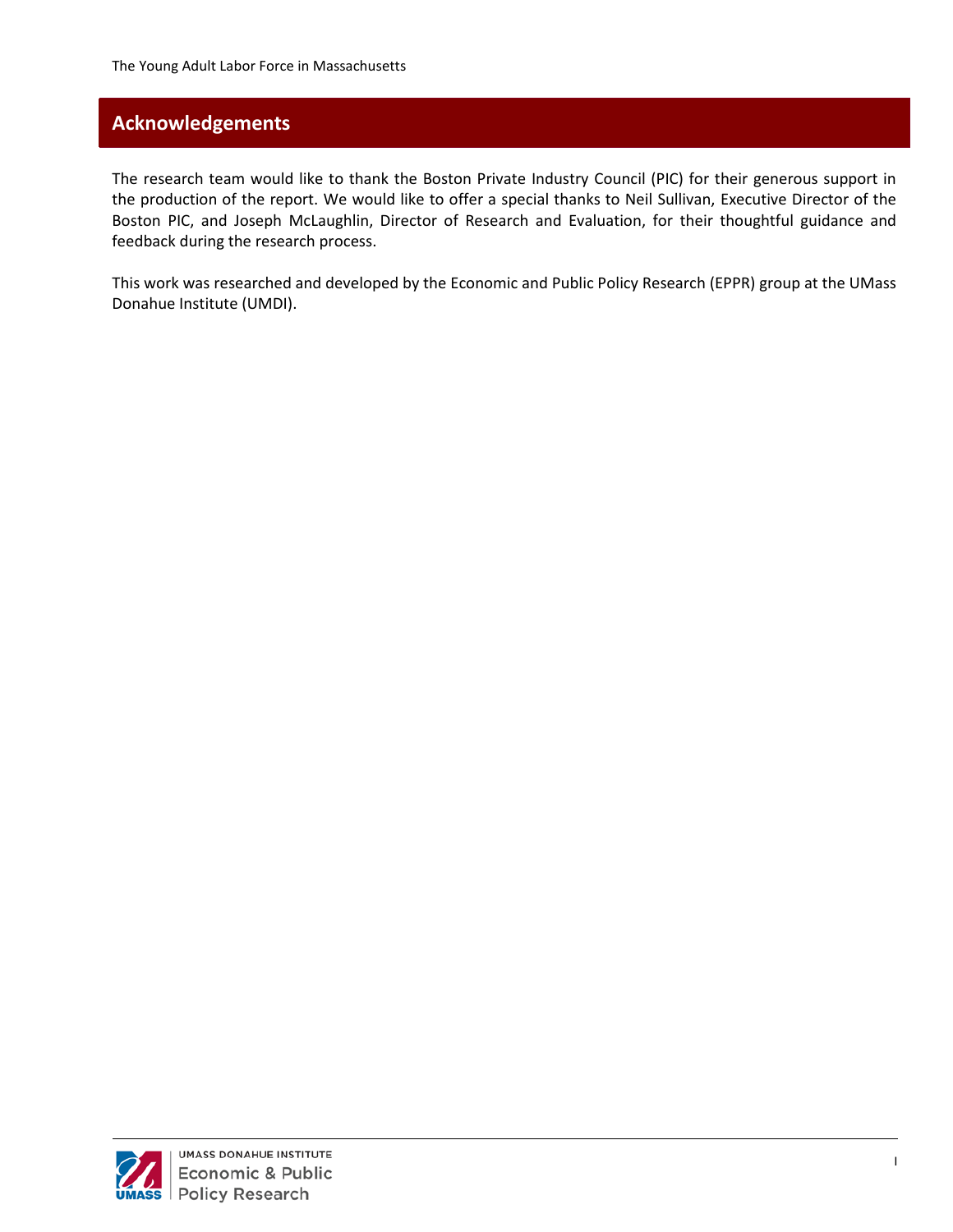## Acknowledgements

The research team would like to thank the Boston Private Industry Council (PIC) for their generous support in the production of the report. We would like to offer a special thanks to Neil Sullivan, Executive Director of the Boston PIC, and Joseph McLaughlin, Director of Research and Evaluation, for their thoughtful guidance and feedback during the research process.

This work was researched and developed by the Economic and Public Policy Research (EPPR) group at the UMass Donahue Institute (UMDI).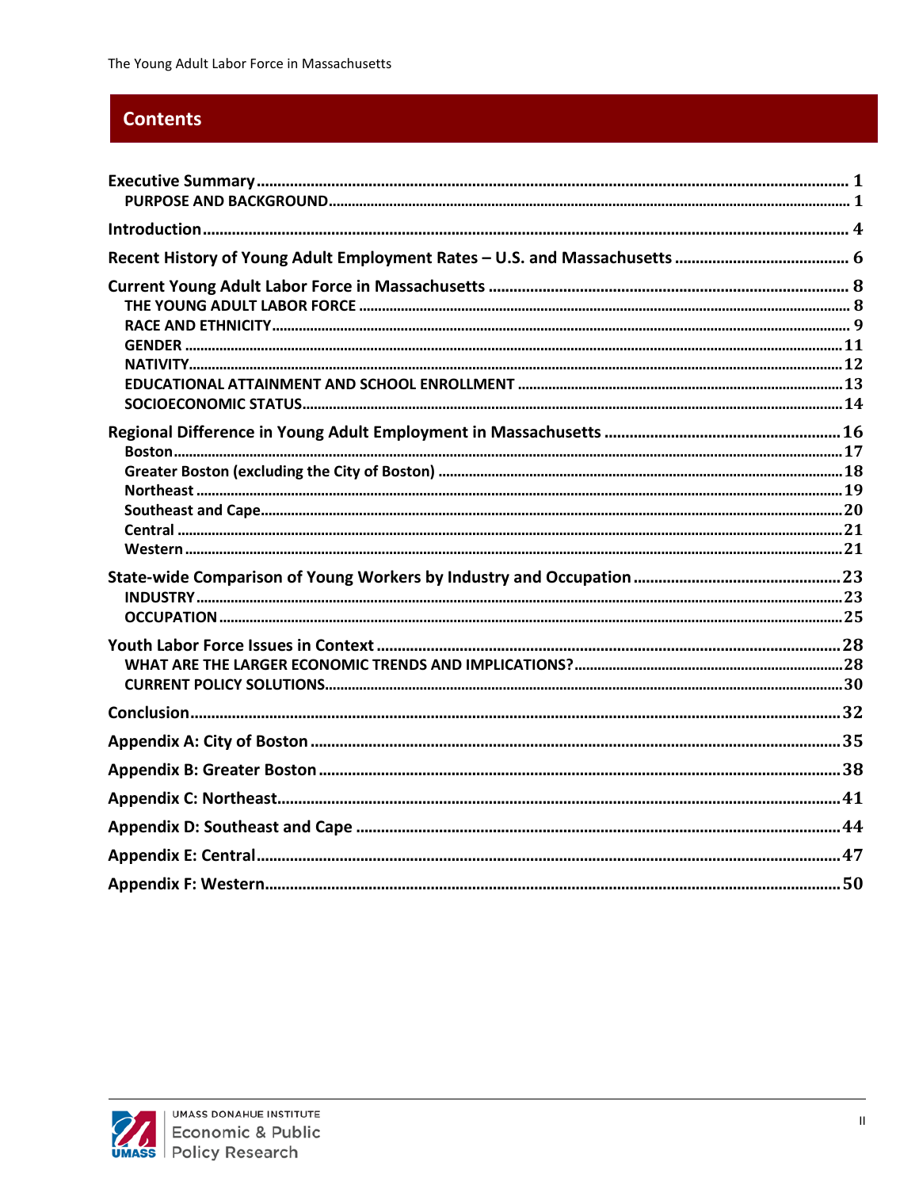## Contents

- **Executive Summary** ... 1
  - PURPOSE AND BACKGROUND ... 1
- **Introduction** ... 4
- **Recent History of Young Adult Employment Rates – U.S. and Massachusetts** ... 6
- **Current Young Adult Labor Force in Massachusetts** ... 8
  - THE YOUNG ADULT LABOR FORCE ... 8
  - RACE AND ETHNICITY ... 9
  - GENDER ... 11
  - NATIVITY ... 12
  - EDUCATIONAL ATTAINMENT AND SCHOOL ENROLLMENT ... 13
  - SOCIOECONOMIC STATUS ... 14
- **Regional Difference in Young Adult Employment in Massachusetts** ... 16
  - Boston ... 17
  - Greater Boston (excluding the City of Boston) ... 18
  - Northeast ... 19
  - Southeast and Cape ... 20
  - Central ... 21
  - Western ... 21
- **State-wide Comparison of Young Workers by Industry and Occupation** ... 23
  - INDUSTRY ... 23
  - OCCUPATION ... 25
- **Youth Labor Force Issues in Context** ... 28
  - WHAT ARE THE LARGER ECONOMIC TRENDS AND IMPLICATIONS? ... 28
  - CURRENT POLICY SOLUTIONS ... 30
- **Conclusion** ... 32
- **Appendix A: City of Boston** ... 35
- **Appendix B: Greater Boston** ... 38
- **Appendix C: Northeast** ... 41
- **Appendix D: Southeast and Cape** ... 44
- **Appendix E: Central** ... 47
- **Appendix F: Western** ... 50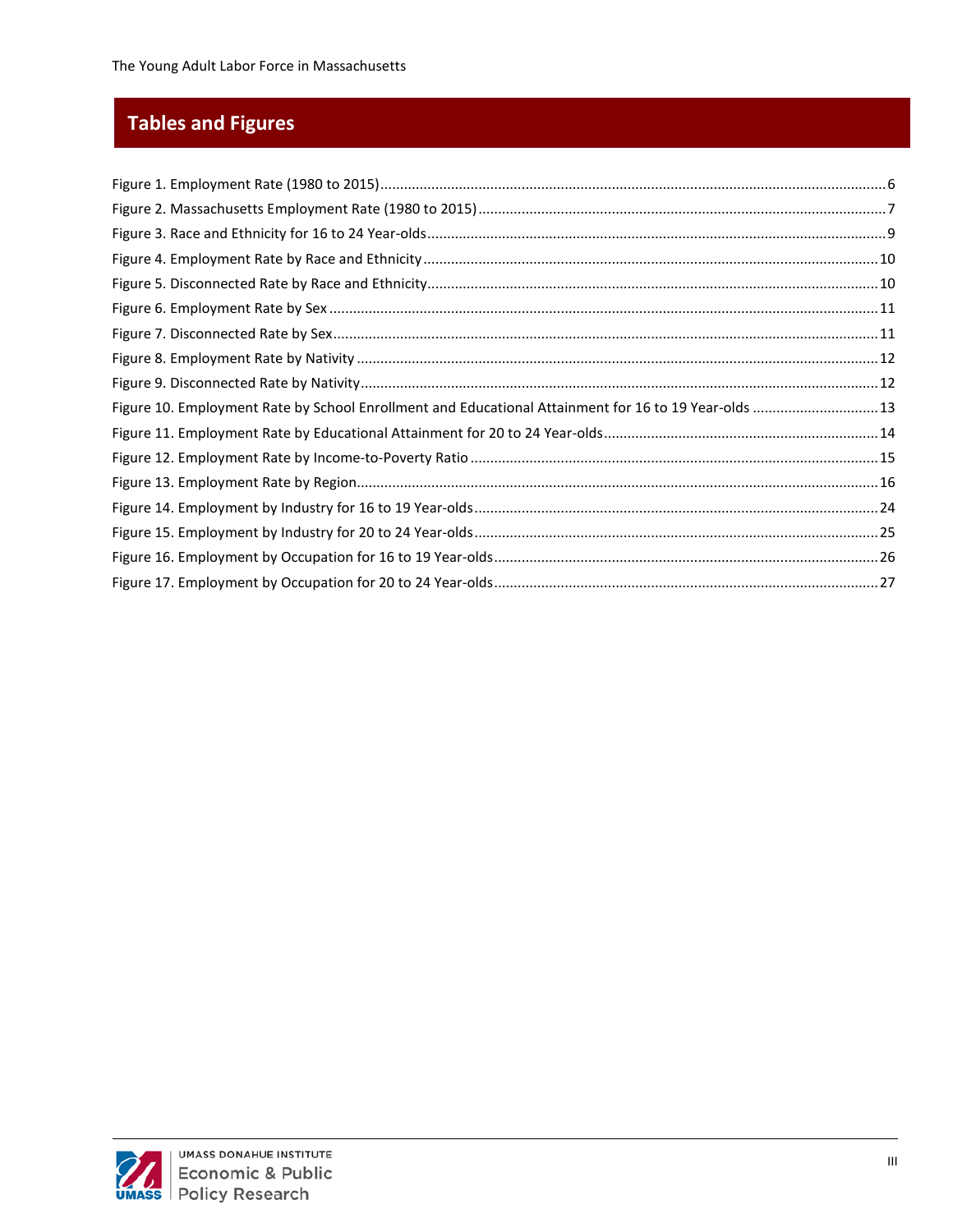## Tables and Figures

Figure 1. Employment Rate (1980 to 2015) ........ 6
Figure 2. Massachusetts Employment Rate (1980 to 2015) ........ 7
Figure 3. Race and Ethnicity for 16 to 24 Year-olds ........ 9
Figure 4. Employment Rate by Race and Ethnicity ........ 10
Figure 5. Disconnected Rate by Race and Ethnicity ........ 10
Figure 6. Employment Rate by Sex ........ 11
Figure 7. Disconnected Rate by Sex ........ 11
Figure 8. Employment Rate by Nativity ........ 12
Figure 9. Disconnected Rate by Nativity ........ 12
Figure 10. Employment Rate by School Enrollment and Educational Attainment for 16 to 19 Year-olds ........ 13
Figure 11. Employment Rate by Educational Attainment for 20 to 24 Year-olds ........ 14
Figure 12. Employment Rate by Income-to-Poverty Ratio ........ 15
Figure 13. Employment Rate by Region ........ 16
Figure 14. Employment by Industry for 16 to 19 Year-olds ........ 24
Figure 15. Employment by Industry for 20 to 24 Year-olds ........ 25
Figure 16. Employment by Occupation for 16 to 19 Year-olds ........ 26
Figure 17. Employment by Occupation for 20 to 24 Year-olds ........ 27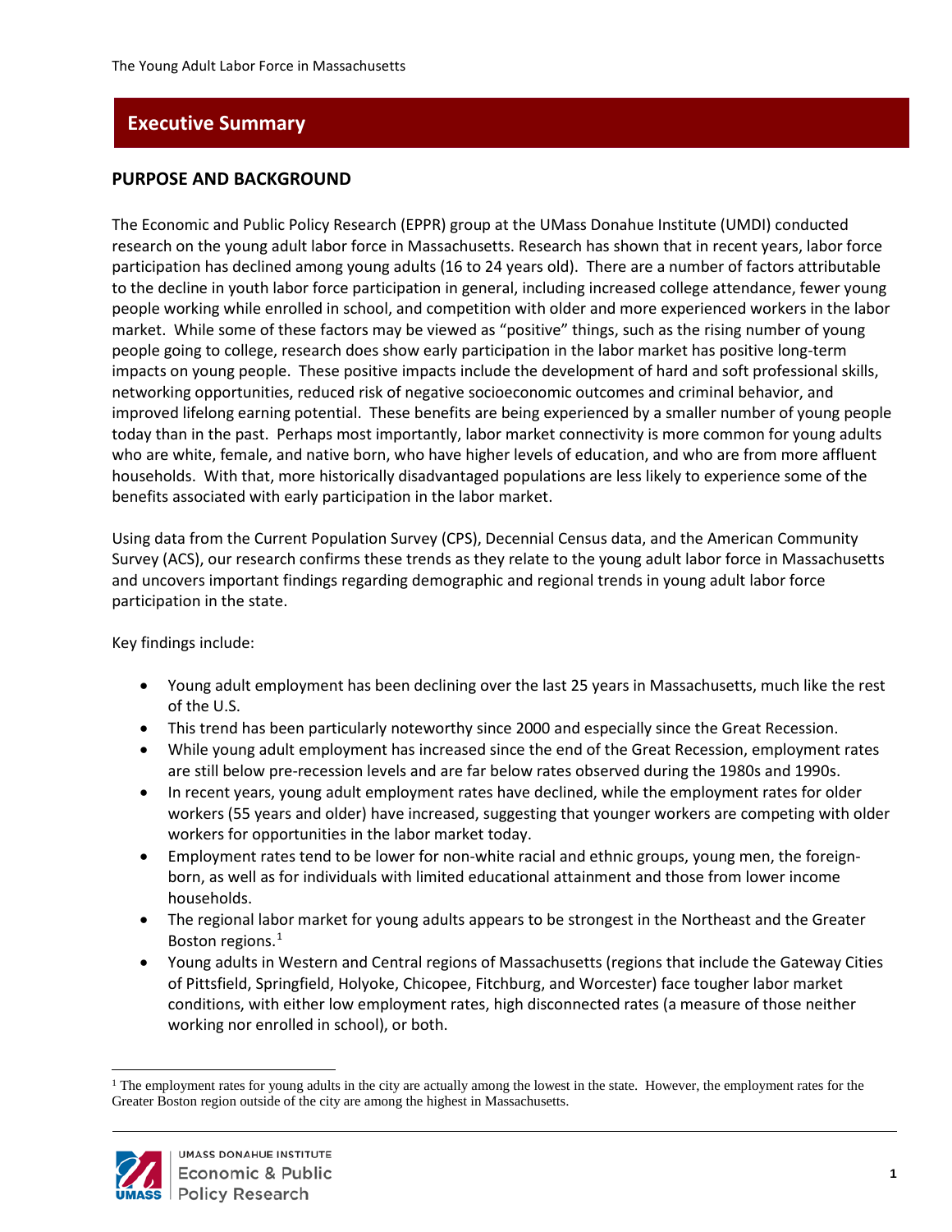# Executive Summary

## PURPOSE AND BACKGROUND

The Economic and Public Policy Research (EPPR) group at the UMass Donahue Institute (UMDI) conducted research on the young adult labor force in Massachusetts. Research has shown that in recent years, labor force participation has declined among young adults (16 to 24 years old). There are a number of factors attributable to the decline in youth labor force participation in general, including increased college attendance, fewer young people working while enrolled in school, and competition with older and more experienced workers in the labor market. While some of these factors may be viewed as "positive" things, such as the rising number of young people going to college, research does show early participation in the labor market has positive long-term impacts on young people. These positive impacts include the development of hard and soft professional skills, networking opportunities, reduced risk of negative socioeconomic outcomes and criminal behavior, and improved lifelong earning potential. These benefits are being experienced by a smaller number of young people today than in the past. Perhaps most importantly, labor market connectivity is more common for young adults who are white, female, and native born, who have higher levels of education, and who are from more affluent households. With that, more historically disadvantaged populations are less likely to experience some of the benefits associated with early participation in the labor market.

Using data from the Current Population Survey (CPS), Decennial Census data, and the American Community Survey (ACS), our research confirms these trends as they relate to the young adult labor force in Massachusetts and uncovers important findings regarding demographic and regional trends in young adult labor force participation in the state.

Key findings include:

- Young adult employment has been declining over the last 25 years in Massachusetts, much like the rest of the U.S.
- This trend has been particularly noteworthy since 2000 and especially since the Great Recession.
- While young adult employment has increased since the end of the Great Recession, employment rates are still below pre-recession levels and are far below rates observed during the 1980s and 1990s.
- In recent years, young adult employment rates have declined, while the employment rates for older workers (55 years and older) have increased, suggesting that younger workers are competing with older workers for opportunities in the labor market today.
- Employment rates tend to be lower for non-white racial and ethnic groups, young men, the foreign-born, as well as for individuals with limited educational attainment and those from lower income households.
- The regional labor market for young adults appears to be strongest in the Northeast and the Greater Boston regions.[1]
- Young adults in Western and Central regions of Massachusetts (regions that include the Gateway Cities of Pittsfield, Springfield, Holyoke, Chicopee, Fitchburg, and Worcester) face tougher labor market conditions, with either low employment rates, high disconnected rates (a measure of those neither working nor enrolled in school), or both.

[1] The employment rates for young adults in the city are actually among the lowest in the state. However, the employment rates for the Greater Boston region outside of the city are among the highest in Massachusetts.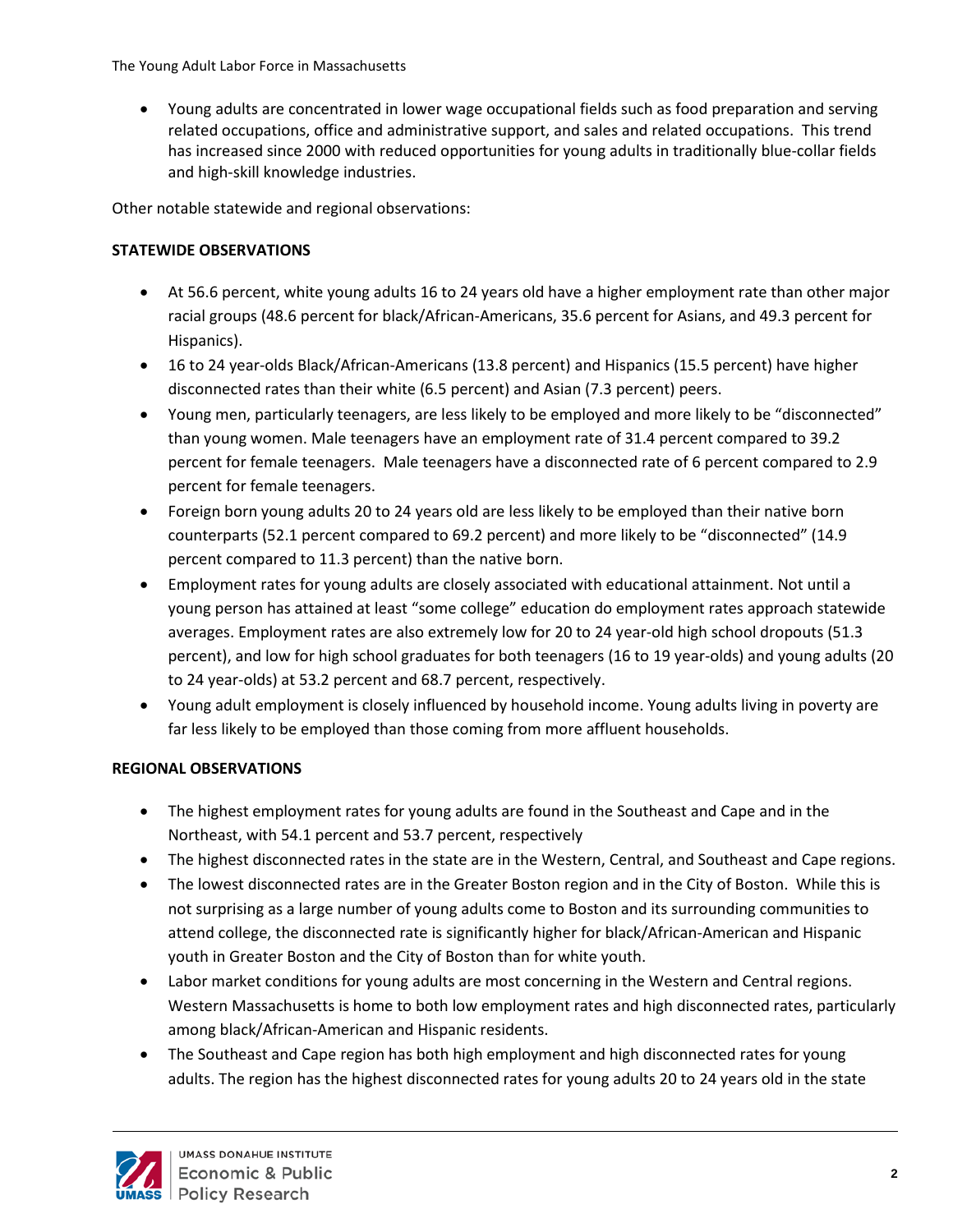- Young adults are concentrated in lower wage occupational fields such as food preparation and serving related occupations, office and administrative support, and sales and related occupations. This trend has increased since 2000 with reduced opportunities for young adults in traditionally blue-collar fields and high-skill knowledge industries.

Other notable statewide and regional observations:

**STATEWIDE OBSERVATIONS**

- At 56.6 percent, white young adults 16 to 24 years old have a higher employment rate than other major racial groups (48.6 percent for black/African-Americans, 35.6 percent for Asians, and 49.3 percent for Hispanics).
- 16 to 24 year-olds Black/African-Americans (13.8 percent) and Hispanics (15.5 percent) have higher disconnected rates than their white (6.5 percent) and Asian (7.3 percent) peers.
- Young men, particularly teenagers, are less likely to be employed and more likely to be "disconnected" than young women. Male teenagers have an employment rate of 31.4 percent compared to 39.2 percent for female teenagers. Male teenagers have a disconnected rate of 6 percent compared to 2.9 percent for female teenagers.
- Foreign born young adults 20 to 24 years old are less likely to be employed than their native born counterparts (52.1 percent compared to 69.2 percent) and more likely to be "disconnected" (14.9 percent compared to 11.3 percent) than the native born.
- Employment rates for young adults are closely associated with educational attainment. Not until a young person has attained at least "some college" education do employment rates approach statewide averages. Employment rates are also extremely low for 20 to 24 year-old high school dropouts (51.3 percent), and low for high school graduates for both teenagers (16 to 19 year-olds) and young adults (20 to 24 year-olds) at 53.2 percent and 68.7 percent, respectively.
- Young adult employment is closely influenced by household income. Young adults living in poverty are far less likely to be employed than those coming from more affluent households.

**REGIONAL OBSERVATIONS**

- The highest employment rates for young adults are found in the Southeast and Cape and in the Northeast, with 54.1 percent and 53.7 percent, respectively
- The highest disconnected rates in the state are in the Western, Central, and Southeast and Cape regions.
- The lowest disconnected rates are in the Greater Boston region and in the City of Boston. While this is not surprising as a large number of young adults come to Boston and its surrounding communities to attend college, the disconnected rate is significantly higher for black/African-American and Hispanic youth in Greater Boston and the City of Boston than for white youth.
- Labor market conditions for young adults are most concerning in the Western and Central regions. Western Massachusetts is home to both low employment rates and high disconnected rates, particularly among black/African-American and Hispanic residents.
- The Southeast and Cape region has both high employment and high disconnected rates for young adults. The region has the highest disconnected rates for young adults 20 to 24 years old in the state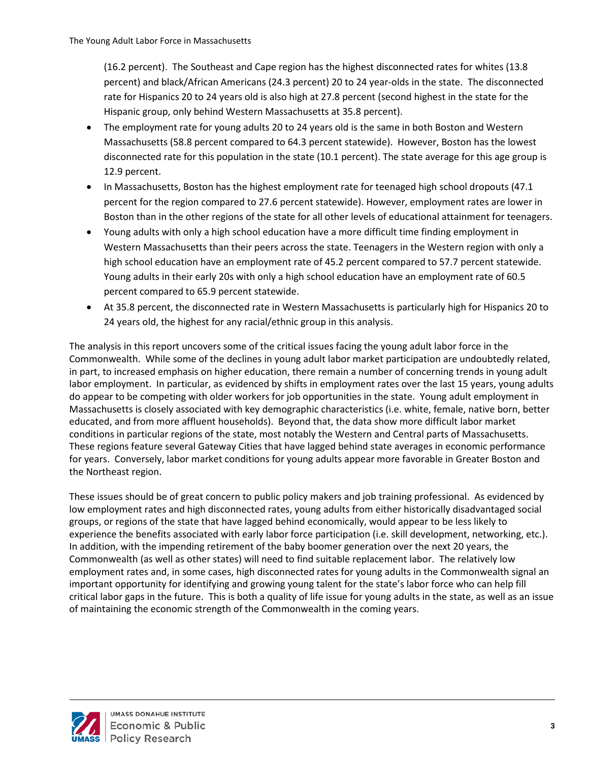(16.2 percent). The Southeast and Cape region has the highest disconnected rates for whites (13.8 percent) and black/African Americans (24.3 percent) 20 to 24 year-olds in the state. The disconnected rate for Hispanics 20 to 24 years old is also high at 27.8 percent (second highest in the state for the Hispanic group, only behind Western Massachusetts at 35.8 percent).

- The employment rate for young adults 20 to 24 years old is the same in both Boston and Western Massachusetts (58.8 percent compared to 64.3 percent statewide). However, Boston has the lowest disconnected rate for this population in the state (10.1 percent). The state average for this age group is 12.9 percent.
- In Massachusetts, Boston has the highest employment rate for teenaged high school dropouts (47.1 percent for the region compared to 27.6 percent statewide). However, employment rates are lower in Boston than in the other regions of the state for all other levels of educational attainment for teenagers.
- Young adults with only a high school education have a more difficult time finding employment in Western Massachusetts than their peers across the state. Teenagers in the Western region with only a high school education have an employment rate of 45.2 percent compared to 57.7 percent statewide. Young adults in their early 20s with only a high school education have an employment rate of 60.5 percent compared to 65.9 percent statewide.
- At 35.8 percent, the disconnected rate in Western Massachusetts is particularly high for Hispanics 20 to 24 years old, the highest for any racial/ethnic group in this analysis.

The analysis in this report uncovers some of the critical issues facing the young adult labor force in the Commonwealth. While some of the declines in young adult labor market participation are undoubtedly related, in part, to increased emphasis on higher education, there remain a number of concerning trends in young adult labor employment. In particular, as evidenced by shifts in employment rates over the last 15 years, young adults do appear to be competing with older workers for job opportunities in the state. Young adult employment in Massachusetts is closely associated with key demographic characteristics (i.e. white, female, native born, better educated, and from more affluent households). Beyond that, the data show more difficult labor market conditions in particular regions of the state, most notably the Western and Central parts of Massachusetts. These regions feature several Gateway Cities that have lagged behind state averages in economic performance for years. Conversely, labor market conditions for young adults appear more favorable in Greater Boston and the Northeast region.

These issues should be of great concern to public policy makers and job training professional. As evidenced by low employment rates and high disconnected rates, young adults from either historically disadvantaged social groups, or regions of the state that have lagged behind economically, would appear to be less likely to experience the benefits associated with early labor force participation (i.e. skill development, networking, etc.). In addition, with the impending retirement of the baby boomer generation over the next 20 years, the Commonwealth (as well as other states) will need to find suitable replacement labor. The relatively low employment rates and, in some cases, high disconnected rates for young adults in the Commonwealth signal an important opportunity for identifying and growing young talent for the state's labor force who can help fill critical labor gaps in the future. This is both a quality of life issue for young adults in the state, as well as an issue of maintaining the economic strength of the Commonwealth in the coming years.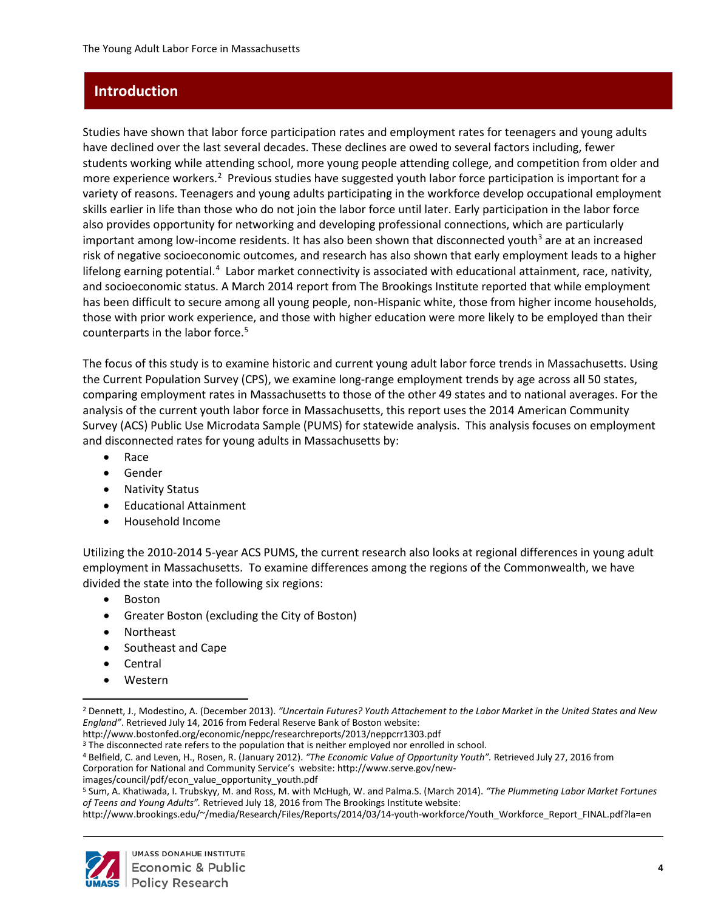## Introduction

Studies have shown that labor force participation rates and employment rates for teenagers and young adults have declined over the last several decades. These declines are owed to several factors including, fewer students working while attending school, more young people attending college, and competition from older and more experience workers.[2] Previous studies have suggested youth labor force participation is important for a variety of reasons. Teenagers and young adults participating in the workforce develop occupational employment skills earlier in life than those who do not join the labor force until later. Early participation in the labor force also provides opportunity for networking and developing professional connections, which are particularly important among low-income residents. It has also been shown that disconnected youth[3] are at an increased risk of negative socioeconomic outcomes, and research has also shown that early employment leads to a higher lifelong earning potential.[4] Labor market connectivity is associated with educational attainment, race, nativity, and socioeconomic status. A March 2014 report from The Brookings Institute reported that while employment has been difficult to secure among all young people, non-Hispanic white, those from higher income households, those with prior work experience, and those with higher education were more likely to be employed than their counterparts in the labor force.[5]

The focus of this study is to examine historic and current young adult labor force trends in Massachusetts. Using the Current Population Survey (CPS), we examine long-range employment trends by age across all 50 states, comparing employment rates in Massachusetts to those of the other 49 states and to national averages. For the analysis of the current youth labor force in Massachusetts, this report uses the 2014 American Community Survey (ACS) Public Use Microdata Sample (PUMS) for statewide analysis. This analysis focuses on employment and disconnected rates for young adults in Massachusetts by:

- Race
- Gender
- Nativity Status
- Educational Attainment
- Household Income

Utilizing the 2010-2014 5-year ACS PUMS, the current research also looks at regional differences in young adult employment in Massachusetts. To examine differences among the regions of the Commonwealth, we have divided the state into the following six regions:

- Boston
- Greater Boston (excluding the City of Boston)
- Northeast
- Southeast and Cape
- Central
- Western

---

[2] Dennett, J., Modestino, A. (December 2013). *"Uncertain Futures? Youth Attachement to the Labor Market in the United States and New England"*. Retrieved July 14, 2016 from Federal Reserve Bank of Boston website: http://www.bostonfed.org/economic/neppc/researchreports/2013/neppcrr1303.pdf

[3] The disconnected rate refers to the population that is neither employed nor enrolled in school.

[4] Belfield, C. and Leven, H., Rosen, R. (January 2012). *"The Economic Value of Opportunity Youth"*. Retrieved July 27, 2016 from Corporation for National and Community Service's website: http://www.serve.gov/new-images/council/pdf/econ_value_opportunity_youth.pdf

[5] Sum, A. Khatiwada, I. Trubskyy, M. and Ross, M. with McHugh, W. and Palma.S. (March 2014). *"The Plummeting Labor Market Fortunes of Teens and Young Adults".* Retrieved July 18, 2016 from The Brookings Institute website: http://www.brookings.edu/~/media/Research/Files/Reports/2014/03/14-youth-workforce/Youth_Workforce_Report_FINAL.pdf?la=en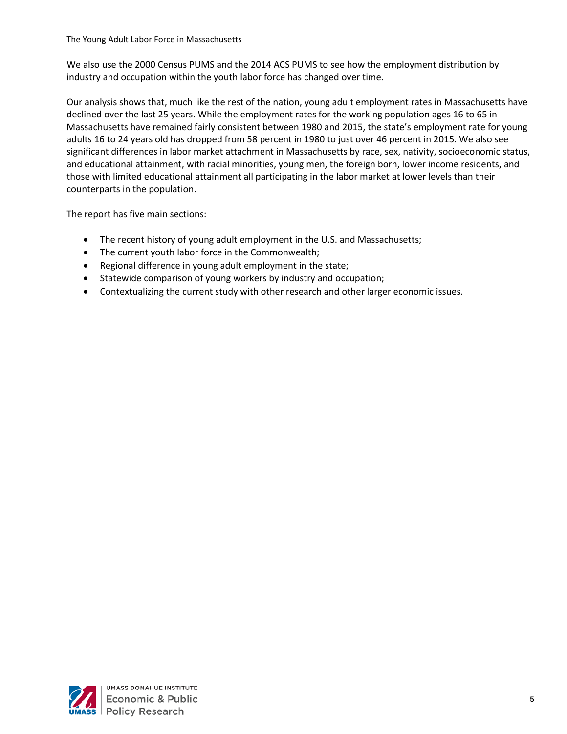We also use the 2000 Census PUMS and the 2014 ACS PUMS to see how the employment distribution by industry and occupation within the youth labor force has changed over time.

Our analysis shows that, much like the rest of the nation, young adult employment rates in Massachusetts have declined over the last 25 years. While the employment rates for the working population ages 16 to 65 in Massachusetts have remained fairly consistent between 1980 and 2015, the state's employment rate for young adults 16 to 24 years old has dropped from 58 percent in 1980 to just over 46 percent in 2015. We also see significant differences in labor market attachment in Massachusetts by race, sex, nativity, socioeconomic status, and educational attainment, with racial minorities, young men, the foreign born, lower income residents, and those with limited educational attainment all participating in the labor market at lower levels than their counterparts in the population.

The report has five main sections:

- The recent history of young adult employment in the U.S. and Massachusetts;
- The current youth labor force in the Commonwealth;
- Regional difference in young adult employment in the state;
- Statewide comparison of young workers by industry and occupation;
- Contextualizing the current study with other research and other larger economic issues.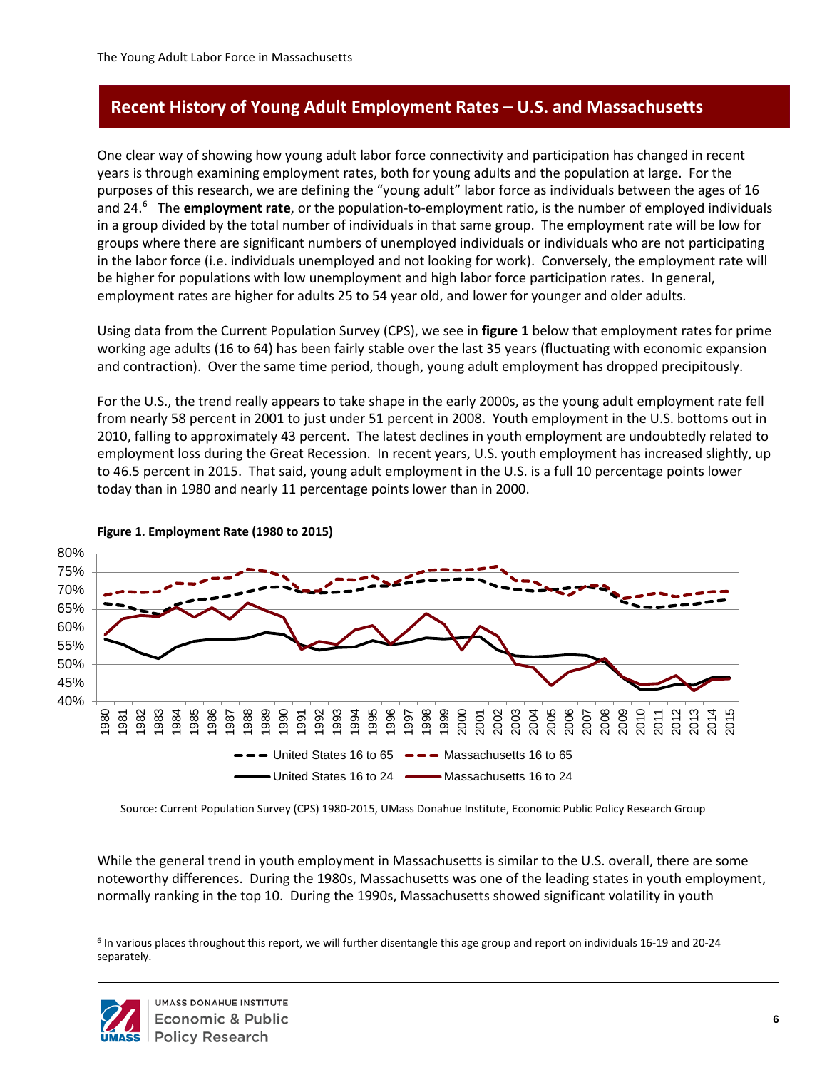## Recent History of Young Adult Employment Rates – U.S. and Massachusetts

One clear way of showing how young adult labor force connectivity and participation has changed in recent years is through examining employment rates, both for young adults and the population at large. For the purposes of this research, we are defining the "young adult" labor force as individuals between the ages of 16 and 24.[6] The **employment rate**, or the population-to-employment ratio, is the number of employed individuals in a group divided by the total number of individuals in that same group. The employment rate will be low for groups where there are significant numbers of unemployed individuals or individuals who are not participating in the labor force (i.e. individuals unemployed and not looking for work). Conversely, the employment rate will be higher for populations with low unemployment and high labor force participation rates. In general, employment rates are higher for adults 25 to 54 year old, and lower for younger and older adults.

Using data from the Current Population Survey (CPS), we see in **figure 1** below that employment rates for prime working age adults (16 to 64) has been fairly stable over the last 35 years (fluctuating with economic expansion and contraction). Over the same time period, though, young adult employment has dropped precipitously.

For the U.S., the trend really appears to take shape in the early 2000s, as the young adult employment rate fell from nearly 58 percent in 2001 to just under 51 percent in 2008. Youth employment in the U.S. bottoms out in 2010, falling to approximately 43 percent. The latest declines in youth employment are undoubtedly related to employment loss during the Great Recession. In recent years, U.S. youth employment has increased slightly, up to 46.5 percent in 2015. That said, young adult employment in the U.S. is a full 10 percentage points lower today than in 1980 and nearly 11 percentage points lower than in 2000.

**Figure 1. Employment Rate (1980 to 2015)**

Source: Current Population Survey (CPS) 1980-2015, UMass Donahue Institute, Economic Public Policy Research Group

While the general trend in youth employment in Massachusetts is similar to the U.S. overall, there are some noteworthy differences. During the 1980s, Massachusetts was one of the leading states in youth employment, normally ranking in the top 10. During the 1990s, Massachusetts showed significant volatility in youth

[6] In various places throughout this report, we will further disentangle this age group and report on individuals 16-19 and 20-24 separately.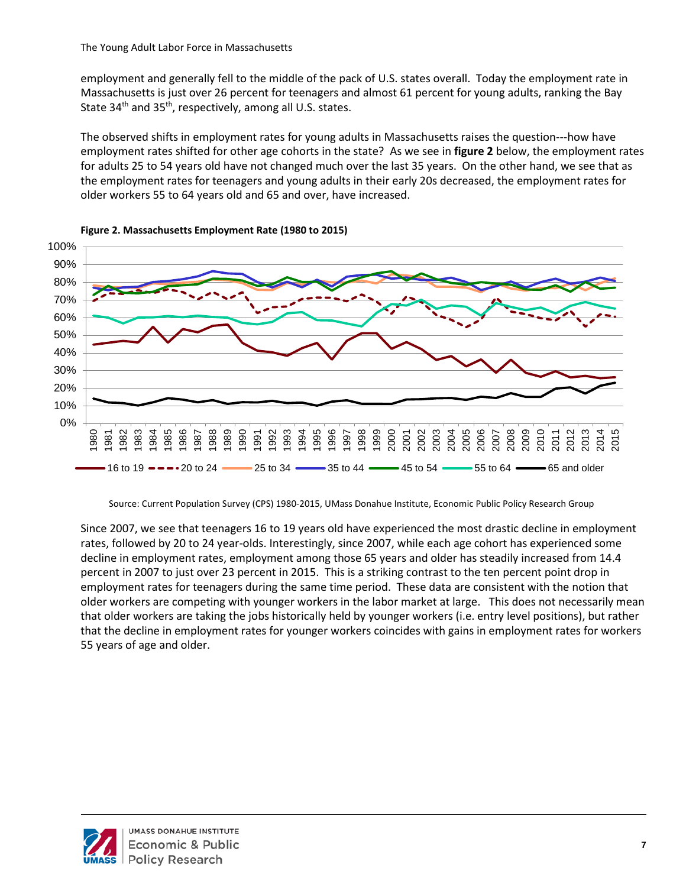employment and generally fell to the middle of the pack of U.S. states overall. Today the employment rate in Massachusetts is just over 26 percent for teenagers and almost 61 percent for young adults, ranking the Bay State 34th and 35th, respectively, among all U.S. states.

The observed shifts in employment rates for young adults in Massachusetts raises the question---how have employment rates shifted for other age cohorts in the state? As we see in **figure 2** below, the employment rates for adults 25 to 54 years old have not changed much over the last 35 years. On the other hand, we see that as the employment rates for teenagers and young adults in their early 20s decreased, the employment rates for older workers 55 to 64 years old and 65 and over, have increased.

**Figure 2. Massachusetts Employment Rate (1980 to 2015)**

Source: Current Population Survey (CPS) 1980-2015, UMass Donahue Institute, Economic Public Policy Research Group

Since 2007, we see that teenagers 16 to 19 years old have experienced the most drastic decline in employment rates, followed by 20 to 24 year-olds. Interestingly, since 2007, while each age cohort has experienced some decline in employment rates, employment among those 65 years and older has steadily increased from 14.4 percent in 2007 to just over 23 percent in 2015. This is a striking contrast to the ten percent point drop in employment rates for teenagers during the same time period. These data are consistent with the notion that older workers are competing with younger workers in the labor market at large. This does not necessarily mean that older workers are taking the jobs historically held by younger workers (i.e. entry level positions), but rather that the decline in employment rates for younger workers coincides with gains in employment rates for workers 55 years of age and older.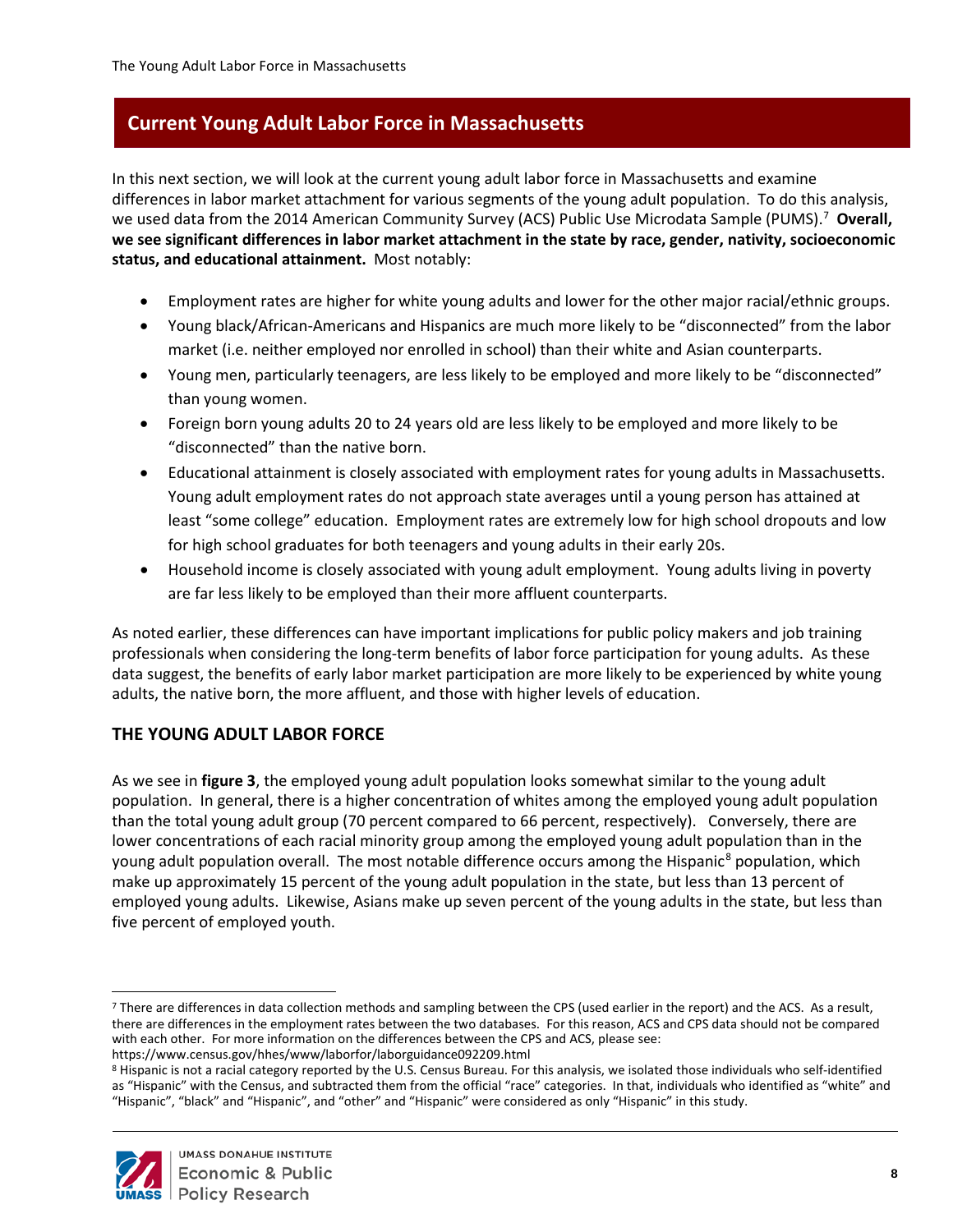## Current Young Adult Labor Force in Massachusetts

In this next section, we will look at the current young adult labor force in Massachusetts and examine differences in labor market attachment for various segments of the young adult population. To do this analysis, we used data from the 2014 American Community Survey (ACS) Public Use Microdata Sample (PUMS).[7] **Overall, we see significant differences in labor market attachment in the state by race, gender, nativity, socioeconomic status, and educational attainment.** Most notably:

- Employment rates are higher for white young adults and lower for the other major racial/ethnic groups.
- Young black/African-Americans and Hispanics are much more likely to be "disconnected" from the labor market (i.e. neither employed nor enrolled in school) than their white and Asian counterparts.
- Young men, particularly teenagers, are less likely to be employed and more likely to be "disconnected" than young women.
- Foreign born young adults 20 to 24 years old are less likely to be employed and more likely to be "disconnected" than the native born.
- Educational attainment is closely associated with employment rates for young adults in Massachusetts. Young adult employment rates do not approach state averages until a young person has attained at least "some college" education. Employment rates are extremely low for high school dropouts and low for high school graduates for both teenagers and young adults in their early 20s.
- Household income is closely associated with young adult employment. Young adults living in poverty are far less likely to be employed than their more affluent counterparts.

As noted earlier, these differences can have important implications for public policy makers and job training professionals when considering the long-term benefits of labor force participation for young adults. As these data suggest, the benefits of early labor market participation are more likely to be experienced by white young adults, the native born, the more affluent, and those with higher levels of education.

### THE YOUNG ADULT LABOR FORCE

As we see in **figure 3**, the employed young adult population looks somewhat similar to the young adult population. In general, there is a higher concentration of whites among the employed young adult population than the total young adult group (70 percent compared to 66 percent, respectively). Conversely, there are lower concentrations of each racial minority group among the employed young adult population than in the young adult population overall. The most notable difference occurs among the Hispanic[8] population, which make up approximately 15 percent of the young adult population in the state, but less than 13 percent of employed young adults. Likewise, Asians make up seven percent of the young adults in the state, but less than five percent of employed youth.

---

[7] There are differences in data collection methods and sampling between the CPS (used earlier in the report) and the ACS. As a result, there are differences in the employment rates between the two databases. For this reason, ACS and CPS data should not be compared with each other. For more information on the differences between the CPS and ACS, please see: https://www.census.gov/hhes/www/laborfor/laborguidance092209.html

[8] Hispanic is not a racial category reported by the U.S. Census Bureau. For this analysis, we isolated those individuals who self-identified as "Hispanic" with the Census, and subtracted them from the official "race" categories. In that, individuals who identified as "white" and "Hispanic", "black" and "Hispanic", and "other" and "Hispanic" were considered as only "Hispanic" in this study.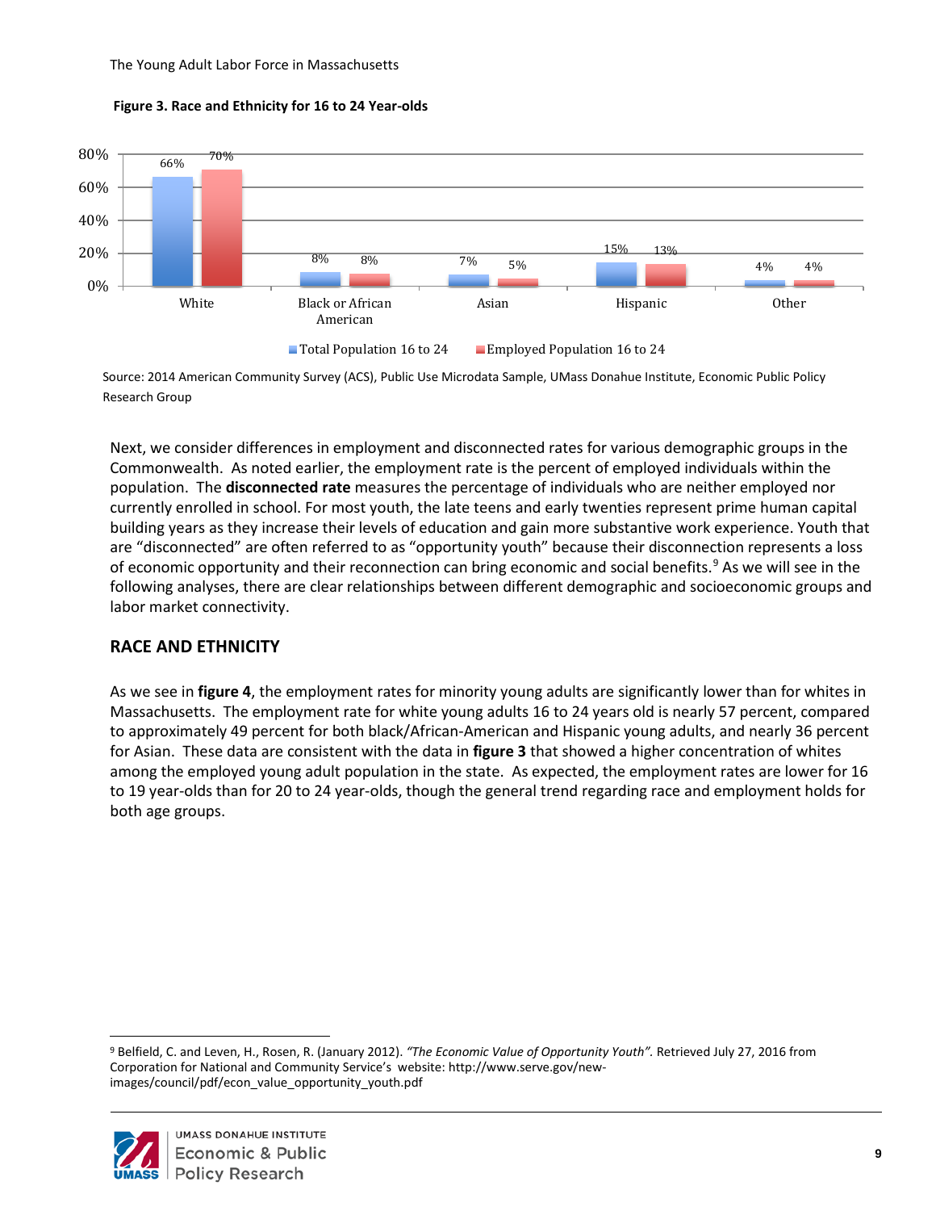**Figure 3. Race and Ethnicity for 16 to 24 Year-olds**

| | Total Population 16 to 24 | Employed Population 16 to 24 |
|---|---|---|
| White | 66% | 70% |
| Black or African American | 8% | 8% |
| Asian | 7% | 5% |
| Hispanic | 15% | 13% |
| Other | 4% | 4% |

Source: 2014 American Community Survey (ACS), Public Use Microdata Sample, UMass Donahue Institute, Economic Public Policy Research Group

Next, we consider differences in employment and disconnected rates for various demographic groups in the Commonwealth. As noted earlier, the employment rate is the percent of employed individuals within the population. The **disconnected rate** measures the percentage of individuals who are neither employed nor currently enrolled in school. For most youth, the late teens and early twenties represent prime human capital building years as they increase their levels of education and gain more substantive work experience. Youth that are "disconnected" are often referred to as "opportunity youth" because their disconnection represents a loss of economic opportunity and their reconnection can bring economic and social benefits.[9] As we will see in the following analyses, there are clear relationships between different demographic and socioeconomic groups and labor market connectivity.

## RACE AND ETHNICITY

As we see in **figure 4**, the employment rates for minority young adults are significantly lower than for whites in Massachusetts. The employment rate for white young adults 16 to 24 years old is nearly 57 percent, compared to approximately 49 percent for both black/African-American and Hispanic young adults, and nearly 36 percent for Asian. These data are consistent with the data in **figure 3** that showed a higher concentration of whites among the employed young adult population in the state. As expected, the employment rates are lower for 16 to 19 year-olds than for 20 to 24 year-olds, though the general trend regarding race and employment holds for both age groups.

---

[9] Belfield, C. and Leven, H., Rosen, R. (January 2012). *"The Economic Value of Opportunity Youth"*. Retrieved July 27, 2016 from Corporation for National and Community Service's website: http://www.serve.gov/new-images/council/pdf/econ_value_opportunity_youth.pdf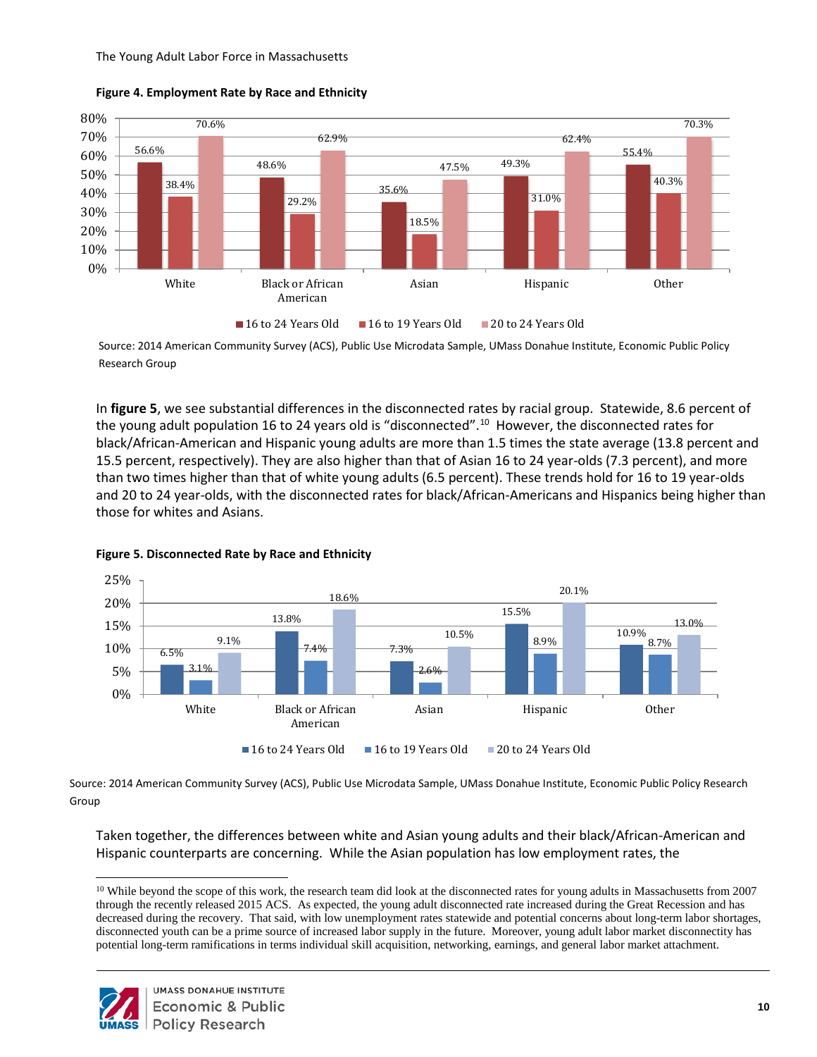**Figure 4. Employment Rate by Race and Ethnicity**

| | 16 to 24 Years Old | 16 to 19 Years Old | 20 to 24 Years Old |
|---|---|---|---|
| White | 56.6% | 38.4% | 70.6% |
| Black or African American | 48.6% | 29.2% | 62.9% |
| Asian | 35.6% | 18.5% | 47.5% |
| Hispanic | 49.3% | 31.0% | 62.4% |
| Other | 55.4% | 40.3% | 70.3% |

Source: 2014 American Community Survey (ACS), Public Use Microdata Sample, UMass Donahue Institute, Economic Public Policy Research Group

In **figure 5**, we see substantial differences in the disconnected rates by racial group. Statewide, 8.6 percent of the young adult population 16 to 24 years old is "disconnected".[10] However, the disconnected rates for black/African-American and Hispanic young adults are more than 1.5 times the state average (13.8 percent and 15.5 percent, respectively). They are also higher than that of Asian 16 to 24 year-olds (7.3 percent), and more than two times higher than that of white young adults (6.5 percent). These trends hold for 16 to 19 year-olds and 20 to 24 year-olds, with the disconnected rates for black/African-Americans and Hispanics being higher than those for whites and Asians.

**Figure 5. Disconnected Rate by Race and Ethnicity**

| | 16 to 24 Years Old | 16 to 19 Years Old | 20 to 24 Years Old |
|---|---|---|---|
| White | 6.5% | 3.1% | 9.1% |
| Black or African American | 13.8% | 7.4% | 18.6% |
| Asian | 7.3% | 2.6% | 10.5% |
| Hispanic | 15.5% | 8.9% | 20.1% |
| Other | 10.9% | 8.7% | 13.0% |

Source: 2014 American Community Survey (ACS), Public Use Microdata Sample, UMass Donahue Institute, Economic Public Policy Research Group

Taken together, the differences between white and Asian young adults and their black/African-American and Hispanic counterparts are concerning. While the Asian population has low employment rates, the

[10] While beyond the scope of this work, the research team did look at the disconnected rates for young adults in Massachusetts from 2007 through the recently released 2015 ACS. As expected, the young adult disconnected rate increased during the Great Recession and has decreased during the recovery. That said, with low unemployment rates statewide and potential concerns about long-term labor shortages, disconnected youth can be a prime source of increased labor supply in the future. Moreover, young adult labor market disconnectity has potential long-term ramifications in terms individual skill acquisition, networking, earnings, and general labor market attachment.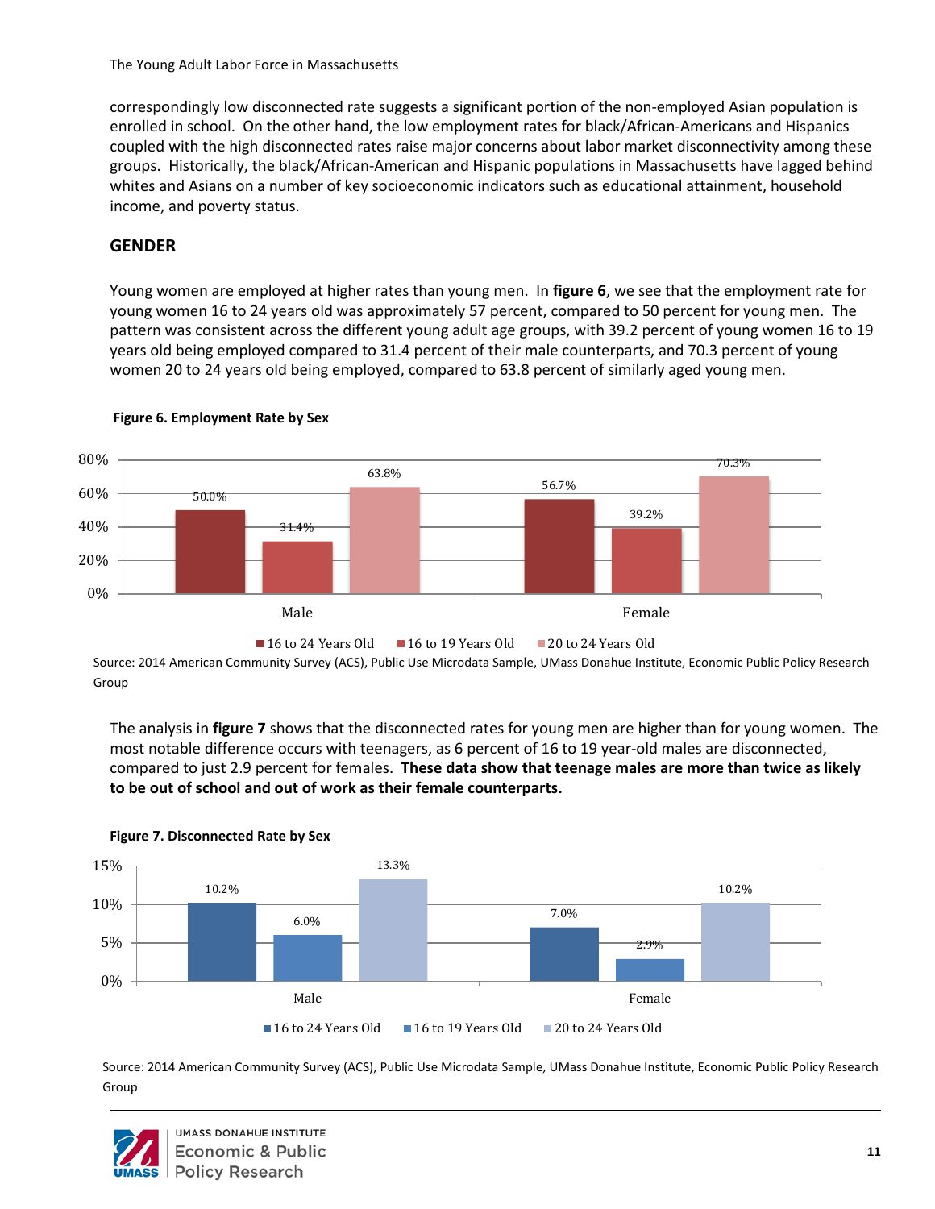correspondingly low disconnected rate suggests a significant portion of the non-employed Asian population is enrolled in school. On the other hand, the low employment rates for black/African-Americans and Hispanics coupled with the high disconnected rates raise major concerns about labor market disconnectivity among these groups. Historically, the black/African-American and Hispanic populations in Massachusetts have lagged behind whites and Asians on a number of key socioeconomic indicators such as educational attainment, household income, and poverty status.

## GENDER

Young women are employed at higher rates than young men. In **figure 6**, we see that the employment rate for young women 16 to 24 years old was approximately 57 percent, compared to 50 percent for young men. The pattern was consistent across the different young adult age groups, with 39.2 percent of young women 16 to 19 years old being employed compared to 31.4 percent of their male counterparts, and 70.3 percent of young women 20 to 24 years old being employed, compared to 63.8 percent of similarly aged young men.

**Figure 6. Employment Rate by Sex**

| | 16 to 24 Years Old | 16 to 19 Years Old | 20 to 24 Years Old |
|---|---|---|---|
| Male | 50.0% | 31.4% | 63.8% |
| Female | 56.7% | 39.2% | 70.3% |

Source: 2014 American Community Survey (ACS), Public Use Microdata Sample, UMass Donahue Institute, Economic Public Policy Research Group

The analysis in **figure 7** shows that the disconnected rates for young men are higher than for young women. The most notable difference occurs with teenagers, as 6 percent of 16 to 19 year-old males are disconnected, compared to just 2.9 percent for females. **These data show that teenage males are more than twice as likely to be out of school and out of work as their female counterparts.**

**Figure 7. Disconnected Rate by Sex**

| | 16 to 24 Years Old | 16 to 19 Years Old | 20 to 24 Years Old |
|---|---|---|---|
| Male | 10.2% | 6.0% | 13.3% |
| Female | 7.0% | 2.9% | 10.2% |

Source: 2014 American Community Survey (ACS), Public Use Microdata Sample, UMass Donahue Institute, Economic Public Policy Research Group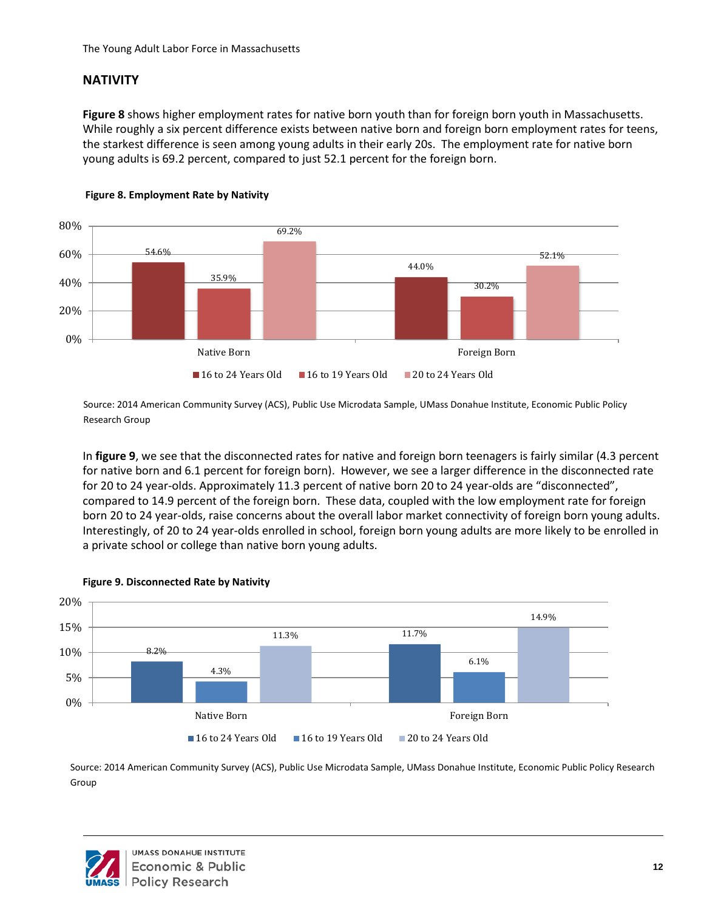## NATIVITY

**Figure 8** shows higher employment rates for native born youth than for foreign born youth in Massachusetts. While roughly a six percent difference exists between native born and foreign born employment rates for teens, the starkest difference is seen among young adults in their early 20s. The employment rate for native born young adults is 69.2 percent, compared to just 52.1 percent for the foreign born.

**Figure 8. Employment Rate by Nativity**

| | 16 to 24 Years Old | 16 to 19 Years Old | 20 to 24 Years Old |
|---|---|---|---|
| Native Born | 54.6% | 35.9% | 69.2% |
| Foreign Born | 44.0% | 30.2% | 52.1% |

Source: 2014 American Community Survey (ACS), Public Use Microdata Sample, UMass Donahue Institute, Economic Public Policy Research Group

In **figure 9**, we see that the disconnected rates for native and foreign born teenagers is fairly similar (4.3 percent for native born and 6.1 percent for foreign born). However, we see a larger difference in the disconnected rate for 20 to 24 year-olds. Approximately 11.3 percent of native born 20 to 24 year-olds are "disconnected", compared to 14.9 percent of the foreign born. These data, coupled with the low employment rate for foreign born 20 to 24 year-olds, raise concerns about the overall labor market connectivity of foreign born young adults. Interestingly, of 20 to 24 year-olds enrolled in school, foreign born young adults are more likely to be enrolled in a private school or college than native born young adults.

**Figure 9. Disconnected Rate by Nativity**

| | 16 to 24 Years Old | 16 to 19 Years Old | 20 to 24 Years Old |
|---|---|---|---|
| Native Born | 8.2% | 4.3% | 11.3% |
| Foreign Born | 11.7% | 6.1% | 14.9% |

Source: 2014 American Community Survey (ACS), Public Use Microdata Sample, UMass Donahue Institute, Economic Public Policy Research Group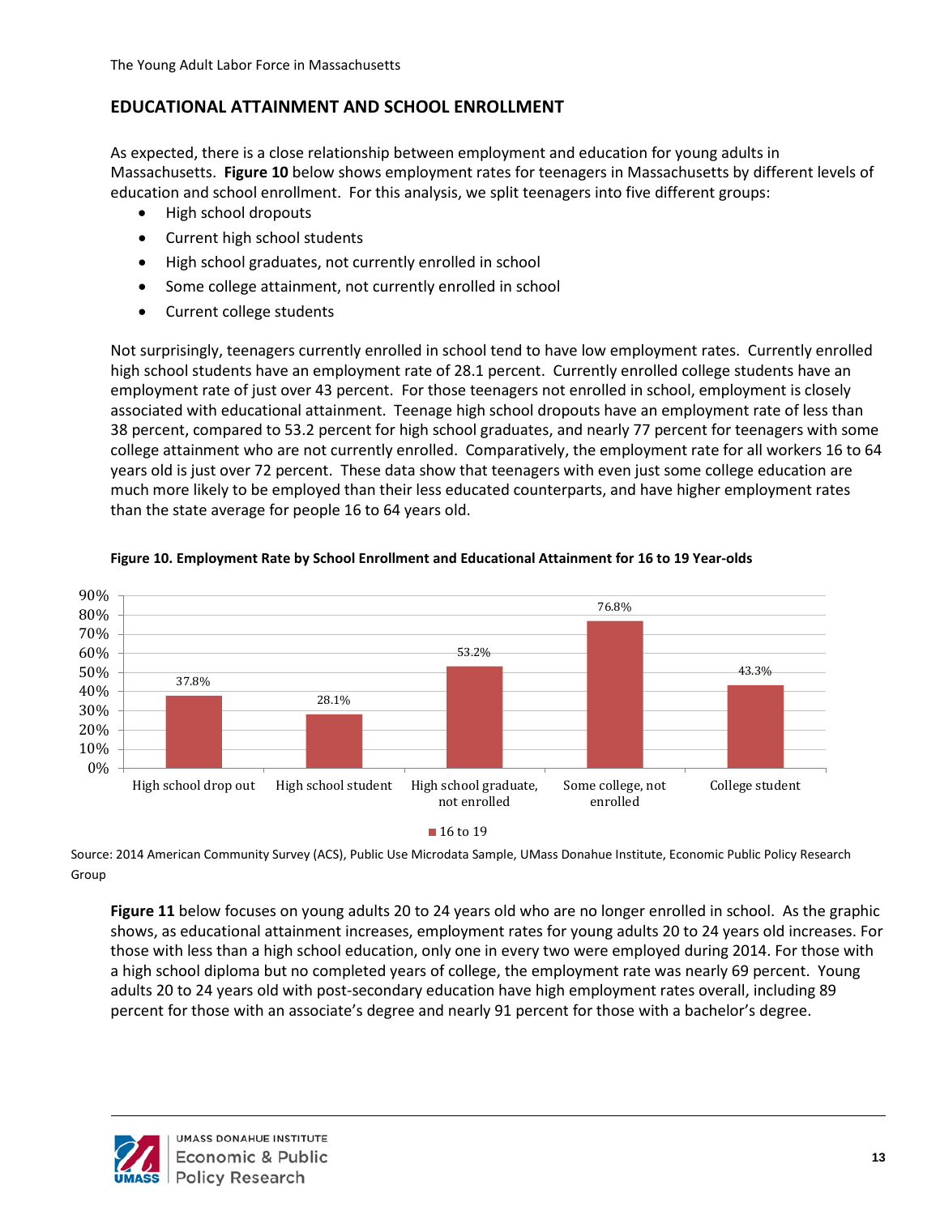## EDUCATIONAL ATTAINMENT AND SCHOOL ENROLLMENT

As expected, there is a close relationship between employment and education for young adults in Massachusetts. **Figure 10** below shows employment rates for teenagers in Massachusetts by different levels of education and school enrollment. For this analysis, we split teenagers into five different groups:

- High school dropouts
- Current high school students
- High school graduates, not currently enrolled in school
- Some college attainment, not currently enrolled in school
- Current college students

Not surprisingly, teenagers currently enrolled in school tend to have low employment rates. Currently enrolled high school students have an employment rate of 28.1 percent. Currently enrolled college students have an employment rate of just over 43 percent. For those teenagers not enrolled in school, employment is closely associated with educational attainment. Teenage high school dropouts have an employment rate of less than 38 percent, compared to 53.2 percent for high school graduates, and nearly 77 percent for teenagers with some college attainment who are not currently enrolled. Comparatively, the employment rate for all workers 16 to 64 years old is just over 72 percent. These data show that teenagers with even just some college education are much more likely to be employed than their less educated counterparts, and have higher employment rates than the state average for people 16 to 64 years old.

**Figure 10. Employment Rate by School Enrollment and Educational Attainment for 16 to 19 Year-olds**

| | 16 to 19 |
|---|---|
| High school drop out | 37.8% |
| High school student | 28.1% |
| High school graduate, not enrolled | 53.2% |
| Some college, not enrolled | 76.8% |
| College student | 43.3% |

Source: 2014 American Community Survey (ACS), Public Use Microdata Sample, UMass Donahue Institute, Economic Public Policy Research Group

**Figure 11** below focuses on young adults 20 to 24 years old who are no longer enrolled in school. As the graphic shows, as educational attainment increases, employment rates for young adults 20 to 24 years old increases. For those with less than a high school education, only one in every two were employed during 2014. For those with a high school diploma but no completed years of college, the employment rate was nearly 69 percent. Young adults 20 to 24 years old with post-secondary education have high employment rates overall, including 89 percent for those with an associate's degree and nearly 91 percent for those with a bachelor's degree.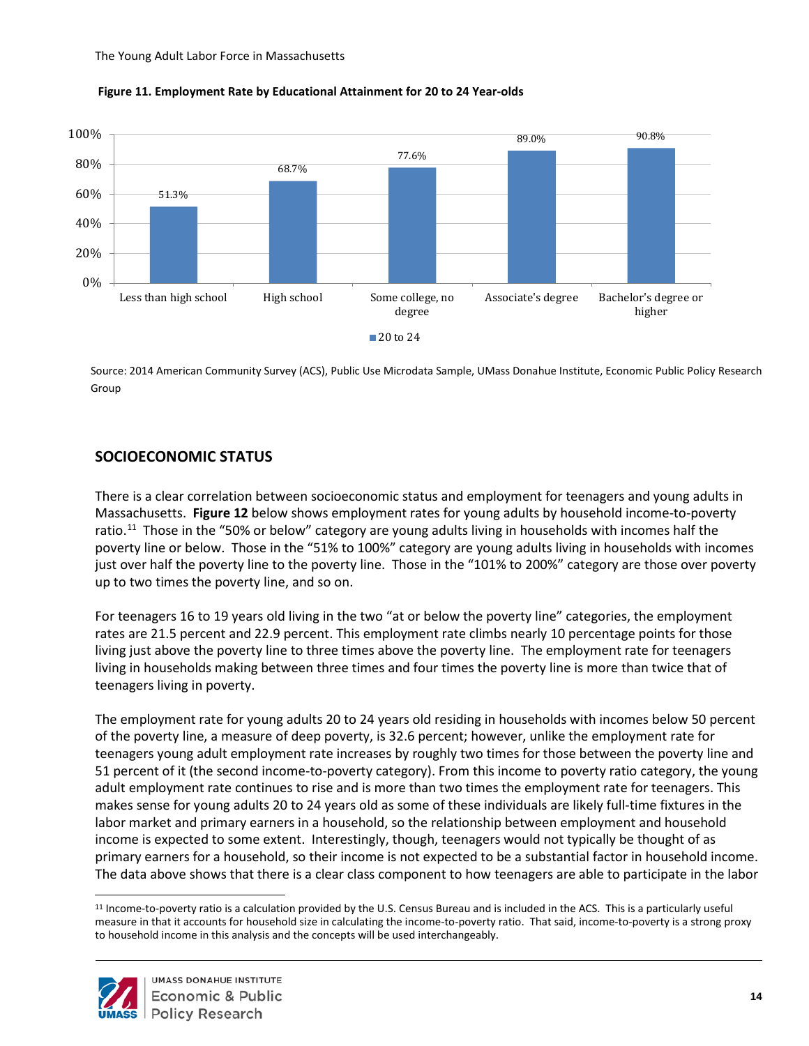**Figure 11. Employment Rate by Educational Attainment for 20 to 24 Year-olds**

| Educational Attainment | 20 to 24 |
|---|---|
| Less than high school | 51.3% |
| High school | 68.7% |
| Some college, no degree | 77.6% |
| Associate's degree | 89.0% |
| Bachelor's degree or higher | 90.8% |

Source: 2014 American Community Survey (ACS), Public Use Microdata Sample, UMass Donahue Institute, Economic Public Policy Research Group

## SOCIOECONOMIC STATUS

There is a clear correlation between socioeconomic status and employment for teenagers and young adults in Massachusetts. **Figure 12** below shows employment rates for young adults by household income-to-poverty ratio.[11] Those in the "50% or below" category are young adults living in households with incomes half the poverty line or below. Those in the "51% to 100%" category are young adults living in households with incomes just over half the poverty line to the poverty line. Those in the "101% to 200%" category are those over poverty up to two times the poverty line, and so on.

For teenagers 16 to 19 years old living in the two "at or below the poverty line" categories, the employment rates are 21.5 percent and 22.9 percent. This employment rate climbs nearly 10 percentage points for those living just above the poverty line to three times above the poverty line. The employment rate for teenagers living in households making between three times and four times the poverty line is more than twice that of teenagers living in poverty.

The employment rate for young adults 20 to 24 years old residing in households with incomes below 50 percent of the poverty line, a measure of deep poverty, is 32.6 percent; however, unlike the employment rate for teenagers young adult employment rate increases by roughly two times for those between the poverty line and 51 percent of it (the second income-to-poverty category). From this income to poverty ratio category, the young adult employment rate continues to rise and is more than two times the employment rate for teenagers. This makes sense for young adults 20 to 24 years old as some of these individuals are likely full-time fixtures in the labor market and primary earners in a household, so the relationship between employment and household income is expected to some extent. Interestingly, though, teenagers would not typically be thought of as primary earners for a household, so their income is not expected to be a substantial factor in household income. The data above shows that there is a clear class component to how teenagers are able to participate in the labor

[11] Income-to-poverty ratio is a calculation provided by the U.S. Census Bureau and is included in the ACS. This is a particularly useful measure in that it accounts for household size in calculating the income-to-poverty ratio. That said, income-to-poverty is a strong proxy to household income in this analysis and the concepts will be used interchangeably.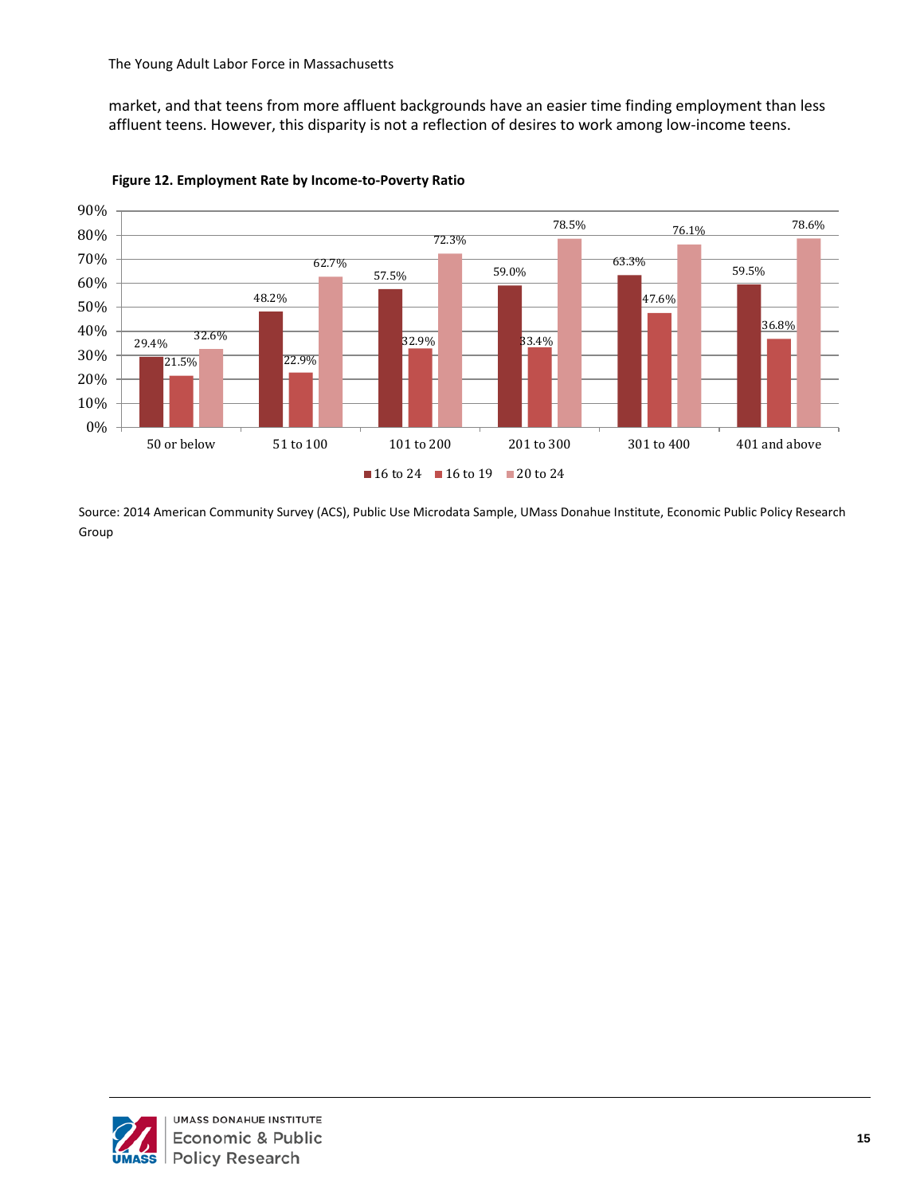market, and that teens from more affluent backgrounds have an easier time finding employment than less affluent teens. However, this disparity is not a reflection of desires to work among low-income teens.

**Figure 12. Employment Rate by Income-to-Poverty Ratio**

| Income-to-Poverty Ratio | 16 to 24 | 16 to 19 | 20 to 24 |
|---|---|---|---|
| 50 or below | 29.4% | 21.5% | 32.6% |
| 51 to 100 | 48.2% | 22.9% | 62.7% |
| 101 to 200 | 57.5% | 32.9% | 72.3% |
| 201 to 300 | 59.0% | 33.4% | 78.5% |
| 301 to 400 | 63.3% | 47.6% | 76.1% |
| 401 and above | 59.5% | 36.8% | 78.6% |

Source: 2014 American Community Survey (ACS), Public Use Microdata Sample, UMass Donahue Institute, Economic Public Policy Research Group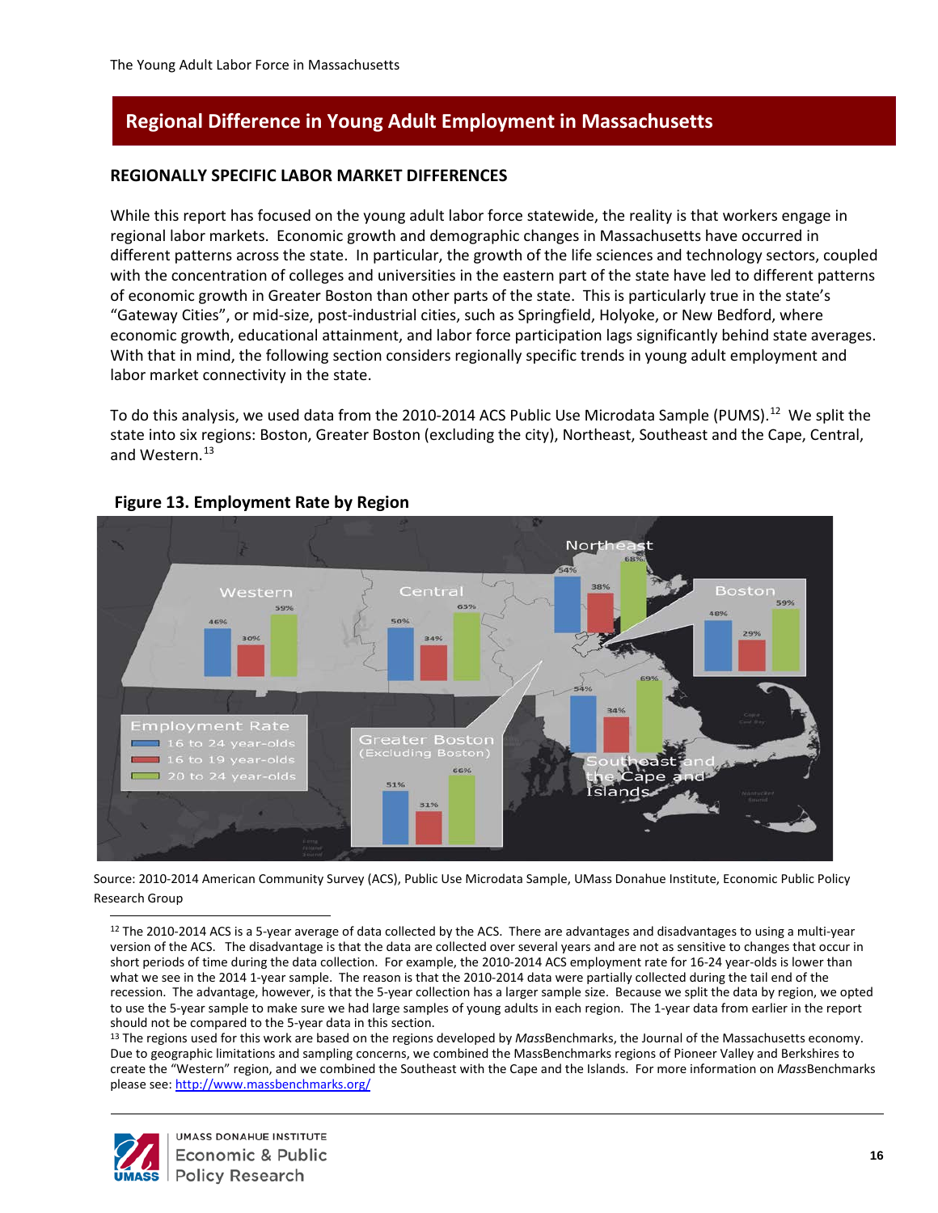## Regional Difference in Young Adult Employment in Massachusetts

### REGIONALLY SPECIFIC LABOR MARKET DIFFERENCES

While this report has focused on the young adult labor force statewide, the reality is that workers engage in regional labor markets. Economic growth and demographic changes in Massachusetts have occurred in different patterns across the state. In particular, the growth of the life sciences and technology sectors, coupled with the concentration of colleges and universities in the eastern part of the state have led to different patterns of economic growth in Greater Boston than other parts of the state. This is particularly true in the state's "Gateway Cities", or mid-size, post-industrial cities, such as Springfield, Holyoke, or New Bedford, where economic growth, educational attainment, and labor force participation lags significantly behind state averages. With that in mind, the following section considers regionally specific trends in young adult employment and labor market connectivity in the state.

To do this analysis, we used data from the 2010-2014 ACS Public Use Microdata Sample (PUMS).[12] We split the state into six regions: Boston, Greater Boston (excluding the city), Northeast, Southeast and the Cape, Central, and Western.[13]

**Figure 13. Employment Rate by Region**

| Region | 16 to 24 year-olds | 16 to 19 year-olds | 20 to 24 year-olds |
|---|---|---|---|
| Western | 46% | 30% | 59% |
| Central | 50% | 34% | 65% |
| Northeast | 54% | 38% | 68% |
| Boston | 48% | 29% | 59% |
| Greater Boston (Excluding Boston) | 51% | 31% | 66% |
| Southeast and the Cape and Islands | 54% | 34% | 69% |

Source: 2010-2014 American Community Survey (ACS), Public Use Microdata Sample, UMass Donahue Institute, Economic Public Policy Research Group

[12] The 2010-2014 ACS is a 5-year average of data collected by the ACS. There are advantages and disadvantages to using a multi-year version of the ACS. The disadvantage is that the data are collected over several years and are not as sensitive to changes that occur in short periods of time during the data collection. For example, the 2010-2014 ACS employment rate for 16-24 year-olds is lower than what we see in the 2014 1-year sample. The reason is that the 2010-2014 data were partially collected during the tail end of the recession. The advantage, however, is that the 5-year collection has a larger sample size. Because we split the data by region, we opted to use the 5-year sample to make sure we had large samples of young adults in each region. The 1-year data from earlier in the report should not be compared to the 5-year data in this section.

[13] The regions used for this work are based on the regions developed by *Mass*Benchmarks, the Journal of the Massachusetts economy. Due to geographic limitations and sampling concerns, we combined the MassBenchmarks regions of Pioneer Valley and Berkshires to create the "Western" region, and we combined the Southeast with the Cape and the Islands. For more information on *Mass*Benchmarks please see: http://www.massbenchmarks.org/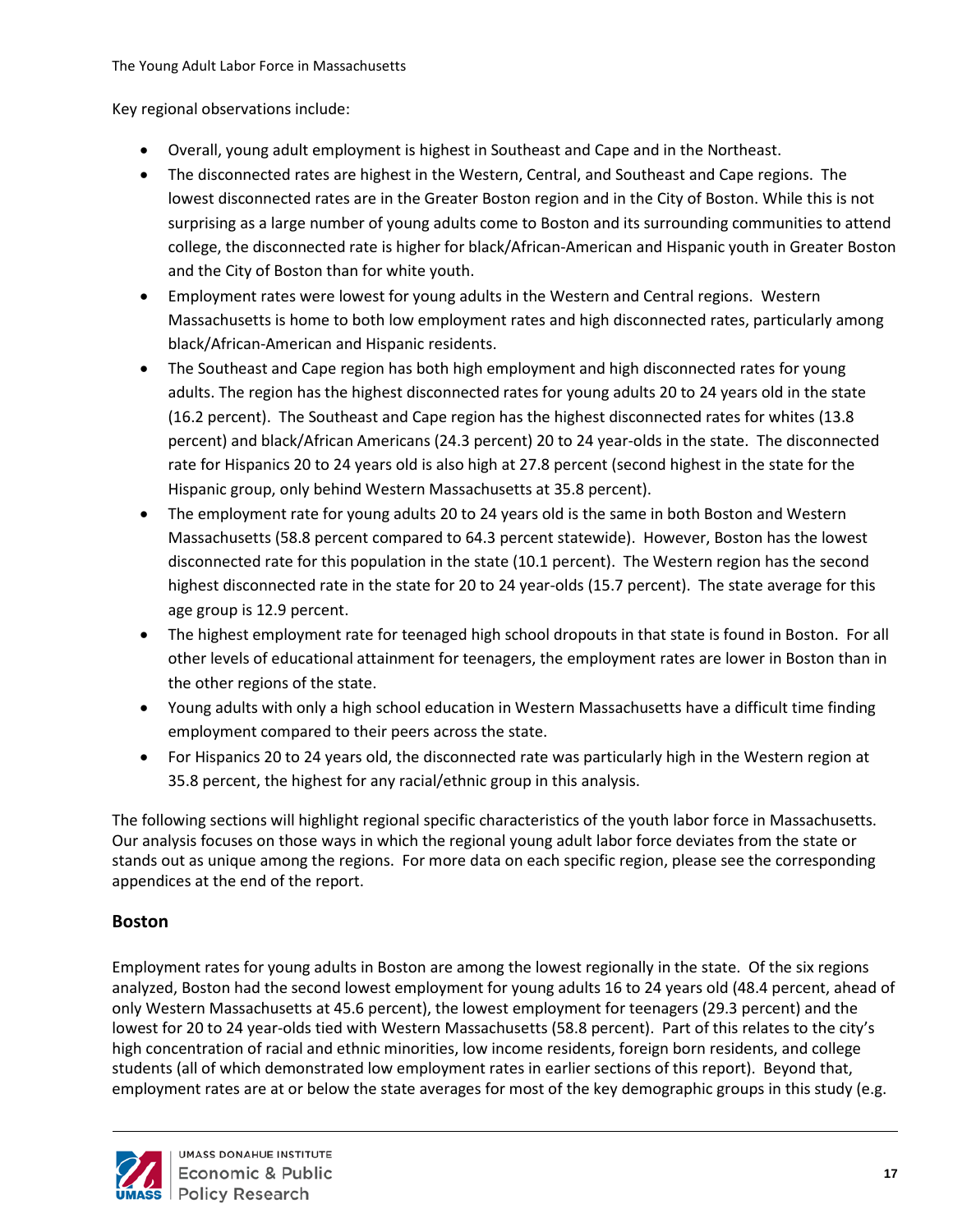Key regional observations include:

- Overall, young adult employment is highest in Southeast and Cape and in the Northeast.
- The disconnected rates are highest in the Western, Central, and Southeast and Cape regions. The lowest disconnected rates are in the Greater Boston region and in the City of Boston. While this is not surprising as a large number of young adults come to Boston and its surrounding communities to attend college, the disconnected rate is higher for black/African-American and Hispanic youth in Greater Boston and the City of Boston than for white youth.
- Employment rates were lowest for young adults in the Western and Central regions. Western Massachusetts is home to both low employment rates and high disconnected rates, particularly among black/African-American and Hispanic residents.
- The Southeast and Cape region has both high employment and high disconnected rates for young adults. The region has the highest disconnected rates for young adults 20 to 24 years old in the state (16.2 percent). The Southeast and Cape region has the highest disconnected rates for whites (13.8 percent) and black/African Americans (24.3 percent) 20 to 24 year-olds in the state. The disconnected rate for Hispanics 20 to 24 years old is also high at 27.8 percent (second highest in the state for the Hispanic group, only behind Western Massachusetts at 35.8 percent).
- The employment rate for young adults 20 to 24 years old is the same in both Boston and Western Massachusetts (58.8 percent compared to 64.3 percent statewide). However, Boston has the lowest disconnected rate for this population in the state (10.1 percent). The Western region has the second highest disconnected rate in the state for 20 to 24 year-olds (15.7 percent). The state average for this age group is 12.9 percent.
- The highest employment rate for teenaged high school dropouts in that state is found in Boston. For all other levels of educational attainment for teenagers, the employment rates are lower in Boston than in the other regions of the state.
- Young adults with only a high school education in Western Massachusetts have a difficult time finding employment compared to their peers across the state.
- For Hispanics 20 to 24 years old, the disconnected rate was particularly high in the Western region at 35.8 percent, the highest for any racial/ethnic group in this analysis.

The following sections will highlight regional specific characteristics of the youth labor force in Massachusetts. Our analysis focuses on those ways in which the regional young adult labor force deviates from the state or stands out as unique among the regions. For more data on each specific region, please see the corresponding appendices at the end of the report.

## Boston

Employment rates for young adults in Boston are among the lowest regionally in the state. Of the six regions analyzed, Boston had the second lowest employment for young adults 16 to 24 years old (48.4 percent, ahead of only Western Massachusetts at 45.6 percent), the lowest employment for teenagers (29.3 percent) and the lowest for 20 to 24 year-olds tied with Western Massachusetts (58.8 percent). Part of this relates to the city's high concentration of racial and ethnic minorities, low income residents, foreign born residents, and college students (all of which demonstrated low employment rates in earlier sections of this report). Beyond that, employment rates are at or below the state averages for most of the key demographic groups in this study (e.g.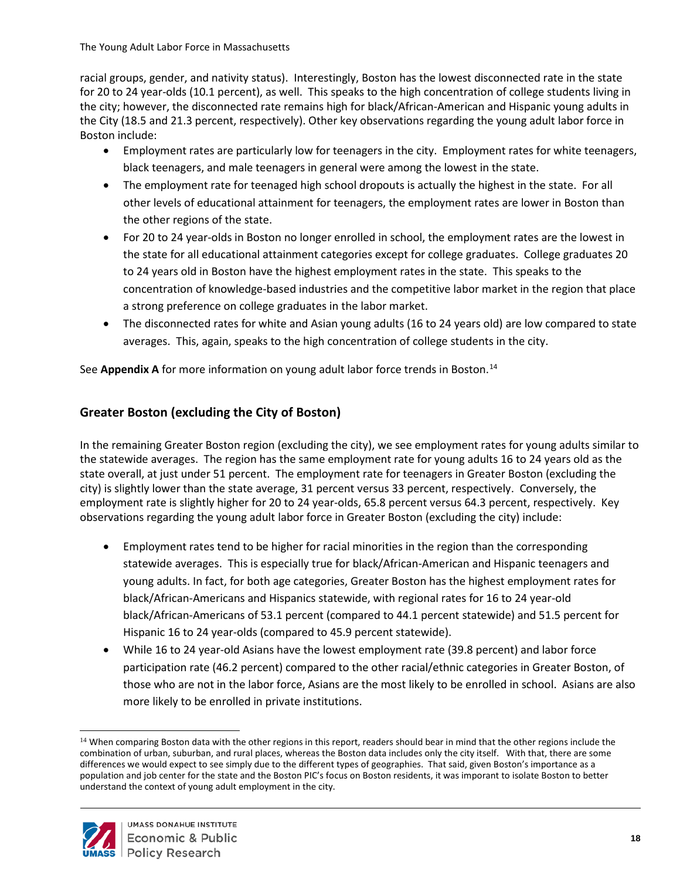racial groups, gender, and nativity status). Interestingly, Boston has the lowest disconnected rate in the state for 20 to 24 year-olds (10.1 percent), as well. This speaks to the high concentration of college students living in the city; however, the disconnected rate remains high for black/African-American and Hispanic young adults in the City (18.5 and 21.3 percent, respectively). Other key observations regarding the young adult labor force in Boston include:

- Employment rates are particularly low for teenagers in the city. Employment rates for white teenagers, black teenagers, and male teenagers in general were among the lowest in the state.
- The employment rate for teenaged high school dropouts is actually the highest in the state. For all other levels of educational attainment for teenagers, the employment rates are lower in Boston than the other regions of the state.
- For 20 to 24 year-olds in Boston no longer enrolled in school, the employment rates are the lowest in the state for all educational attainment categories except for college graduates. College graduates 20 to 24 years old in Boston have the highest employment rates in the state. This speaks to the concentration of knowledge-based industries and the competitive labor market in the region that place a strong preference on college graduates in the labor market.
- The disconnected rates for white and Asian young adults (16 to 24 years old) are low compared to state averages. This, again, speaks to the high concentration of college students in the city.

See **Appendix A** for more information on young adult labor force trends in Boston.[14]

## Greater Boston (excluding the City of Boston)

In the remaining Greater Boston region (excluding the city), we see employment rates for young adults similar to the statewide averages. The region has the same employment rate for young adults 16 to 24 years old as the state overall, at just under 51 percent. The employment rate for teenagers in Greater Boston (excluding the city) is slightly lower than the state average, 31 percent versus 33 percent, respectively. Conversely, the employment rate is slightly higher for 20 to 24 year-olds, 65.8 percent versus 64.3 percent, respectively. Key observations regarding the young adult labor force in Greater Boston (excluding the city) include:

- Employment rates tend to be higher for racial minorities in the region than the corresponding statewide averages. This is especially true for black/African-American and Hispanic teenagers and young adults. In fact, for both age categories, Greater Boston has the highest employment rates for black/African-Americans and Hispanics statewide, with regional rates for 16 to 24 year-old black/African-Americans of 53.1 percent (compared to 44.1 percent statewide) and 51.5 percent for Hispanic 16 to 24 year-olds (compared to 45.9 percent statewide).
- While 16 to 24 year-old Asians have the lowest employment rate (39.8 percent) and labor force participation rate (46.2 percent) compared to the other racial/ethnic categories in Greater Boston, of those who are not in the labor force, Asians are the most likely to be enrolled in school. Asians are also more likely to be enrolled in private institutions.

[14] When comparing Boston data with the other regions in this report, readers should bear in mind that the other regions include the combination of urban, suburban, and rural places, whereas the Boston data includes only the city itself. With that, there are some differences we would expect to see simply due to the different types of geographies. That said, given Boston's importance as a population and job center for the state and the Boston PIC's focus on Boston residents, it was imporant to isolate Boston to better understand the context of young adult employment in the city.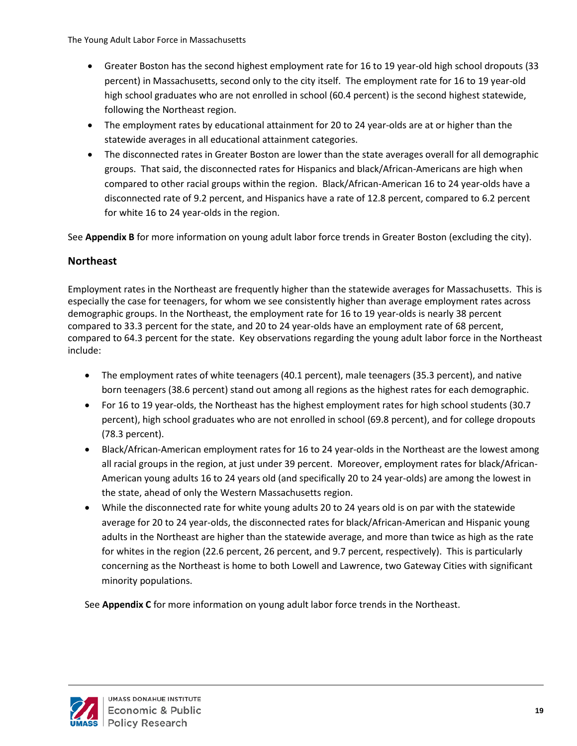- Greater Boston has the second highest employment rate for 16 to 19 year-old high school dropouts (33 percent) in Massachusetts, second only to the city itself. The employment rate for 16 to 19 year-old high school graduates who are not enrolled in school (60.4 percent) is the second highest statewide, following the Northeast region.
- The employment rates by educational attainment for 20 to 24 year-olds are at or higher than the statewide averages in all educational attainment categories.
- The disconnected rates in Greater Boston are lower than the state averages overall for all demographic groups. That said, the disconnected rates for Hispanics and black/African-Americans are high when compared to other racial groups within the region. Black/African-American 16 to 24 year-olds have a disconnected rate of 9.2 percent, and Hispanics have a rate of 12.8 percent, compared to 6.2 percent for white 16 to 24 year-olds in the region.

See **Appendix B** for more information on young adult labor force trends in Greater Boston (excluding the city).

### Northeast

Employment rates in the Northeast are frequently higher than the statewide averages for Massachusetts. This is especially the case for teenagers, for whom we see consistently higher than average employment rates across demographic groups. In the Northeast, the employment rate for 16 to 19 year-olds is nearly 38 percent compared to 33.3 percent for the state, and 20 to 24 year-olds have an employment rate of 68 percent, compared to 64.3 percent for the state. Key observations regarding the young adult labor force in the Northeast include:

- The employment rates of white teenagers (40.1 percent), male teenagers (35.3 percent), and native born teenagers (38.6 percent) stand out among all regions as the highest rates for each demographic.
- For 16 to 19 year-olds, the Northeast has the highest employment rates for high school students (30.7 percent), high school graduates who are not enrolled in school (69.8 percent), and for college dropouts (78.3 percent).
- Black/African-American employment rates for 16 to 24 year-olds in the Northeast are the lowest among all racial groups in the region, at just under 39 percent. Moreover, employment rates for black/African-American young adults 16 to 24 years old (and specifically 20 to 24 year-olds) are among the lowest in the state, ahead of only the Western Massachusetts region.
- While the disconnected rate for white young adults 20 to 24 years old is on par with the statewide average for 20 to 24 year-olds, the disconnected rates for black/African-American and Hispanic young adults in the Northeast are higher than the statewide average, and more than twice as high as the rate for whites in the region (22.6 percent, 26 percent, and 9.7 percent, respectively). This is particularly concerning as the Northeast is home to both Lowell and Lawrence, two Gateway Cities with significant minority populations.

See **Appendix C** for more information on young adult labor force trends in the Northeast.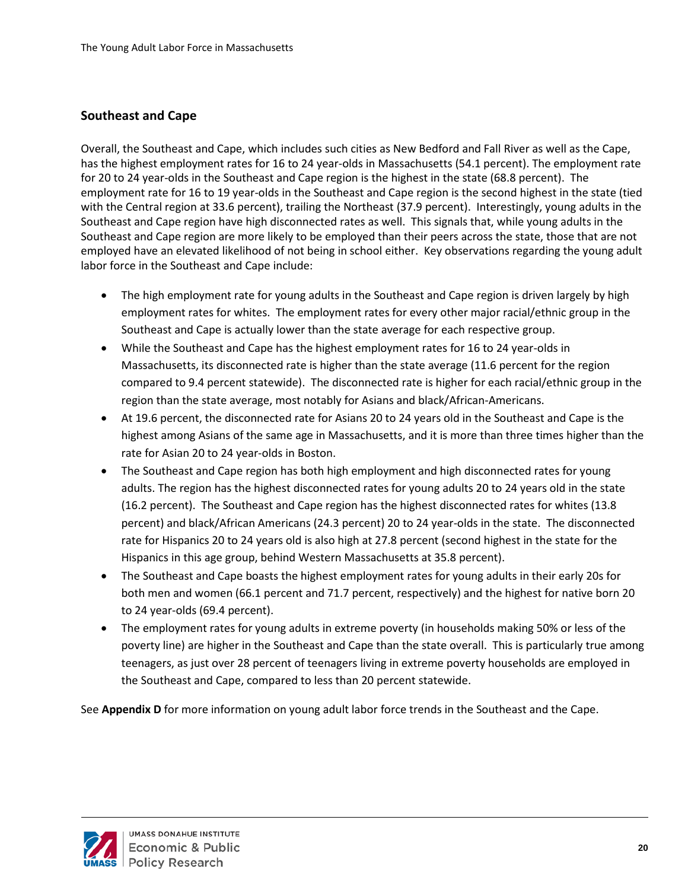## Southeast and Cape

Overall, the Southeast and Cape, which includes such cities as New Bedford and Fall River as well as the Cape, has the highest employment rates for 16 to 24 year-olds in Massachusetts (54.1 percent). The employment rate for 20 to 24 year-olds in the Southeast and Cape region is the highest in the state (68.8 percent). The employment rate for 16 to 19 year-olds in the Southeast and Cape region is the second highest in the state (tied with the Central region at 33.6 percent), trailing the Northeast (37.9 percent). Interestingly, young adults in the Southeast and Cape region have high disconnected rates as well. This signals that, while young adults in the Southeast and Cape region are more likely to be employed than their peers across the state, those that are not employed have an elevated likelihood of not being in school either. Key observations regarding the young adult labor force in the Southeast and Cape include:

- The high employment rate for young adults in the Southeast and Cape region is driven largely by high employment rates for whites. The employment rates for every other major racial/ethnic group in the Southeast and Cape is actually lower than the state average for each respective group.
- While the Southeast and Cape has the highest employment rates for 16 to 24 year-olds in Massachusetts, its disconnected rate is higher than the state average (11.6 percent for the region compared to 9.4 percent statewide). The disconnected rate is higher for each racial/ethnic group in the region than the state average, most notably for Asians and black/African-Americans.
- At 19.6 percent, the disconnected rate for Asians 20 to 24 years old in the Southeast and Cape is the highest among Asians of the same age in Massachusetts, and it is more than three times higher than the rate for Asian 20 to 24 year-olds in Boston.
- The Southeast and Cape region has both high employment and high disconnected rates for young adults. The region has the highest disconnected rates for young adults 20 to 24 years old in the state (16.2 percent). The Southeast and Cape region has the highest disconnected rates for whites (13.8 percent) and black/African Americans (24.3 percent) 20 to 24 year-olds in the state. The disconnected rate for Hispanics 20 to 24 years old is also high at 27.8 percent (second highest in the state for the Hispanics in this age group, behind Western Massachusetts at 35.8 percent).
- The Southeast and Cape boasts the highest employment rates for young adults in their early 20s for both men and women (66.1 percent and 71.7 percent, respectively) and the highest for native born 20 to 24 year-olds (69.4 percent).
- The employment rates for young adults in extreme poverty (in households making 50% or less of the poverty line) are higher in the Southeast and Cape than the state overall. This is particularly true among teenagers, as just over 28 percent of teenagers living in extreme poverty households are employed in the Southeast and Cape, compared to less than 20 percent statewide.

See **Appendix D** for more information on young adult labor force trends in the Southeast and the Cape.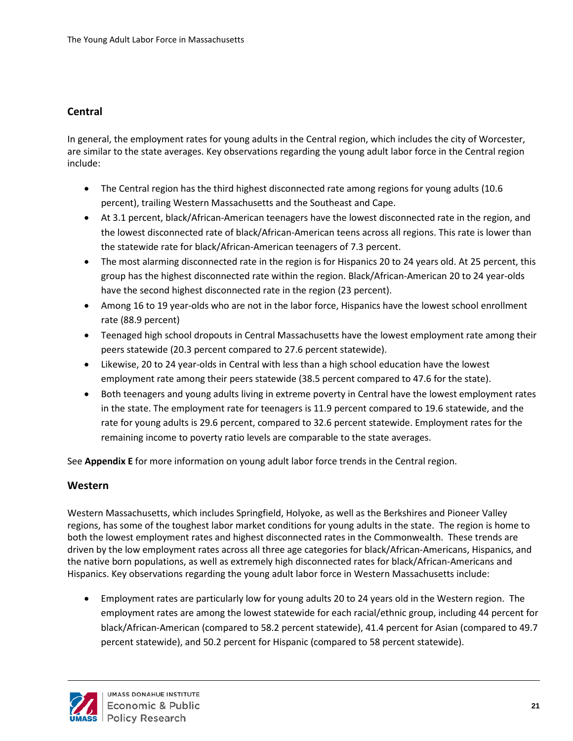## Central

In general, the employment rates for young adults in the Central region, which includes the city of Worcester, are similar to the state averages. Key observations regarding the young adult labor force in the Central region include:

- The Central region has the third highest disconnected rate among regions for young adults (10.6 percent), trailing Western Massachusetts and the Southeast and Cape.
- At 3.1 percent, black/African-American teenagers have the lowest disconnected rate in the region, and the lowest disconnected rate of black/African-American teens across all regions. This rate is lower than the statewide rate for black/African-American teenagers of 7.3 percent.
- The most alarming disconnected rate in the region is for Hispanics 20 to 24 years old. At 25 percent, this group has the highest disconnected rate within the region. Black/African-American 20 to 24 year-olds have the second highest disconnected rate in the region (23 percent).
- Among 16 to 19 year-olds who are not in the labor force, Hispanics have the lowest school enrollment rate (88.9 percent)
- Teenaged high school dropouts in Central Massachusetts have the lowest employment rate among their peers statewide (20.3 percent compared to 27.6 percent statewide).
- Likewise, 20 to 24 year-olds in Central with less than a high school education have the lowest employment rate among their peers statewide (38.5 percent compared to 47.6 for the state).
- Both teenagers and young adults living in extreme poverty in Central have the lowest employment rates in the state. The employment rate for teenagers is 11.9 percent compared to 19.6 statewide, and the rate for young adults is 29.6 percent, compared to 32.6 percent statewide. Employment rates for the remaining income to poverty ratio levels are comparable to the state averages.

See **Appendix E** for more information on young adult labor force trends in the Central region.

## Western

Western Massachusetts, which includes Springfield, Holyoke, as well as the Berkshires and Pioneer Valley regions, has some of the toughest labor market conditions for young adults in the state. The region is home to both the lowest employment rates and highest disconnected rates in the Commonwealth. These trends are driven by the low employment rates across all three age categories for black/African-Americans, Hispanics, and the native born populations, as well as extremely high disconnected rates for black/African-Americans and Hispanics. Key observations regarding the young adult labor force in Western Massachusetts include:

- Employment rates are particularly low for young adults 20 to 24 years old in the Western region. The employment rates are among the lowest statewide for each racial/ethnic group, including 44 percent for black/African-American (compared to 58.2 percent statewide), 41.4 percent for Asian (compared to 49.7 percent statewide), and 50.2 percent for Hispanic (compared to 58 percent statewide).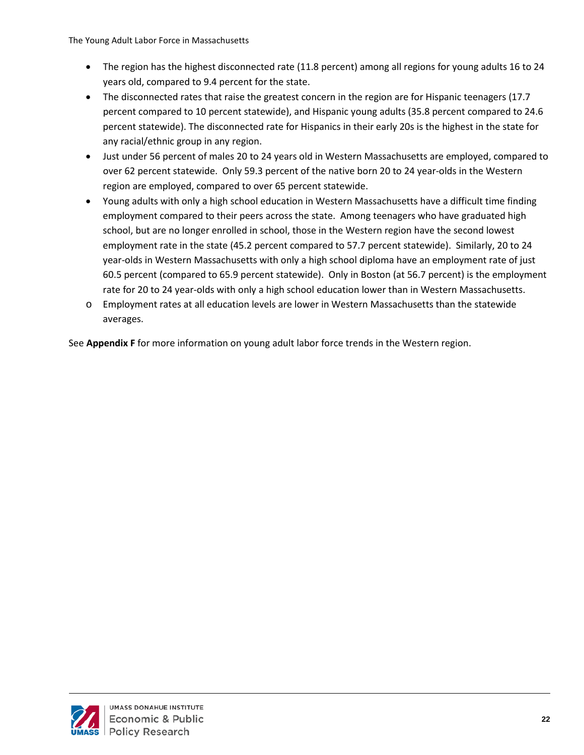- The region has the highest disconnected rate (11.8 percent) among all regions for young adults 16 to 24 years old, compared to 9.4 percent for the state.
- The disconnected rates that raise the greatest concern in the region are for Hispanic teenagers (17.7 percent compared to 10 percent statewide), and Hispanic young adults (35.8 percent compared to 24.6 percent statewide). The disconnected rate for Hispanics in their early 20s is the highest in the state for any racial/ethnic group in any region.
- Just under 56 percent of males 20 to 24 years old in Western Massachusetts are employed, compared to over 62 percent statewide. Only 59.3 percent of the native born 20 to 24 year-olds in the Western region are employed, compared to over 65 percent statewide.
- Young adults with only a high school education in Western Massachusetts have a difficult time finding employment compared to their peers across the state. Among teenagers who have graduated high school, but are no longer enrolled in school, those in the Western region have the second lowest employment rate in the state (45.2 percent compared to 57.7 percent statewide). Similarly, 20 to 24 year-olds in Western Massachusetts with only a high school diploma have an employment rate of just 60.5 percent (compared to 65.9 percent statewide). Only in Boston (at 56.7 percent) is the employment rate for 20 to 24 year-olds with only a high school education lower than in Western Massachusetts.
    - Employment rates at all education levels are lower in Western Massachusetts than the statewide averages.

See **Appendix F** for more information on young adult labor force trends in the Western region.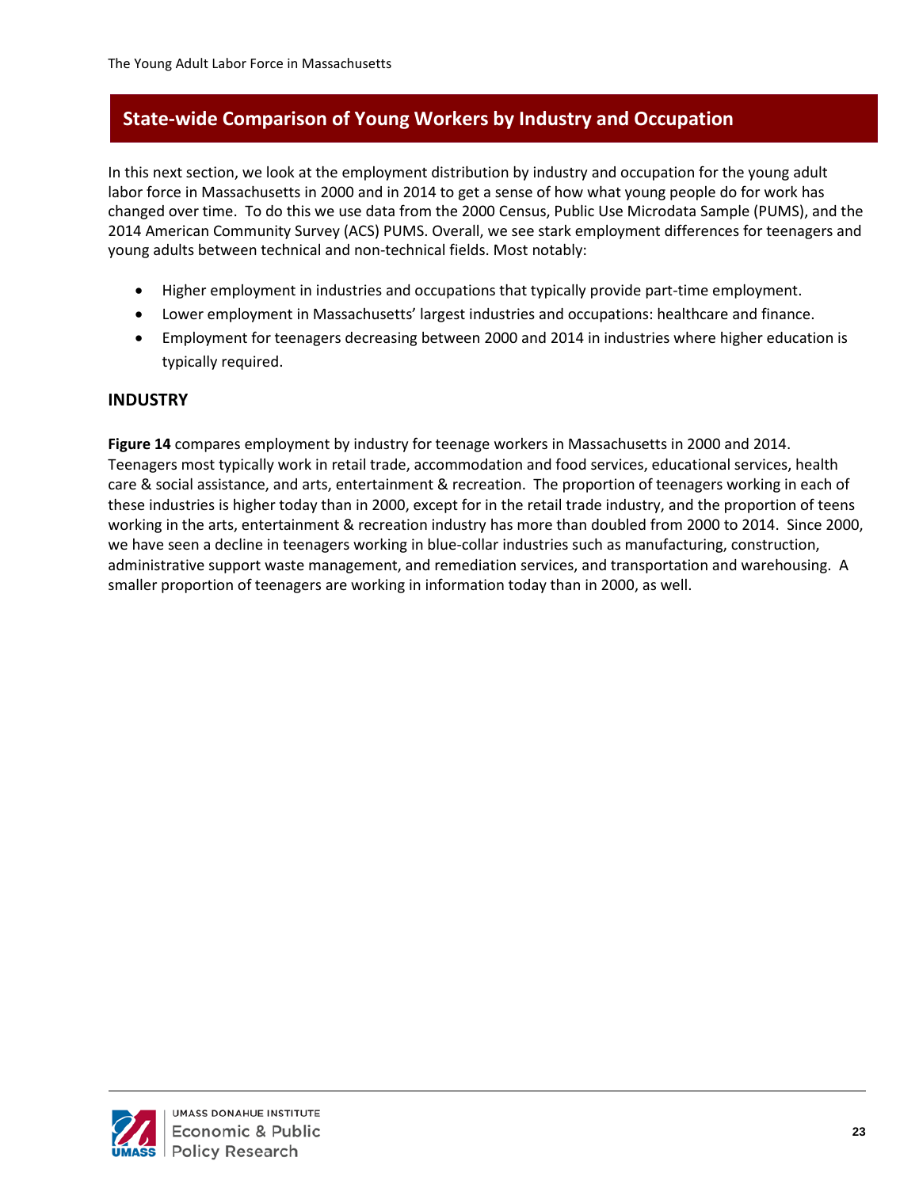## State-wide Comparison of Young Workers by Industry and Occupation

In this next section, we look at the employment distribution by industry and occupation for the young adult labor force in Massachusetts in 2000 and in 2014 to get a sense of how what young people do for work has changed over time. To do this we use data from the 2000 Census, Public Use Microdata Sample (PUMS), and the 2014 American Community Survey (ACS) PUMS. Overall, we see stark employment differences for teenagers and young adults between technical and non-technical fields. Most notably:

- Higher employment in industries and occupations that typically provide part-time employment.
- Lower employment in Massachusetts' largest industries and occupations: healthcare and finance.
- Employment for teenagers decreasing between 2000 and 2014 in industries where higher education is typically required.

### INDUSTRY

**Figure 14** compares employment by industry for teenage workers in Massachusetts in 2000 and 2014. Teenagers most typically work in retail trade, accommodation and food services, educational services, health care & social assistance, and arts, entertainment & recreation. The proportion of teenagers working in each of these industries is higher today than in 2000, except for in the retail trade industry, and the proportion of teens working in the arts, entertainment & recreation industry has more than doubled from 2000 to 2014. Since 2000, we have seen a decline in teenagers working in blue-collar industries such as manufacturing, construction, administrative support waste management, and remediation services, and transportation and warehousing. A smaller proportion of teenagers are working in information today than in 2000, as well.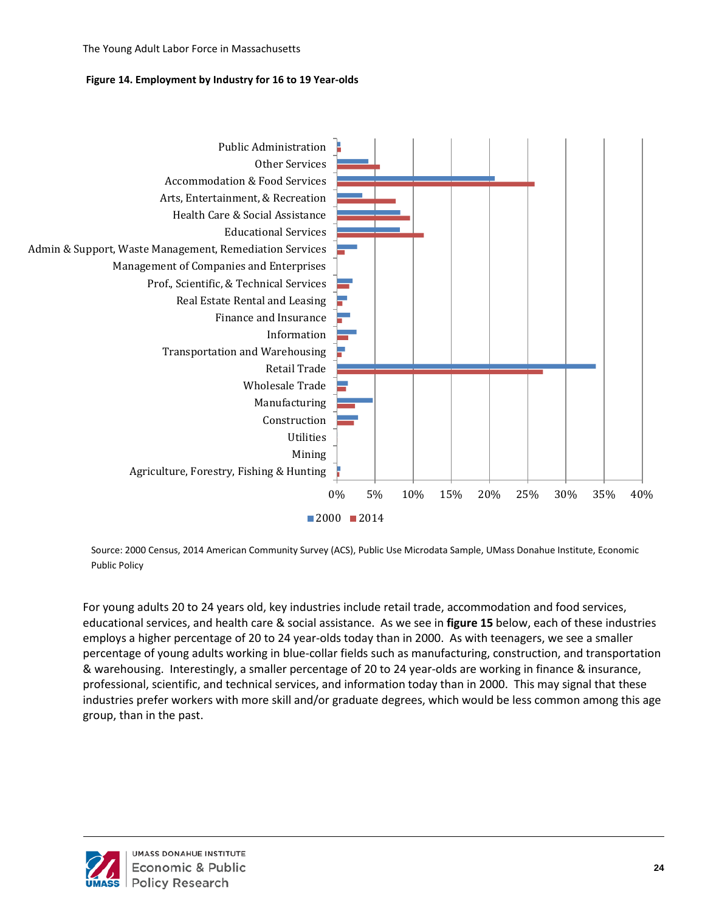**Figure 14. Employment by Industry for 16 to 19 Year-olds**

Source: 2000 Census, 2014 American Community Survey (ACS), Public Use Microdata Sample, UMass Donahue Institute, Economic Public Policy

For young adults 20 to 24 years old, key industries include retail trade, accommodation and food services, educational services, and health care & social assistance. As we see in **figure 15** below, each of these industries employs a higher percentage of 20 to 24 year-olds today than in 2000. As with teenagers, we see a smaller percentage of young adults working in blue-collar fields such as manufacturing, construction, and transportation & warehousing. Interestingly, a smaller percentage of 20 to 24 year-olds are working in finance & insurance, professional, scientific, and technical services, and information today than in 2000. This may signal that these industries prefer workers with more skill and/or graduate degrees, which would be less common among this age group, than in the past.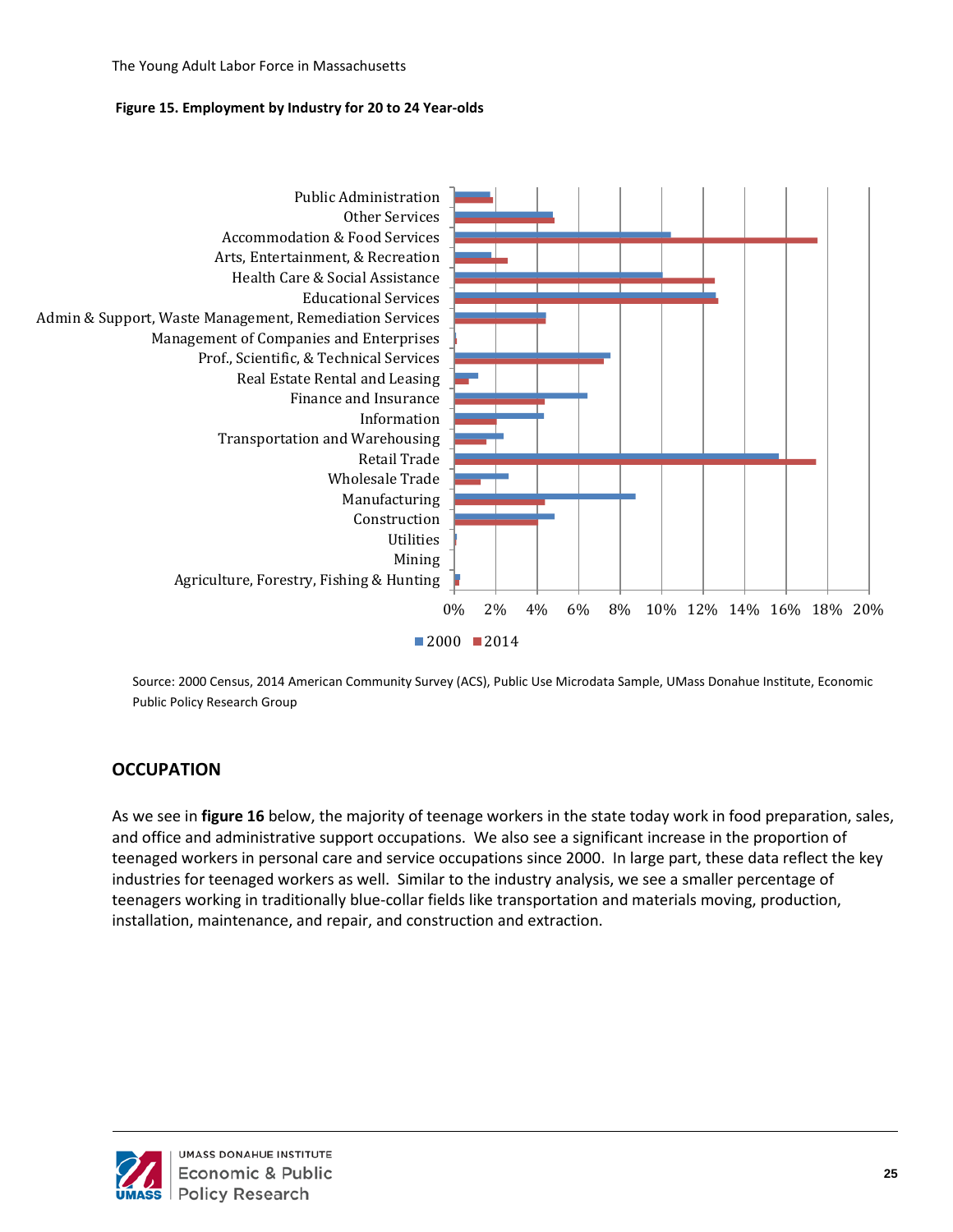**Figure 15. Employment by Industry for 20 to 24 Year-olds**

Source: 2000 Census, 2014 American Community Survey (ACS), Public Use Microdata Sample, UMass Donahue Institute, Economic Public Policy Research Group

## OCCUPATION

As we see in **figure 16** below, the majority of teenage workers in the state today work in food preparation, sales, and office and administrative support occupations. We also see a significant increase in the proportion of teenaged workers in personal care and service occupations since 2000. In large part, these data reflect the key industries for teenaged workers as well. Similar to the industry analysis, we see a smaller percentage of teenagers working in traditionally blue-collar fields like transportation and materials moving, production, installation, maintenance, and repair, and construction and extraction.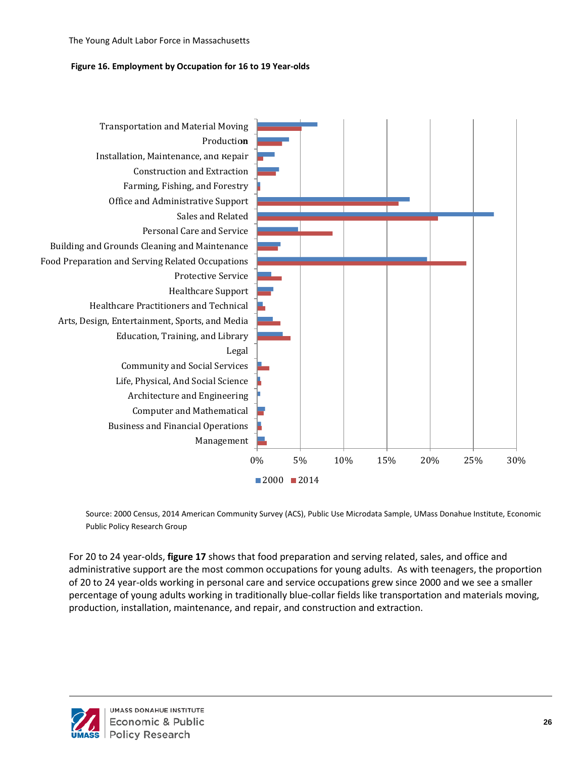**Figure 16. Employment by Occupation for 16 to 19 Year-olds**

Source: 2000 Census, 2014 American Community Survey (ACS), Public Use Microdata Sample, UMass Donahue Institute, Economic Public Policy Research Group

For 20 to 24 year-olds, **figure 17** shows that food preparation and serving related, sales, and office and administrative support are the most common occupations for young adults. As with teenagers, the proportion of 20 to 24 year-olds working in personal care and service occupations grew since 2000 and we see a smaller percentage of young adults working in traditionally blue-collar fields like transportation and materials moving, production, installation, maintenance, and repair, and construction and extraction.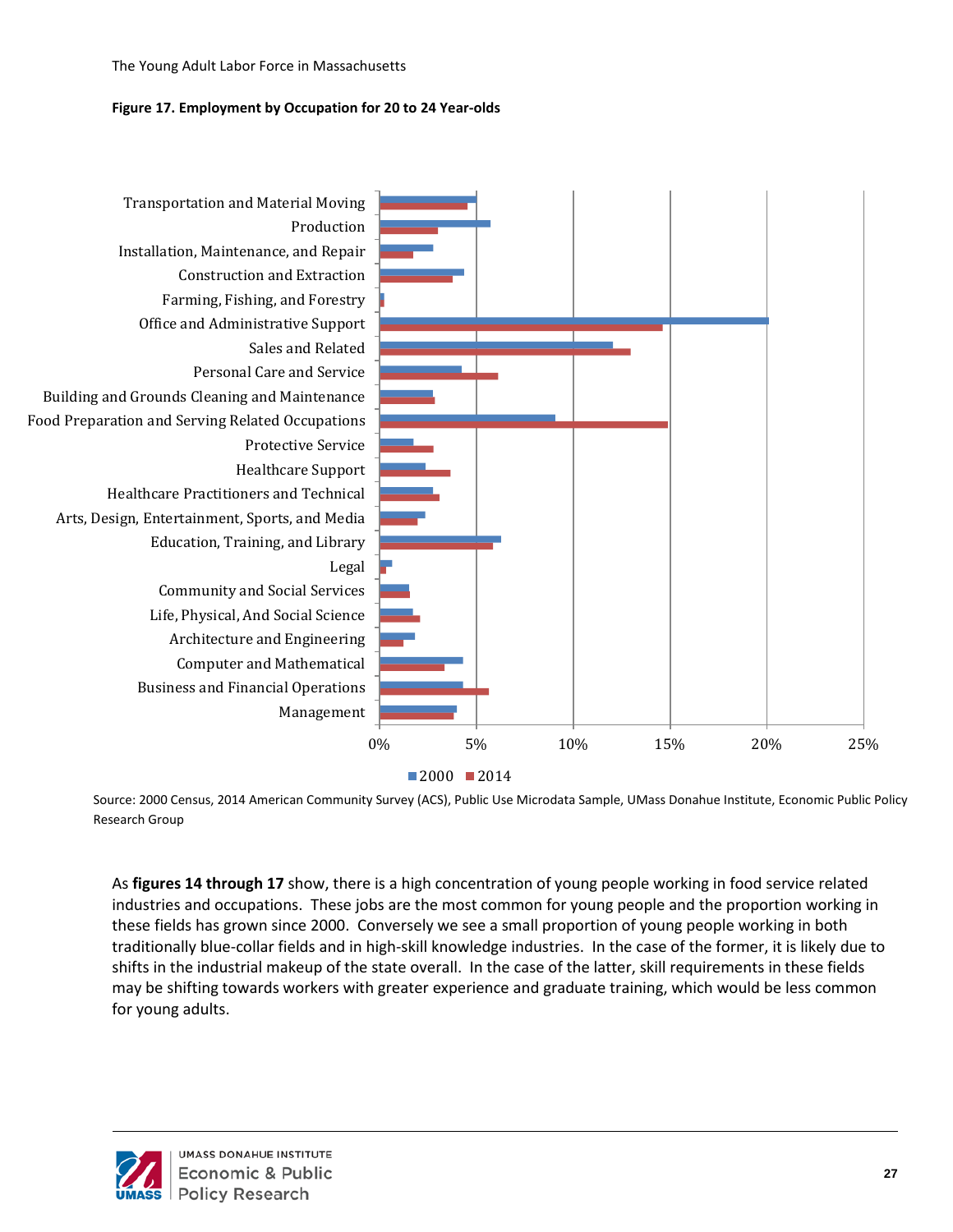**Figure 17. Employment by Occupation for 20 to 24 Year-olds**

Source: 2000 Census, 2014 American Community Survey (ACS), Public Use Microdata Sample, UMass Donahue Institute, Economic Public Policy Research Group

As **figures 14 through 17** show, there is a high concentration of young people working in food service related industries and occupations. These jobs are the most common for young people and the proportion working in these fields has grown since 2000. Conversely we see a small proportion of young people working in both traditionally blue-collar fields and in high-skill knowledge industries. In the case of the former, it is likely due to shifts in the industrial makeup of the state overall. In the case of the latter, skill requirements in these fields may be shifting towards workers with greater experience and graduate training, which would be less common for young adults.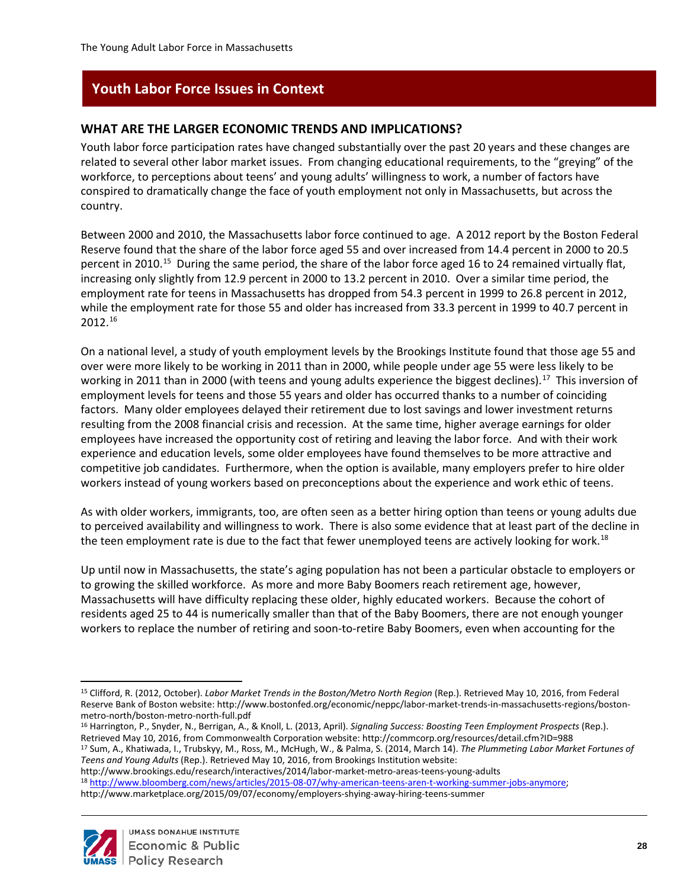## Youth Labor Force Issues in Context

### WHAT ARE THE LARGER ECONOMIC TRENDS AND IMPLICATIONS?

Youth labor force participation rates have changed substantially over the past 20 years and these changes are related to several other labor market issues. From changing educational requirements, to the "greying" of the workforce, to perceptions about teens' and young adults' willingness to work, a number of factors have conspired to dramatically change the face of youth employment not only in Massachusetts, but across the country.

Between 2000 and 2010, the Massachusetts labor force continued to age. A 2012 report by the Boston Federal Reserve found that the share of the labor force aged 55 and over increased from 14.4 percent in 2000 to 20.5 percent in 2010.[15] During the same period, the share of the labor force aged 16 to 24 remained virtually flat, increasing only slightly from 12.9 percent in 2000 to 13.2 percent in 2010. Over a similar time period, the employment rate for teens in Massachusetts has dropped from 54.3 percent in 1999 to 26.8 percent in 2012, while the employment rate for those 55 and older has increased from 33.3 percent in 1999 to 40.7 percent in 2012.[16]

On a national level, a study of youth employment levels by the Brookings Institute found that those age 55 and over were more likely to be working in 2011 than in 2000, while people under age 55 were less likely to be working in 2011 than in 2000 (with teens and young adults experience the biggest declines).[17] This inversion of employment levels for teens and those 55 years and older has occurred thanks to a number of coinciding factors. Many older employees delayed their retirement due to lost savings and lower investment returns resulting from the 2008 financial crisis and recession. At the same time, higher average earnings for older employees have increased the opportunity cost of retiring and leaving the labor force. And with their work experience and education levels, some older employees have found themselves to be more attractive and competitive job candidates. Furthermore, when the option is available, many employers prefer to hire older workers instead of young workers based on preconceptions about the experience and work ethic of teens.

As with older workers, immigrants, too, are often seen as a better hiring option than teens or young adults due to perceived availability and willingness to work. There is also some evidence that at least part of the decline in the teen employment rate is due to the fact that fewer unemployed teens are actively looking for work.[18]

Up until now in Massachusetts, the state's aging population has not been a particular obstacle to employers or to growing the skilled workforce. As more and more Baby Boomers reach retirement age, however, Massachusetts will have difficulty replacing these older, highly educated workers. Because the cohort of residents aged 25 to 44 is numerically smaller than that of the Baby Boomers, there are not enough younger workers to replace the number of retiring and soon-to-retire Baby Boomers, even when accounting for the

---

[15] Clifford, R. (2012, October). *Labor Market Trends in the Boston/Metro North Region* (Rep.). Retrieved May 10, 2016, from Federal Reserve Bank of Boston website: http://www.bostonfed.org/economic/neppc/labor-market-trends-in-massachusetts-regions/boston-metro-north/boston-metro-north-full.pdf

[16] Harrington, P., Snyder, N., Berrigan, A., & Knoll, L. (2013, April). *Signaling Success: Boosting Teen Employment Prospects* (Rep.). Retrieved May 10, 2016, from Commonwealth Corporation website: http://commcorp.org/resources/detail.cfm?ID=988

[17] Sum, A., Khatiwada, I., Trubskyy, M., Ross, M., McHugh, W., & Palma, S. (2014, March 14). *The Plummeting Labor Market Fortunes of Teens and Young Adults* (Rep.). Retrieved May 10, 2016, from Brookings Institution website: http://www.brookings.edu/research/interactives/2014/labor-market-metro-areas-teens-young-adults

[18] http://www.bloomberg.com/news/articles/2015-08-07/why-american-teens-aren-t-working-summer-jobs-anymore; http://www.marketplace.org/2015/09/07/economy/employers-shying-away-hiring-teens-summer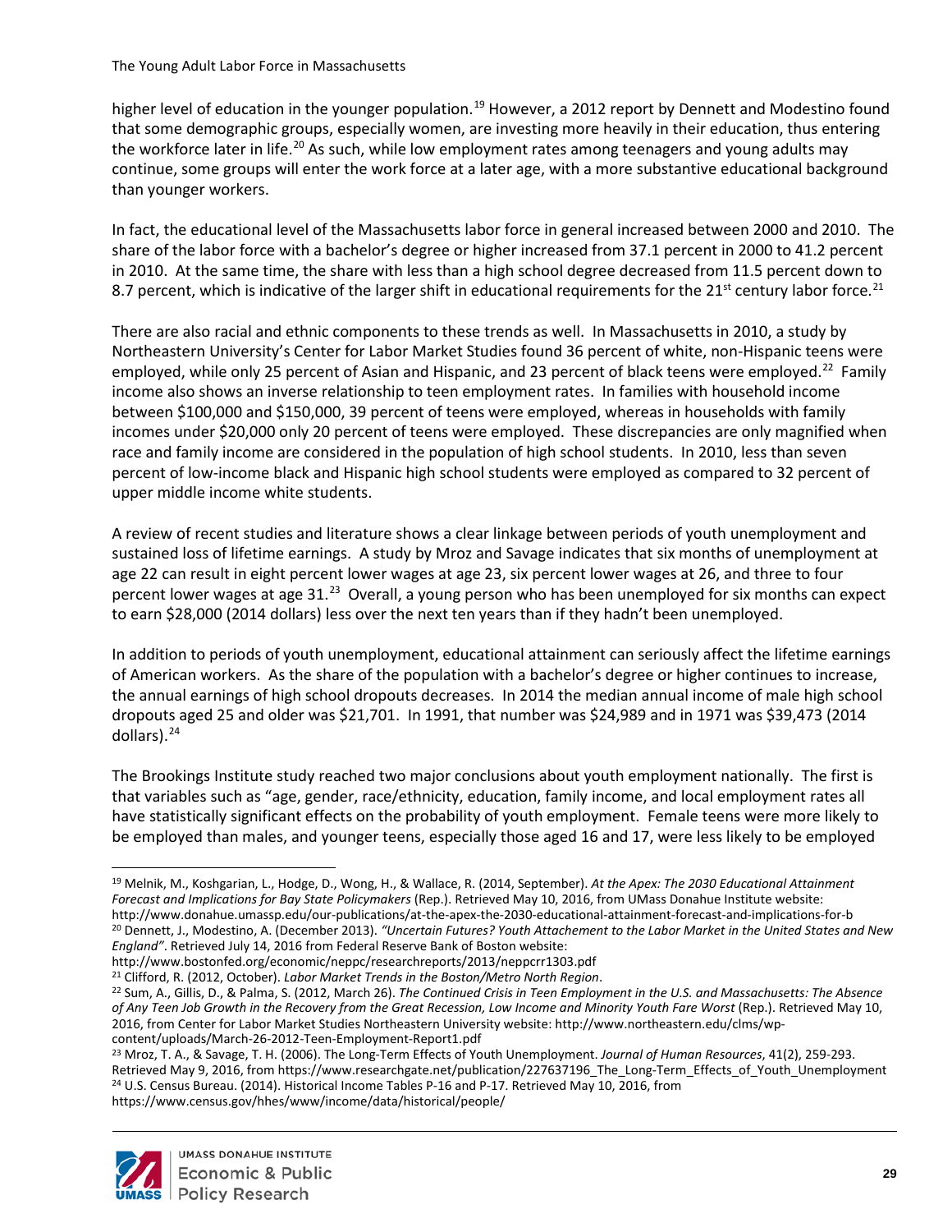higher level of education in the younger population.[19] However, a 2012 report by Dennett and Modestino found that some demographic groups, especially women, are investing more heavily in their education, thus entering the workforce later in life.[20] As such, while low employment rates among teenagers and young adults may continue, some groups will enter the work force at a later age, with a more substantive educational background than younger workers.

In fact, the educational level of the Massachusetts labor force in general increased between 2000 and 2010. The share of the labor force with a bachelor's degree or higher increased from 37.1 percent in 2000 to 41.2 percent in 2010. At the same time, the share with less than a high school degree decreased from 11.5 percent down to 8.7 percent, which is indicative of the larger shift in educational requirements for the 21st century labor force.[21]

There are also racial and ethnic components to these trends as well. In Massachusetts in 2010, a study by Northeastern University's Center for Labor Market Studies found 36 percent of white, non-Hispanic teens were employed, while only 25 percent of Asian and Hispanic, and 23 percent of black teens were employed.[22] Family income also shows an inverse relationship to teen employment rates. In families with household income between $100,000 and $150,000, 39 percent of teens were employed, whereas in households with family incomes under $20,000 only 20 percent of teens were employed. These discrepancies are only magnified when race and family income are considered in the population of high school students. In 2010, less than seven percent of low-income black and Hispanic high school students were employed as compared to 32 percent of upper middle income white students.

A review of recent studies and literature shows a clear linkage between periods of youth unemployment and sustained loss of lifetime earnings. A study by Mroz and Savage indicates that six months of unemployment at age 22 can result in eight percent lower wages at age 23, six percent lower wages at 26, and three to four percent lower wages at age 31.[23] Overall, a young person who has been unemployed for six months can expect to earn $28,000 (2014 dollars) less over the next ten years than if they hadn't been unemployed.

In addition to periods of youth unemployment, educational attainment can seriously affect the lifetime earnings of American workers. As the share of the population with a bachelor's degree or higher continues to increase, the annual earnings of high school dropouts decreases. In 2014 the median annual income of male high school dropouts aged 25 and older was $21,701. In 1991, that number was $24,989 and in 1971 was $39,473 (2014 dollars).[24]

The Brookings Institute study reached two major conclusions about youth employment nationally. The first is that variables such as "age, gender, race/ethnicity, education, family income, and local employment rates all have statistically significant effects on the probability of youth employment. Female teens were more likely to be employed than males, and younger teens, especially those aged 16 and 17, were less likely to be employed

---

[19] Melnik, M., Koshgarian, L., Hodge, D., Wong, H., & Wallace, R. (2014, September). *At the Apex: The 2030 Educational Attainment Forecast and Implications for Bay State Policymakers* (Rep.). Retrieved May 10, 2016, from UMass Donahue Institute website: http://www.donahue.umassp.edu/our-publications/at-the-apex-the-2030-educational-attainment-forecast-and-implications-for-b

[20] Dennett, J., Modestino, A. (December 2013). *"Uncertain Futures? Youth Attachement to the Labor Market in the United States and New England"*. Retrieved July 14, 2016 from Federal Reserve Bank of Boston website: http://www.bostonfed.org/economic/neppc/researchreports/2013/neppcrr1303.pdf

[21] Clifford, R. (2012, October). *Labor Market Trends in the Boston/Metro North Region*.

[22] Sum, A., Gillis, D., & Palma, S. (2012, March 26). *The Continued Crisis in Teen Employment in the U.S. and Massachusetts: The Absence of Any Teen Job Growth in the Recovery from the Great Recession, Low Income and Minority Youth Fare Worst* (Rep.). Retrieved May 10, 2016, from Center for Labor Market Studies Northeastern University website: http://www.northeastern.edu/clms/wp-content/uploads/March-26-2012-Teen-Employment-Report1.pdf

[23] Mroz, T. A., & Savage, T. H. (2006). The Long-Term Effects of Youth Unemployment. *Journal of Human Resources*, 41(2), 259-293. Retrieved May 9, 2016, from https://www.researchgate.net/publication/227637196_The_Long-Term_Effects_of_Youth_Unemployment

[24] U.S. Census Bureau. (2014). Historical Income Tables P-16 and P-17. Retrieved May 10, 2016, from https://www.census.gov/hhes/www/income/data/historical/people/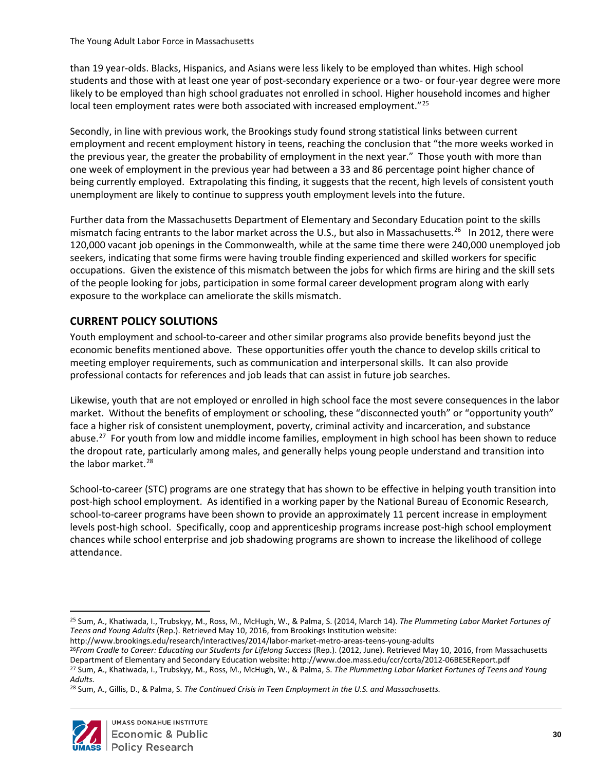than 19 year-olds. Blacks, Hispanics, and Asians were less likely to be employed than whites. High school students and those with at least one year of post-secondary experience or a two- or four-year degree were more likely to be employed than high school graduates not enrolled in school. Higher household incomes and higher local teen employment rates were both associated with increased employment."[25]

Secondly, in line with previous work, the Brookings study found strong statistical links between current employment and recent employment history in teens, reaching the conclusion that "the more weeks worked in the previous year, the greater the probability of employment in the next year." Those youth with more than one week of employment in the previous year had between a 33 and 86 percentage point higher chance of being currently employed. Extrapolating this finding, it suggests that the recent, high levels of consistent youth unemployment are likely to continue to suppress youth employment levels into the future.

Further data from the Massachusetts Department of Elementary and Secondary Education point to the skills mismatch facing entrants to the labor market across the U.S., but also in Massachusetts.[26] In 2012, there were 120,000 vacant job openings in the Commonwealth, while at the same time there were 240,000 unemployed job seekers, indicating that some firms were having trouble finding experienced and skilled workers for specific occupations. Given the existence of this mismatch between the jobs for which firms are hiring and the skill sets of the people looking for jobs, participation in some formal career development program along with early exposure to the workplace can ameliorate the skills mismatch.

## CURRENT POLICY SOLUTIONS

Youth employment and school-to-career and other similar programs also provide benefits beyond just the economic benefits mentioned above. These opportunities offer youth the chance to develop skills critical to meeting employer requirements, such as communication and interpersonal skills. It can also provide professional contacts for references and job leads that can assist in future job searches.

Likewise, youth that are not employed or enrolled in high school face the most severe consequences in the labor market. Without the benefits of employment or schooling, these "disconnected youth" or "opportunity youth" face a higher risk of consistent unemployment, poverty, criminal activity and incarceration, and substance abuse.[27] For youth from low and middle income families, employment in high school has been shown to reduce the dropout rate, particularly among males, and generally helps young people understand and transition into the labor market.[28]

School-to-career (STC) programs are one strategy that has shown to be effective in helping youth transition into post-high school employment. As identified in a working paper by the National Bureau of Economic Research, school-to-career programs have been shown to provide an approximately 11 percent increase in employment levels post-high school. Specifically, coop and apprenticeship programs increase post-high school employment chances while school enterprise and job shadowing programs are shown to increase the likelihood of college attendance.

---

[25] Sum, A., Khatiwada, I., Trubskyy, M., Ross, M., McHugh, W., & Palma, S. (2014, March 14). *The Plummeting Labor Market Fortunes of Teens and Young Adults* (Rep.). Retrieved May 10, 2016, from Brookings Institution website: http://www.brookings.edu/research/interactives/2014/labor-market-metro-areas-teens-young-adults

[26] *From Cradle to Career: Educating our Students for Lifelong Success* (Rep.). (2012, June). Retrieved May 10, 2016, from Massachusetts Department of Elementary and Secondary Education website: http://www.doe.mass.edu/ccr/ccrta/2012-06BESEReport.pdf

[27] Sum, A., Khatiwada, I., Trubskyy, M., Ross, M., McHugh, W., & Palma, S. *The Plummeting Labor Market Fortunes of Teens and Young Adults.*

[28] Sum, A., Gillis, D., & Palma, S. *The Continued Crisis in Teen Employment in the U.S. and Massachusetts.*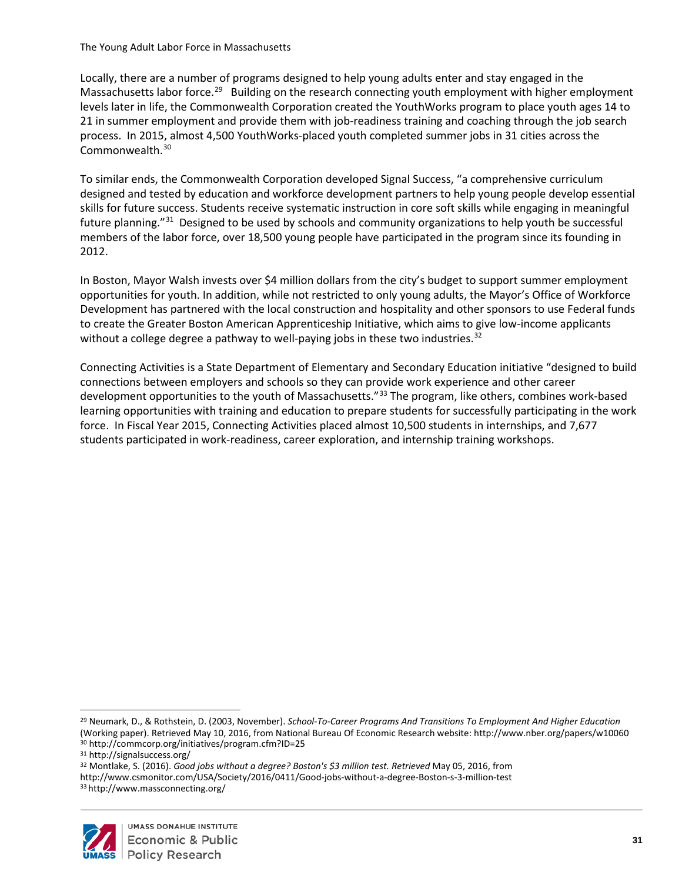Locally, there are a number of programs designed to help young adults enter and stay engaged in the Massachusetts labor force.[29] Building on the research connecting youth employment with higher employment levels later in life, the Commonwealth Corporation created the YouthWorks program to place youth ages 14 to 21 in summer employment and provide them with job-readiness training and coaching through the job search process. In 2015, almost 4,500 YouthWorks-placed youth completed summer jobs in 31 cities across the Commonwealth.[30]

To similar ends, the Commonwealth Corporation developed Signal Success, "a comprehensive curriculum designed and tested by education and workforce development partners to help young people develop essential skills for future success. Students receive systematic instruction in core soft skills while engaging in meaningful future planning."[31] Designed to be used by schools and community organizations to help youth be successful members of the labor force, over 18,500 young people have participated in the program since its founding in 2012.

In Boston, Mayor Walsh invests over $4 million dollars from the city's budget to support summer employment opportunities for youth. In addition, while not restricted to only young adults, the Mayor's Office of Workforce Development has partnered with the local construction and hospitality and other sponsors to use Federal funds to create the Greater Boston American Apprenticeship Initiative, which aims to give low-income applicants without a college degree a pathway to well-paying jobs in these two industries.[32]

Connecting Activities is a State Department of Elementary and Secondary Education initiative "designed to build connections between employers and schools so they can provide work experience and other career development opportunities to the youth of Massachusetts."[33] The program, like others, combines work-based learning opportunities with training and education to prepare students for successfully participating in the work force. In Fiscal Year 2015, Connecting Activities placed almost 10,500 students in internships, and 7,677 students participated in work-readiness, career exploration, and internship training workshops.

---

[29] Neumark, D., & Rothstein, D. (2003, November). *School-To-Career Programs And Transitions To Employment And Higher Education* (Working paper). Retrieved May 10, 2016, from National Bureau Of Economic Research website: http://www.nber.org/papers/w10060

[30] http://commcorp.org/initiatives/program.cfm?ID=25

[31] http://signalsuccess.org/

[32] Montlake, S. (2016). *Good jobs without a degree? Boston's $3 million test. Retrieved* May 05, 2016, from http://www.csmonitor.com/USA/Society/2016/0411/Good-jobs-without-a-degree-Boston-s-3-million-test

[33] http://www.massconnecting.org/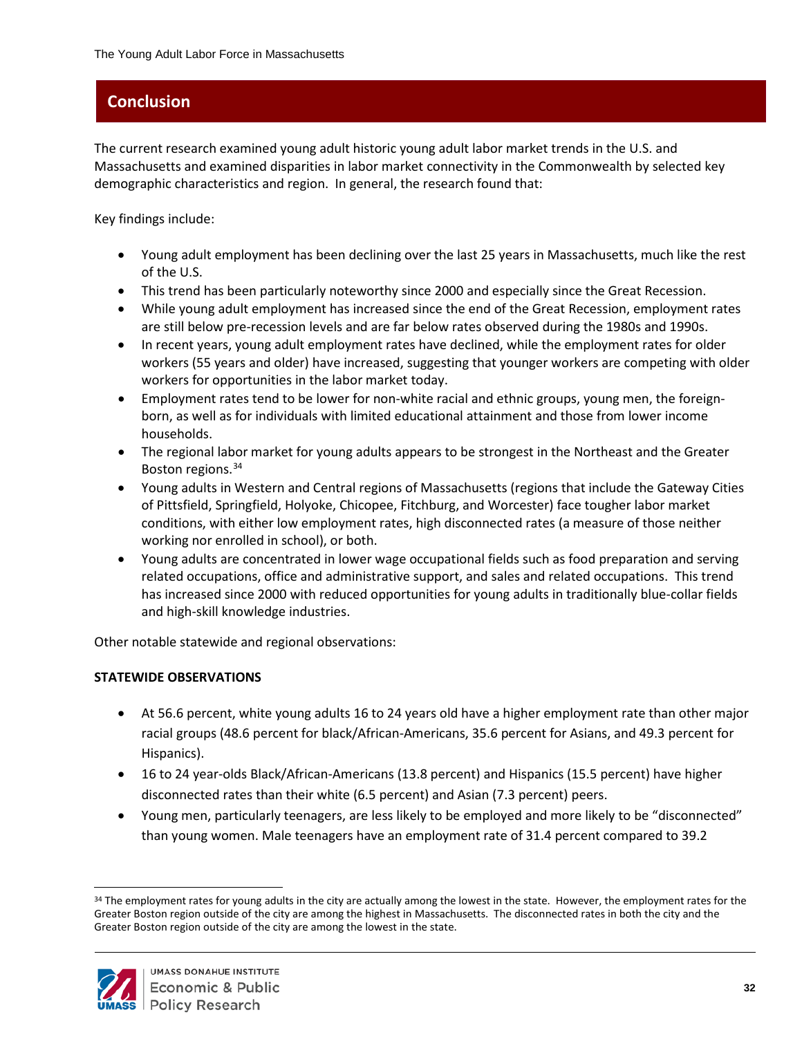## Conclusion

The current research examined young adult historic young adult labor market trends in the U.S. and Massachusetts and examined disparities in labor market connectivity in the Commonwealth by selected key demographic characteristics and region. In general, the research found that:

Key findings include:

- Young adult employment has been declining over the last 25 years in Massachusetts, much like the rest of the U.S.
- This trend has been particularly noteworthy since 2000 and especially since the Great Recession.
- While young adult employment has increased since the end of the Great Recession, employment rates are still below pre-recession levels and are far below rates observed during the 1980s and 1990s.
- In recent years, young adult employment rates have declined, while the employment rates for older workers (55 years and older) have increased, suggesting that younger workers are competing with older workers for opportunities in the labor market today.
- Employment rates tend to be lower for non-white racial and ethnic groups, young men, the foreign-born, as well as for individuals with limited educational attainment and those from lower income households.
- The regional labor market for young adults appears to be strongest in the Northeast and the Greater Boston regions.[34]
- Young adults in Western and Central regions of Massachusetts (regions that include the Gateway Cities of Pittsfield, Springfield, Holyoke, Chicopee, Fitchburg, and Worcester) face tougher labor market conditions, with either low employment rates, high disconnected rates (a measure of those neither working nor enrolled in school), or both.
- Young adults are concentrated in lower wage occupational fields such as food preparation and serving related occupations, office and administrative support, and sales and related occupations. This trend has increased since 2000 with reduced opportunities for young adults in traditionally blue-collar fields and high-skill knowledge industries.

Other notable statewide and regional observations:

**STATEWIDE OBSERVATIONS**

- At 56.6 percent, white young adults 16 to 24 years old have a higher employment rate than other major racial groups (48.6 percent for black/African-Americans, 35.6 percent for Asians, and 49.3 percent for Hispanics).
- 16 to 24 year-olds Black/African-Americans (13.8 percent) and Hispanics (15.5 percent) have higher disconnected rates than their white (6.5 percent) and Asian (7.3 percent) peers.
- Young men, particularly teenagers, are less likely to be employed and more likely to be "disconnected" than young women. Male teenagers have an employment rate of 31.4 percent compared to 39.2

[34] The employment rates for young adults in the city are actually among the lowest in the state. However, the employment rates for the Greater Boston region outside of the city are among the highest in Massachusetts. The disconnected rates in both the city and the Greater Boston region outside of the city are among the lowest in the state.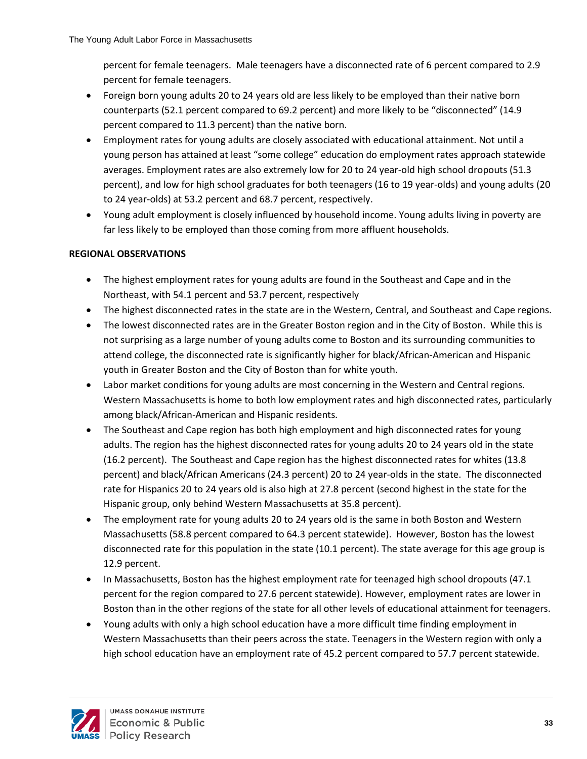percent for female teenagers. Male teenagers have a disconnected rate of 6 percent compared to 2.9 percent for female teenagers.

- Foreign born young adults 20 to 24 years old are less likely to be employed than their native born counterparts (52.1 percent compared to 69.2 percent) and more likely to be "disconnected" (14.9 percent compared to 11.3 percent) than the native born.
- Employment rates for young adults are closely associated with educational attainment. Not until a young person has attained at least "some college" education do employment rates approach statewide averages. Employment rates are also extremely low for 20 to 24 year-old high school dropouts (51.3 percent), and low for high school graduates for both teenagers (16 to 19 year-olds) and young adults (20 to 24 year-olds) at 53.2 percent and 68.7 percent, respectively.
- Young adult employment is closely influenced by household income. Young adults living in poverty are far less likely to be employed than those coming from more affluent households.

**REGIONAL OBSERVATIONS**

- The highest employment rates for young adults are found in the Southeast and Cape and in the Northeast, with 54.1 percent and 53.7 percent, respectively
- The highest disconnected rates in the state are in the Western, Central, and Southeast and Cape regions.
- The lowest disconnected rates are in the Greater Boston region and in the City of Boston. While this is not surprising as a large number of young adults come to Boston and its surrounding communities to attend college, the disconnected rate is significantly higher for black/African-American and Hispanic youth in Greater Boston and the City of Boston than for white youth.
- Labor market conditions for young adults are most concerning in the Western and Central regions. Western Massachusetts is home to both low employment rates and high disconnected rates, particularly among black/African-American and Hispanic residents.
- The Southeast and Cape region has both high employment and high disconnected rates for young adults. The region has the highest disconnected rates for young adults 20 to 24 years old in the state (16.2 percent). The Southeast and Cape region has the highest disconnected rates for whites (13.8 percent) and black/African Americans (24.3 percent) 20 to 24 year-olds in the state. The disconnected rate for Hispanics 20 to 24 years old is also high at 27.8 percent (second highest in the state for the Hispanic group, only behind Western Massachusetts at 35.8 percent).
- The employment rate for young adults 20 to 24 years old is the same in both Boston and Western Massachusetts (58.8 percent compared to 64.3 percent statewide). However, Boston has the lowest disconnected rate for this population in the state (10.1 percent). The state average for this age group is 12.9 percent.
- In Massachusetts, Boston has the highest employment rate for teenaged high school dropouts (47.1 percent for the region compared to 27.6 percent statewide). However, employment rates are lower in Boston than in the other regions of the state for all other levels of educational attainment for teenagers.
- Young adults with only a high school education have a more difficult time finding employment in Western Massachusetts than their peers across the state. Teenagers in the Western region with only a high school education have an employment rate of 45.2 percent compared to 57.7 percent statewide.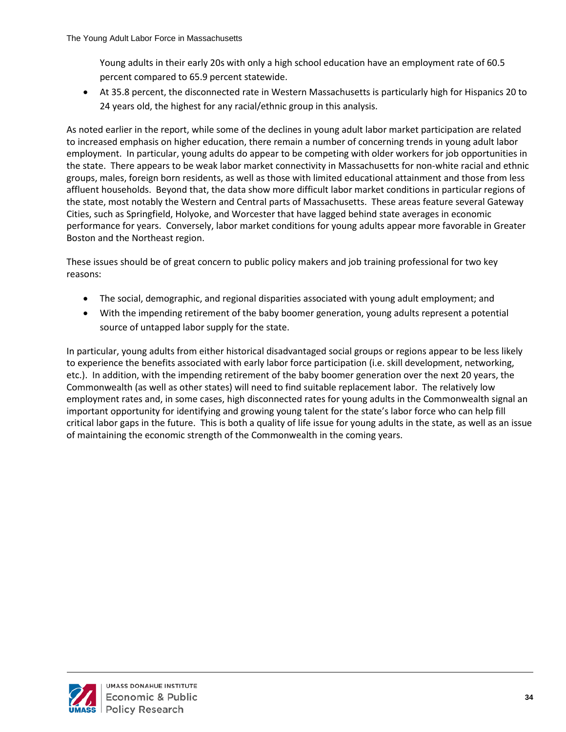Young adults in their early 20s with only a high school education have an employment rate of 60.5 percent compared to 65.9 percent statewide.

- At 35.8 percent, the disconnected rate in Western Massachusetts is particularly high for Hispanics 20 to 24 years old, the highest for any racial/ethnic group in this analysis.

As noted earlier in the report, while some of the declines in young adult labor market participation are related to increased emphasis on higher education, there remain a number of concerning trends in young adult labor employment. In particular, young adults do appear to be competing with older workers for job opportunities in the state. There appears to be weak labor market connectivity in Massachusetts for non-white racial and ethnic groups, males, foreign born residents, as well as those with limited educational attainment and those from less affluent households. Beyond that, the data show more difficult labor market conditions in particular regions of the state, most notably the Western and Central parts of Massachusetts. These areas feature several Gateway Cities, such as Springfield, Holyoke, and Worcester that have lagged behind state averages in economic performance for years. Conversely, labor market conditions for young adults appear more favorable in Greater Boston and the Northeast region.

These issues should be of great concern to public policy makers and job training professional for two key reasons:

- The social, demographic, and regional disparities associated with young adult employment; and
- With the impending retirement of the baby boomer generation, young adults represent a potential source of untapped labor supply for the state.

In particular, young adults from either historical disadvantaged social groups or regions appear to be less likely to experience the benefits associated with early labor force participation (i.e. skill development, networking, etc.). In addition, with the impending retirement of the baby boomer generation over the next 20 years, the Commonwealth (as well as other states) will need to find suitable replacement labor. The relatively low employment rates and, in some cases, high disconnected rates for young adults in the Commonwealth signal an important opportunity for identifying and growing young talent for the state's labor force who can help fill critical labor gaps in the future. This is both a quality of life issue for young adults in the state, as well as an issue of maintaining the economic strength of the Commonwealth in the coming years.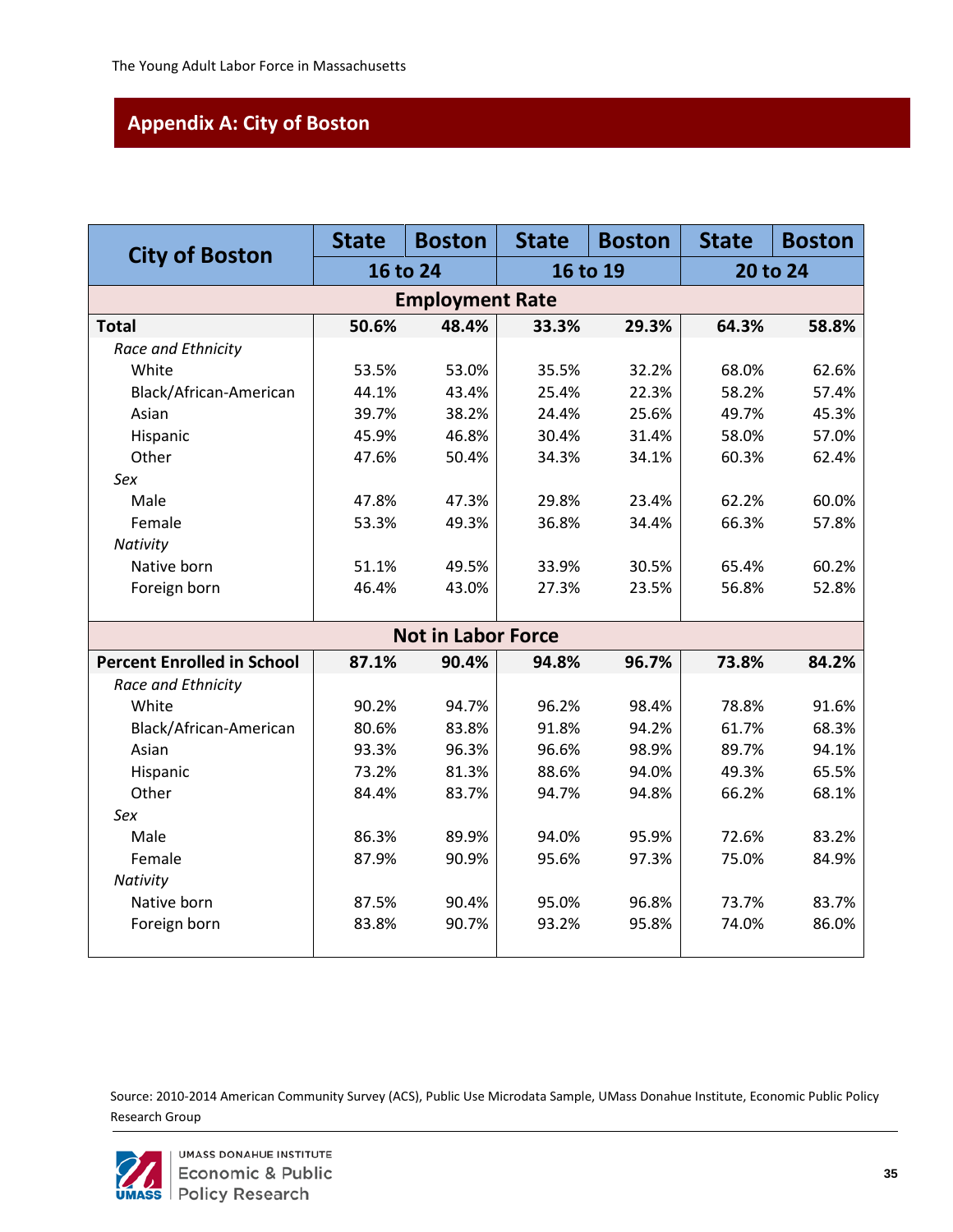## Appendix A: City of Boston

| City of Boston | State | Boston | State | Boston | State | Boston |
|---|---|---|---|---|---|---|
| | 16 to 24 | | 16 to 19 | | 20 to 24 | |
| **Employment Rate** | | | | | | |
| **Total** | **50.6%** | **48.4%** | **33.3%** | **29.3%** | **64.3%** | **58.8%** |
| *Race and Ethnicity* | | | | | | |
| White | 53.5% | 53.0% | 35.5% | 32.2% | 68.0% | 62.6% |
| Black/African-American | 44.1% | 43.4% | 25.4% | 22.3% | 58.2% | 57.4% |
| Asian | 39.7% | 38.2% | 24.4% | 25.6% | 49.7% | 45.3% |
| Hispanic | 45.9% | 46.8% | 30.4% | 31.4% | 58.0% | 57.0% |
| Other | 47.6% | 50.4% | 34.3% | 34.1% | 60.3% | 62.4% |
| *Sex* | | | | | | |
| Male | 47.8% | 47.3% | 29.8% | 23.4% | 62.2% | 60.0% |
| Female | 53.3% | 49.3% | 36.8% | 34.4% | 66.3% | 57.8% |
| *Nativity* | | | | | | |
| Native born | 51.1% | 49.5% | 33.9% | 30.5% | 65.4% | 60.2% |
| Foreign born | 46.4% | 43.0% | 27.3% | 23.5% | 56.8% | 52.8% |
| **Not in Labor Force** | | | | | | |
| **Percent Enrolled in School** | **87.1%** | **90.4%** | **94.8%** | **96.7%** | **73.8%** | **84.2%** |
| *Race and Ethnicity* | | | | | | |
| White | 90.2% | 94.7% | 96.2% | 98.4% | 78.8% | 91.6% |
| Black/African-American | 80.6% | 83.8% | 91.8% | 94.2% | 61.7% | 68.3% |
| Asian | 93.3% | 96.3% | 96.6% | 98.9% | 89.7% | 94.1% |
| Hispanic | 73.2% | 81.3% | 88.6% | 94.0% | 49.3% | 65.5% |
| Other | 84.4% | 83.7% | 94.7% | 94.8% | 66.2% | 68.1% |
| *Sex* | | | | | | |
| Male | 86.3% | 89.9% | 94.0% | 95.9% | 72.6% | 83.2% |
| Female | 87.9% | 90.9% | 95.6% | 97.3% | 75.0% | 84.9% |
| *Nativity* | | | | | | |
| Native born | 87.5% | 90.4% | 95.0% | 96.8% | 73.7% | 83.7% |
| Foreign born | 83.8% | 90.7% | 93.2% | 95.8% | 74.0% | 86.0% |

Source: 2010-2014 American Community Survey (ACS), Public Use Microdata Sample, UMass Donahue Institute, Economic Public Policy Research Group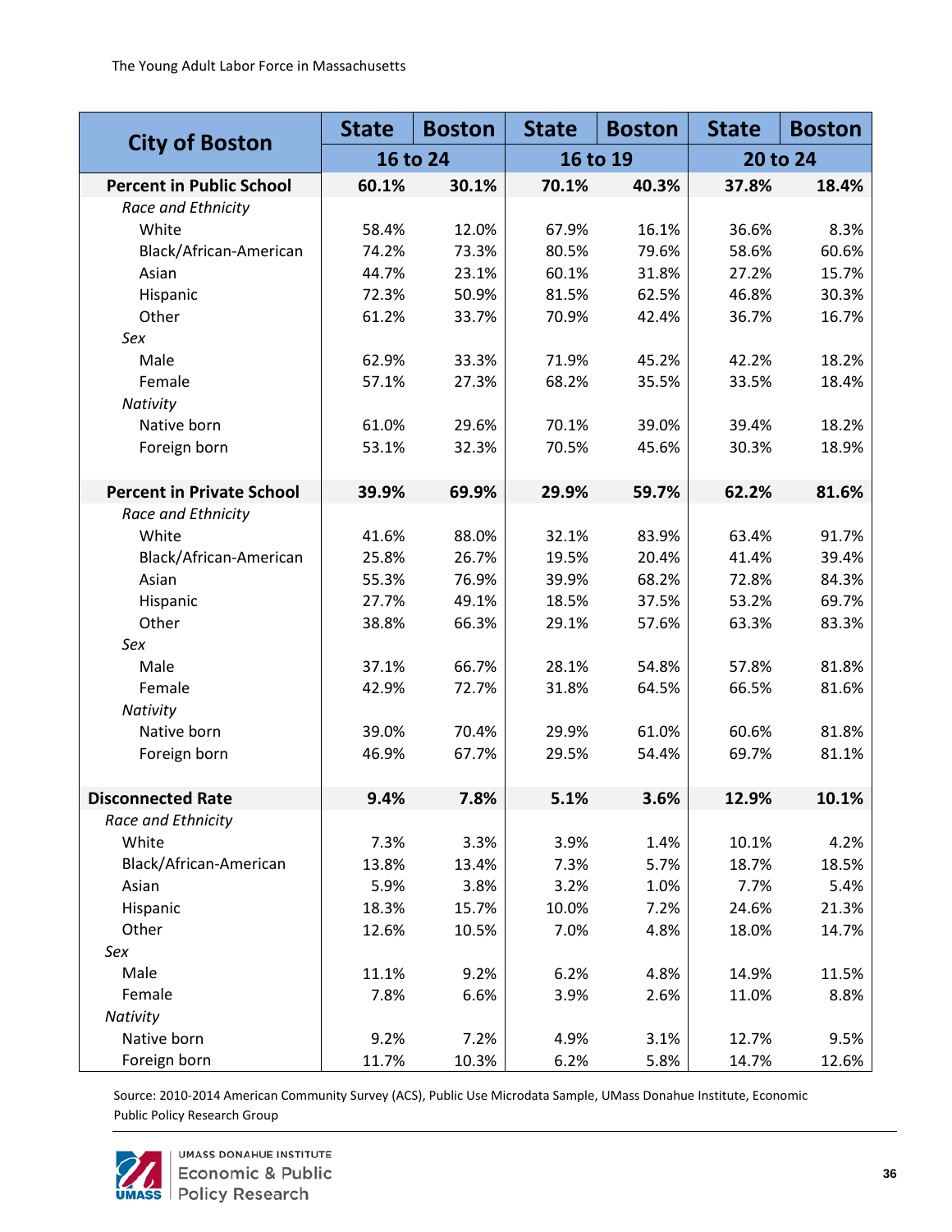| City of Boston | State | Boston | State | Boston | State | Boston |
|---|---|---|---|---|---|---|
| | 16 to 24 | | 16 to 19 | | 20 to 24 | |
| **Percent in Public School** | **60.1%** | **30.1%** | **70.1%** | **40.3%** | **37.8%** | **18.4%** |
| *Race and Ethnicity* | | | | | | |
| White | 58.4% | 12.0% | 67.9% | 16.1% | 36.6% | 8.3% |
| Black/African-American | 74.2% | 73.3% | 80.5% | 79.6% | 58.6% | 60.6% |
| Asian | 44.7% | 23.1% | 60.1% | 31.8% | 27.2% | 15.7% |
| Hispanic | 72.3% | 50.9% | 81.5% | 62.5% | 46.8% | 30.3% |
| Other | 61.2% | 33.7% | 70.9% | 42.4% | 36.7% | 16.7% |
| *Sex* | | | | | | |
| Male | 62.9% | 33.3% | 71.9% | 45.2% | 42.2% | 18.2% |
| Female | 57.1% | 27.3% | 68.2% | 35.5% | 33.5% | 18.4% |
| *Nativity* | | | | | | |
| Native born | 61.0% | 29.6% | 70.1% | 39.0% | 39.4% | 18.2% |
| Foreign born | 53.1% | 32.3% | 70.5% | 45.6% | 30.3% | 18.9% |
| **Percent in Private School** | **39.9%** | **69.9%** | **29.9%** | **59.7%** | **62.2%** | **81.6%** |
| *Race and Ethnicity* | | | | | | |
| White | 41.6% | 88.0% | 32.1% | 83.9% | 63.4% | 91.7% |
| Black/African-American | 25.8% | 26.7% | 19.5% | 20.4% | 41.4% | 39.4% |
| Asian | 55.3% | 76.9% | 39.9% | 68.2% | 72.8% | 84.3% |
| Hispanic | 27.7% | 49.1% | 18.5% | 37.5% | 53.2% | 69.7% |
| Other | 38.8% | 66.3% | 29.1% | 57.6% | 63.3% | 83.3% |
| *Sex* | | | | | | |
| Male | 37.1% | 66.7% | 28.1% | 54.8% | 57.8% | 81.8% |
| Female | 42.9% | 72.7% | 31.8% | 64.5% | 66.5% | 81.6% |
| *Nativity* | | | | | | |
| Native born | 39.0% | 70.4% | 29.9% | 61.0% | 60.6% | 81.8% |
| Foreign born | 46.9% | 67.7% | 29.5% | 54.4% | 69.7% | 81.1% |
| **Disconnected Rate** | **9.4%** | **7.8%** | **5.1%** | **3.6%** | **12.9%** | **10.1%** |
| *Race and Ethnicity* | | | | | | |
| White | 7.3% | 3.3% | 3.9% | 1.4% | 10.1% | 4.2% |
| Black/African-American | 13.8% | 13.4% | 7.3% | 5.7% | 18.7% | 18.5% |
| Asian | 5.9% | 3.8% | 3.2% | 1.0% | 7.7% | 5.4% |
| Hispanic | 18.3% | 15.7% | 10.0% | 7.2% | 24.6% | 21.3% |
| Other | 12.6% | 10.5% | 7.0% | 4.8% | 18.0% | 14.7% |
| *Sex* | | | | | | |
| Male | 11.1% | 9.2% | 6.2% | 4.8% | 14.9% | 11.5% |
| Female | 7.8% | 6.6% | 3.9% | 2.6% | 11.0% | 8.8% |
| *Nativity* | | | | | | |
| Native born | 9.2% | 7.2% | 4.9% | 3.1% | 12.7% | 9.5% |
| Foreign born | 11.7% | 10.3% | 6.2% | 5.8% | 14.7% | 12.6% |

Source: 2010-2014 American Community Survey (ACS), Public Use Microdata Sample, UMass Donahue Institute, Economic Public Policy Research Group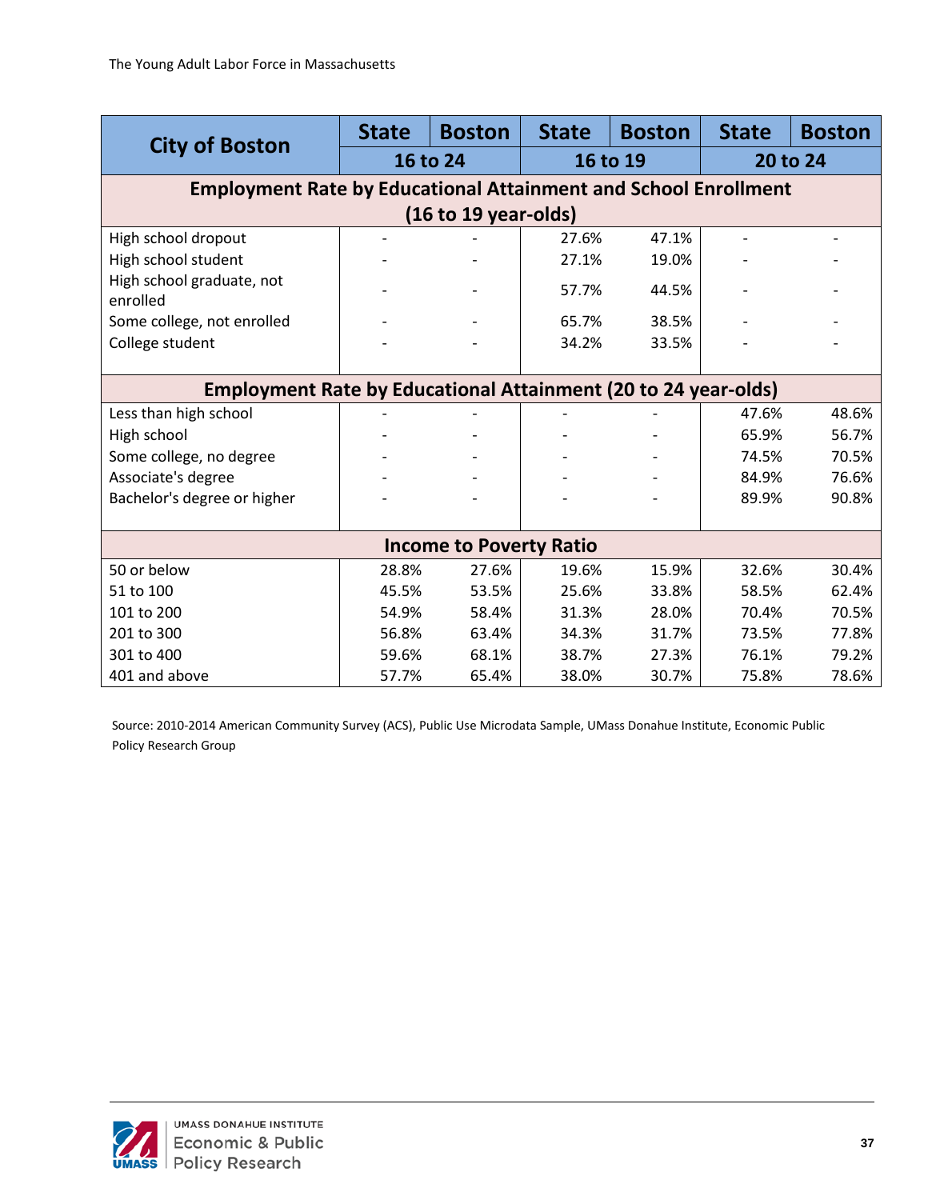| City of Boston | State | Boston | State | Boston | State | Boston |
|---|---|---|---|---|---|---|
| | 16 to 24 | | 16 to 19 | | 20 to 24 | |
| **Employment Rate by Educational Attainment and School Enrollment (16 to 19 year-olds)** | | | | | | |
| High school dropout | - | - | 27.6% | 47.1% | - | - |
| High school student | - | - | 27.1% | 19.0% | - | - |
| High school graduate, not enrolled | - | - | 57.7% | 44.5% | - | - |
| Some college, not enrolled | - | - | 65.7% | 38.5% | - | - |
| College student | - | - | 34.2% | 33.5% | - | - |
| **Employment Rate by Educational Attainment (20 to 24 year-olds)** | | | | | | |
| Less than high school | - | - | - | - | 47.6% | 48.6% |
| High school | - | - | - | - | 65.9% | 56.7% |
| Some college, no degree | - | - | - | - | 74.5% | 70.5% |
| Associate's degree | - | - | - | - | 84.9% | 76.6% |
| Bachelor's degree or higher | - | - | - | - | 89.9% | 90.8% |
| **Income to Poverty Ratio** | | | | | | |
| 50 or below | 28.8% | 27.6% | 19.6% | 15.9% | 32.6% | 30.4% |
| 51 to 100 | 45.5% | 53.5% | 25.6% | 33.8% | 58.5% | 62.4% |
| 101 to 200 | 54.9% | 58.4% | 31.3% | 28.0% | 70.4% | 70.5% |
| 201 to 300 | 56.8% | 63.4% | 34.3% | 31.7% | 73.5% | 77.8% |
| 301 to 400 | 59.6% | 68.1% | 38.7% | 27.3% | 76.1% | 79.2% |
| 401 and above | 57.7% | 65.4% | 38.0% | 30.7% | 75.8% | 78.6% |

Source: 2010-2014 American Community Survey (ACS), Public Use Microdata Sample, UMass Donahue Institute, Economic Public Policy Research Group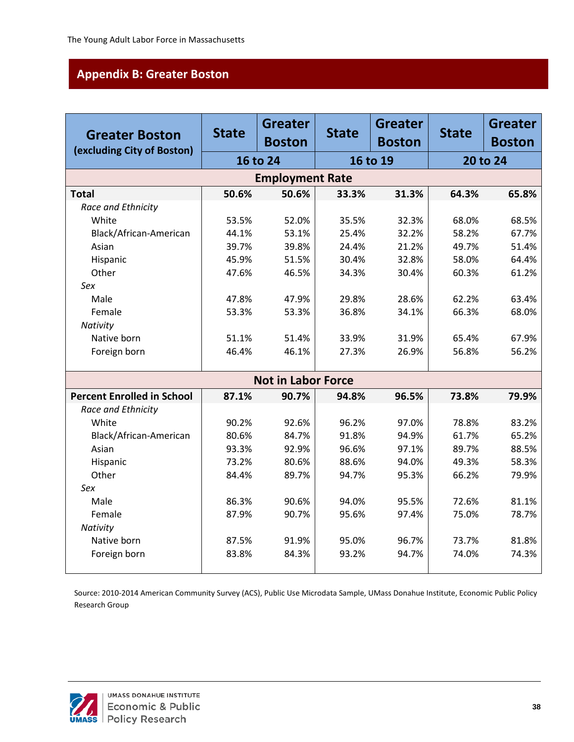## Appendix B: Greater Boston

| Greater Boston (excluding City of Boston) | State | Greater Boston | State | Greater Boston | State | Greater Boston |
|---|---|---|---|---|---|---|
| | 16 to 24 | | 16 to 19 | | 20 to 24 | |
| **Employment Rate** | | | | | | |
| **Total** | **50.6%** | **50.6%** | **33.3%** | **31.3%** | **64.3%** | **65.8%** |
| *Race and Ethnicity* | | | | | | |
| White | 53.5% | 52.0% | 35.5% | 32.3% | 68.0% | 68.5% |
| Black/African-American | 44.1% | 53.1% | 25.4% | 32.2% | 58.2% | 67.7% |
| Asian | 39.7% | 39.8% | 24.4% | 21.2% | 49.7% | 51.4% |
| Hispanic | 45.9% | 51.5% | 30.4% | 32.8% | 58.0% | 64.4% |
| Other | 47.6% | 46.5% | 34.3% | 30.4% | 60.3% | 61.2% |
| *Sex* | | | | | | |
| Male | 47.8% | 47.9% | 29.8% | 28.6% | 62.2% | 63.4% |
| Female | 53.3% | 53.3% | 36.8% | 34.1% | 66.3% | 68.0% |
| *Nativity* | | | | | | |
| Native born | 51.1% | 51.4% | 33.9% | 31.9% | 65.4% | 67.9% |
| Foreign born | 46.4% | 46.1% | 27.3% | 26.9% | 56.8% | 56.2% |
| **Not in Labor Force** | | | | | | |
| **Percent Enrolled in School** | **87.1%** | **90.7%** | **94.8%** | **96.5%** | **73.8%** | **79.9%** |
| *Race and Ethnicity* | | | | | | |
| White | 90.2% | 92.6% | 96.2% | 97.0% | 78.8% | 83.2% |
| Black/African-American | 80.6% | 84.7% | 91.8% | 94.9% | 61.7% | 65.2% |
| Asian | 93.3% | 92.9% | 96.6% | 97.1% | 89.7% | 88.5% |
| Hispanic | 73.2% | 80.6% | 88.6% | 94.0% | 49.3% | 58.3% |
| Other | 84.4% | 89.7% | 94.7% | 95.3% | 66.2% | 79.9% |
| *Sex* | | | | | | |
| Male | 86.3% | 90.6% | 94.0% | 95.5% | 72.6% | 81.1% |
| Female | 87.9% | 90.7% | 95.6% | 97.4% | 75.0% | 78.7% |
| *Nativity* | | | | | | |
| Native born | 87.5% | 91.9% | 95.0% | 96.7% | 73.7% | 81.8% |
| Foreign born | 83.8% | 84.3% | 93.2% | 94.7% | 74.0% | 74.3% |

Source: 2010-2014 American Community Survey (ACS), Public Use Microdata Sample, UMass Donahue Institute, Economic Public Policy Research Group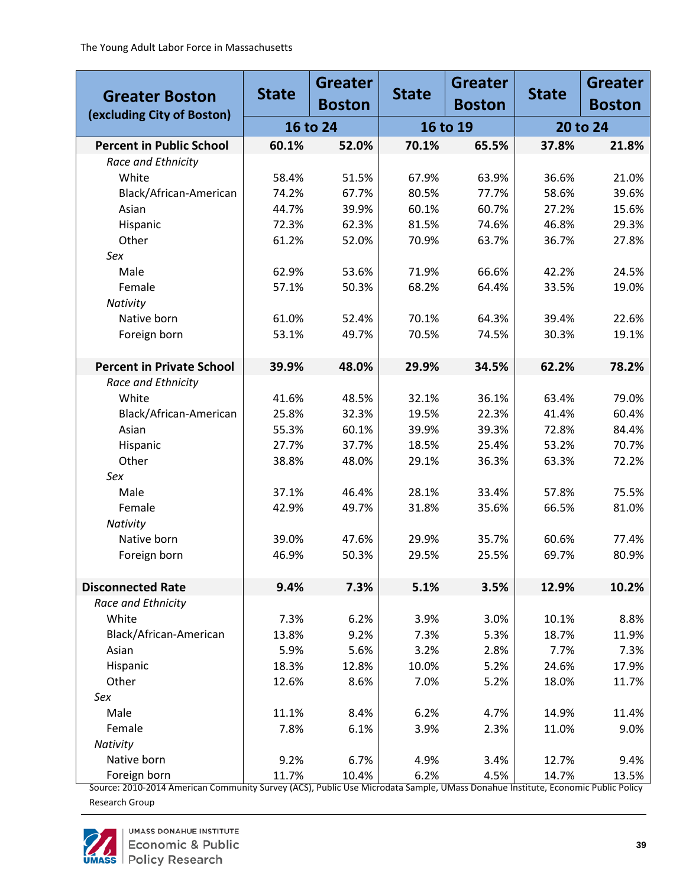| Greater Boston (excluding City of Boston) | State | Greater Boston | State | Greater Boston | State | Greater Boston |
|---|---|---|---|---|---|---|
| | 16 to 24 | | 16 to 19 | | 20 to 24 | |
| **Percent in Public School** | **60.1%** | **52.0%** | **70.1%** | **65.5%** | **37.8%** | **21.8%** |
| *Race and Ethnicity* | | | | | | |
| White | 58.4% | 51.5% | 67.9% | 63.9% | 36.6% | 21.0% |
| Black/African-American | 74.2% | 67.7% | 80.5% | 77.7% | 58.6% | 39.6% |
| Asian | 44.7% | 39.9% | 60.1% | 60.7% | 27.2% | 15.6% |
| Hispanic | 72.3% | 62.3% | 81.5% | 74.6% | 46.8% | 29.3% |
| Other | 61.2% | 52.0% | 70.9% | 63.7% | 36.7% | 27.8% |
| *Sex* | | | | | | |
| Male | 62.9% | 53.6% | 71.9% | 66.6% | 42.2% | 24.5% |
| Female | 57.1% | 50.3% | 68.2% | 64.4% | 33.5% | 19.0% |
| *Nativity* | | | | | | |
| Native born | 61.0% | 52.4% | 70.1% | 64.3% | 39.4% | 22.6% |
| Foreign born | 53.1% | 49.7% | 70.5% | 74.5% | 30.3% | 19.1% |
| **Percent in Private School** | **39.9%** | **48.0%** | **29.9%** | **34.5%** | **62.2%** | **78.2%** |
| *Race and Ethnicity* | | | | | | |
| White | 41.6% | 48.5% | 32.1% | 36.1% | 63.4% | 79.0% |
| Black/African-American | 25.8% | 32.3% | 19.5% | 22.3% | 41.4% | 60.4% |
| Asian | 55.3% | 60.1% | 39.9% | 39.3% | 72.8% | 84.4% |
| Hispanic | 27.7% | 37.7% | 18.5% | 25.4% | 53.2% | 70.7% |
| Other | 38.8% | 48.0% | 29.1% | 36.3% | 63.3% | 72.2% |
| *Sex* | | | | | | |
| Male | 37.1% | 46.4% | 28.1% | 33.4% | 57.8% | 75.5% |
| Female | 42.9% | 49.7% | 31.8% | 35.6% | 66.5% | 81.0% |
| *Nativity* | | | | | | |
| Native born | 39.0% | 47.6% | 29.9% | 35.7% | 60.6% | 77.4% |
| Foreign born | 46.9% | 50.3% | 29.5% | 25.5% | 69.7% | 80.9% |
| **Disconnected Rate** | **9.4%** | **7.3%** | **5.1%** | **3.5%** | **12.9%** | **10.2%** |
| *Race and Ethnicity* | | | | | | |
| White | 7.3% | 6.2% | 3.9% | 3.0% | 10.1% | 8.8% |
| Black/African-American | 13.8% | 9.2% | 7.3% | 5.3% | 18.7% | 11.9% |
| Asian | 5.9% | 5.6% | 3.2% | 2.8% | 7.7% | 7.3% |
| Hispanic | 18.3% | 12.8% | 10.0% | 5.2% | 24.6% | 17.9% |
| Other | 12.6% | 8.6% | 7.0% | 5.2% | 18.0% | 11.7% |
| *Sex* | | | | | | |
| Male | 11.1% | 8.4% | 6.2% | 4.7% | 14.9% | 11.4% |
| Female | 7.8% | 6.1% | 3.9% | 2.3% | 11.0% | 9.0% |
| *Nativity* | | | | | | |
| Native born | 9.2% | 6.7% | 4.9% | 3.4% | 12.7% | 9.4% |
| Foreign born | 11.7% | 10.4% | 6.2% | 4.5% | 14.7% | 13.5% |

Source: 2010-2014 American Community Survey (ACS), Public Use Microdata Sample, UMass Donahue Institute, Economic Public Policy Research Group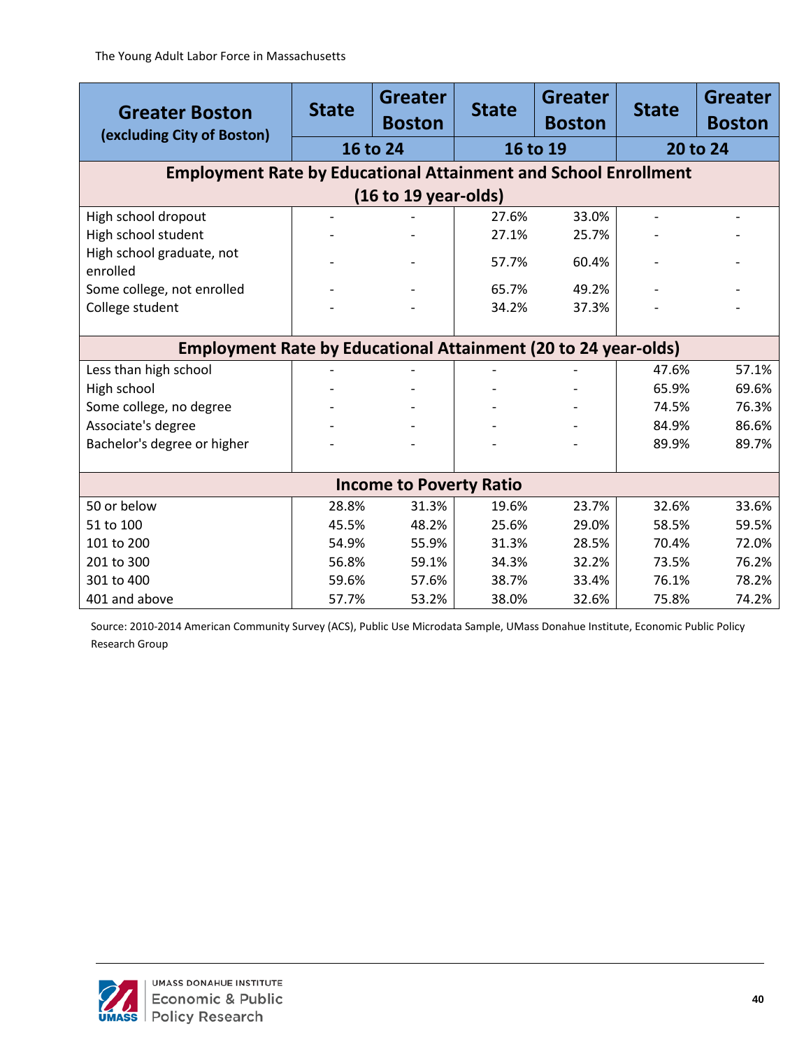| Greater Boston (excluding City of Boston) | State | Greater Boston | State | Greater Boston | State | Greater Boston |
|---|---|---|---|---|---|---|
| | 16 to 24 | | 16 to 19 | | 20 to 24 | |
| **Employment Rate by Educational Attainment and School Enrollment (16 to 19 year-olds)** | | | | | | |
| High school dropout | - | - | 27.6% | 33.0% | - | - |
| High school student | - | - | 27.1% | 25.7% | - | - |
| High school graduate, not enrolled | - | - | 57.7% | 60.4% | - | - |
| Some college, not enrolled | - | - | 65.7% | 49.2% | - | - |
| College student | - | - | 34.2% | 37.3% | - | - |
| **Employment Rate by Educational Attainment (20 to 24 year-olds)** | | | | | | |
| Less than high school | - | - | - | - | 47.6% | 57.1% |
| High school | - | - | - | - | 65.9% | 69.6% |
| Some college, no degree | - | - | - | - | 74.5% | 76.3% |
| Associate's degree | - | - | - | - | 84.9% | 86.6% |
| Bachelor's degree or higher | - | - | - | - | 89.9% | 89.7% |
| **Income to Poverty Ratio** | | | | | | |
| 50 or below | 28.8% | 31.3% | 19.6% | 23.7% | 32.6% | 33.6% |
| 51 to 100 | 45.5% | 48.2% | 25.6% | 29.0% | 58.5% | 59.5% |
| 101 to 200 | 54.9% | 55.9% | 31.3% | 28.5% | 70.4% | 72.0% |
| 201 to 300 | 56.8% | 59.1% | 34.3% | 32.2% | 73.5% | 76.2% |
| 301 to 400 | 59.6% | 57.6% | 38.7% | 33.4% | 76.1% | 78.2% |
| 401 and above | 57.7% | 53.2% | 38.0% | 32.6% | 75.8% | 74.2% |

Source: 2010-2014 American Community Survey (ACS), Public Use Microdata Sample, UMass Donahue Institute, Economic Public Policy Research Group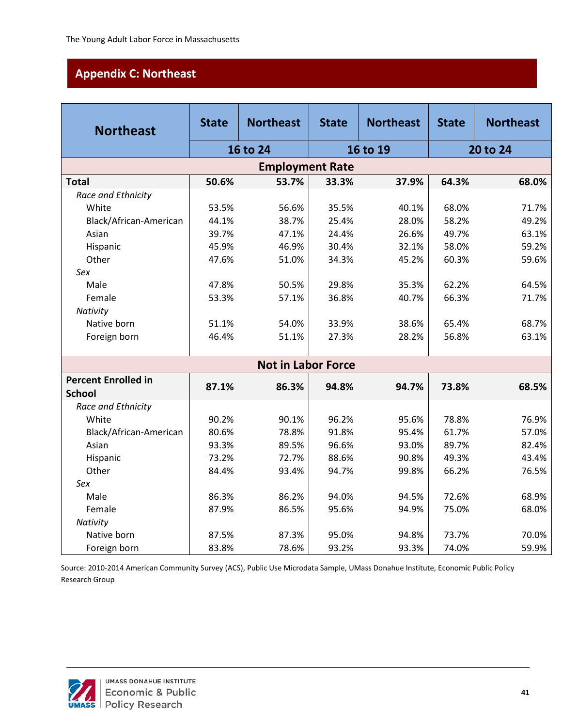## Appendix C: Northeast

| Northeast | State | Northeast | State | Northeast | State | Northeast |
|---|---|---|---|---|---|---|
| | 16 to 24 | | 16 to 19 | | 20 to 24 | |
| **Employment Rate** | | | | | | |
| **Total** | **50.6%** | **53.7%** | **33.3%** | **37.9%** | **64.3%** | **68.0%** |
| *Race and Ethnicity* | | | | | | |
| White | 53.5% | 56.6% | 35.5% | 40.1% | 68.0% | 71.7% |
| Black/African-American | 44.1% | 38.7% | 25.4% | 28.0% | 58.2% | 49.2% |
| Asian | 39.7% | 47.1% | 24.4% | 26.6% | 49.7% | 63.1% |
| Hispanic | 45.9% | 46.9% | 30.4% | 32.1% | 58.0% | 59.2% |
| Other | 47.6% | 51.0% | 34.3% | 45.2% | 60.3% | 59.6% |
| *Sex* | | | | | | |
| Male | 47.8% | 50.5% | 29.8% | 35.3% | 62.2% | 64.5% |
| Female | 53.3% | 57.1% | 36.8% | 40.7% | 66.3% | 71.7% |
| *Nativity* | | | | | | |
| Native born | 51.1% | 54.0% | 33.9% | 38.6% | 65.4% | 68.7% |
| Foreign born | 46.4% | 51.1% | 27.3% | 28.2% | 56.8% | 63.1% |
| **Not in Labor Force** | | | | | | |
| **Percent Enrolled in School** | **87.1%** | **86.3%** | **94.8%** | **94.7%** | **73.8%** | **68.5%** |
| *Race and Ethnicity* | | | | | | |
| White | 90.2% | 90.1% | 96.2% | 95.6% | 78.8% | 76.9% |
| Black/African-American | 80.6% | 78.8% | 91.8% | 95.4% | 61.7% | 57.0% |
| Asian | 93.3% | 89.5% | 96.6% | 93.0% | 89.7% | 82.4% |
| Hispanic | 73.2% | 72.7% | 88.6% | 90.8% | 49.3% | 43.4% |
| Other | 84.4% | 93.4% | 94.7% | 99.8% | 66.2% | 76.5% |
| *Sex* | | | | | | |
| Male | 86.3% | 86.2% | 94.0% | 94.5% | 72.6% | 68.9% |
| Female | 87.9% | 86.5% | 95.6% | 94.9% | 75.0% | 68.0% |
| *Nativity* | | | | | | |
| Native born | 87.5% | 87.3% | 95.0% | 94.8% | 73.7% | 70.0% |
| Foreign born | 83.8% | 78.6% | 93.2% | 93.3% | 74.0% | 59.9% |

Source: 2010-2014 American Community Survey (ACS), Public Use Microdata Sample, UMass Donahue Institute, Economic Public Policy Research Group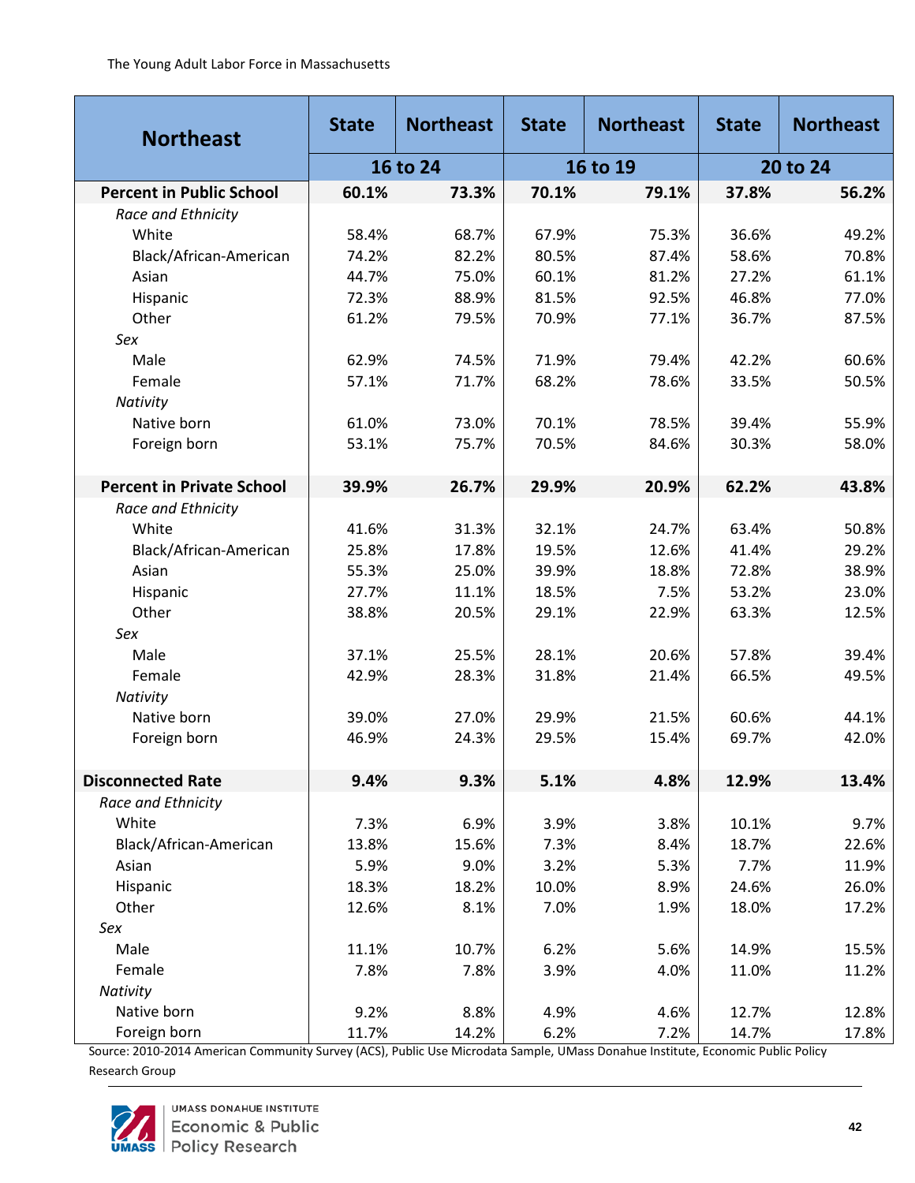| Northeast | State | Northeast | State | Northeast | State | Northeast |
|---|---|---|---|---|---|---|
| | 16 to 24 | | 16 to 19 | | 20 to 24 | |
| **Percent in Public School** | **60.1%** | **73.3%** | **70.1%** | **79.1%** | **37.8%** | **56.2%** |
| *Race and Ethnicity* | | | | | | |
| White | 58.4% | 68.7% | 67.9% | 75.3% | 36.6% | 49.2% |
| Black/African-American | 74.2% | 82.2% | 80.5% | 87.4% | 58.6% | 70.8% |
| Asian | 44.7% | 75.0% | 60.1% | 81.2% | 27.2% | 61.1% |
| Hispanic | 72.3% | 88.9% | 81.5% | 92.5% | 46.8% | 77.0% |
| Other | 61.2% | 79.5% | 70.9% | 77.1% | 36.7% | 87.5% |
| *Sex* | | | | | | |
| Male | 62.9% | 74.5% | 71.9% | 79.4% | 42.2% | 60.6% |
| Female | 57.1% | 71.7% | 68.2% | 78.6% | 33.5% | 50.5% |
| *Nativity* | | | | | | |
| Native born | 61.0% | 73.0% | 70.1% | 78.5% | 39.4% | 55.9% |
| Foreign born | 53.1% | 75.7% | 70.5% | 84.6% | 30.3% | 58.0% |
| **Percent in Private School** | **39.9%** | **26.7%** | **29.9%** | **20.9%** | **62.2%** | **43.8%** |
| *Race and Ethnicity* | | | | | | |
| White | 41.6% | 31.3% | 32.1% | 24.7% | 63.4% | 50.8% |
| Black/African-American | 25.8% | 17.8% | 19.5% | 12.6% | 41.4% | 29.2% |
| Asian | 55.3% | 25.0% | 39.9% | 18.8% | 72.8% | 38.9% |
| Hispanic | 27.7% | 11.1% | 18.5% | 7.5% | 53.2% | 23.0% |
| Other | 38.8% | 20.5% | 29.1% | 22.9% | 63.3% | 12.5% |
| *Sex* | | | | | | |
| Male | 37.1% | 25.5% | 28.1% | 20.6% | 57.8% | 39.4% |
| Female | 42.9% | 28.3% | 31.8% | 21.4% | 66.5% | 49.5% |
| *Nativity* | | | | | | |
| Native born | 39.0% | 27.0% | 29.9% | 21.5% | 60.6% | 44.1% |
| Foreign born | 46.9% | 24.3% | 29.5% | 15.4% | 69.7% | 42.0% |
| **Disconnected Rate** | **9.4%** | **9.3%** | **5.1%** | **4.8%** | **12.9%** | **13.4%** |
| *Race and Ethnicity* | | | | | | |
| White | 7.3% | 6.9% | 3.9% | 3.8% | 10.1% | 9.7% |
| Black/African-American | 13.8% | 15.6% | 7.3% | 8.4% | 18.7% | 22.6% |
| Asian | 5.9% | 9.0% | 3.2% | 5.3% | 7.7% | 11.9% |
| Hispanic | 18.3% | 18.2% | 10.0% | 8.9% | 24.6% | 26.0% |
| Other | 12.6% | 8.1% | 7.0% | 1.9% | 18.0% | 17.2% |
| *Sex* | | | | | | |
| Male | 11.1% | 10.7% | 6.2% | 5.6% | 14.9% | 15.5% |
| Female | 7.8% | 7.8% | 3.9% | 4.0% | 11.0% | 11.2% |
| *Nativity* | | | | | | |
| Native born | 9.2% | 8.8% | 4.9% | 4.6% | 12.7% | 12.8% |
| Foreign born | 11.7% | 14.2% | 6.2% | 7.2% | 14.7% | 17.8% |

Source: 2010-2014 American Community Survey (ACS), Public Use Microdata Sample, UMass Donahue Institute, Economic Public Policy Research Group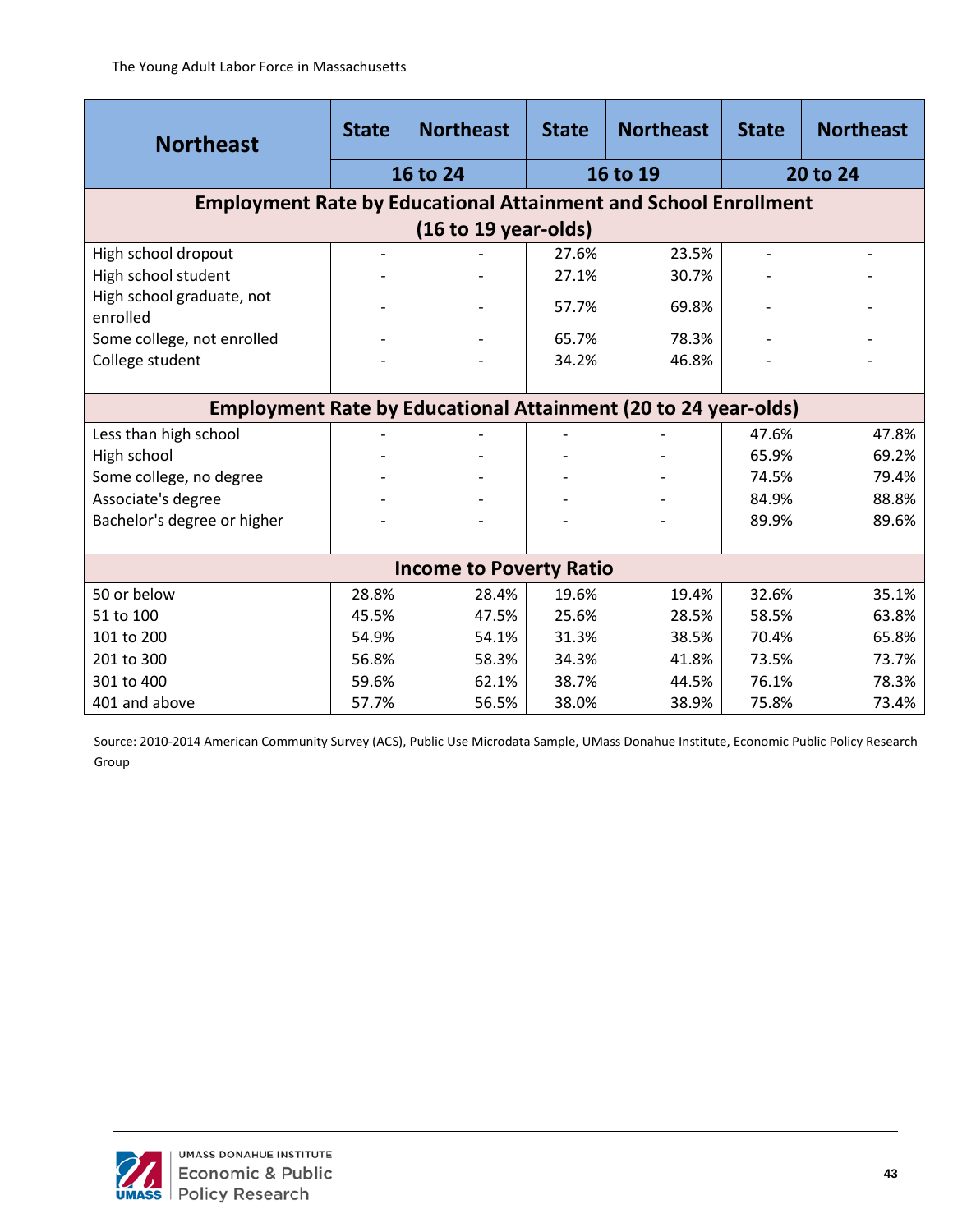| Northeast | State | Northeast | State | Northeast | State | Northeast |
|---|---|---|---|---|---|---|
| | 16 to 24 | | 16 to 19 | | 20 to 24 | |
| **Employment Rate by Educational Attainment and School Enrollment (16 to 19 year-olds)** | | | | | | |
| High school dropout | - | - | 27.6% | 23.5% | - | - |
| High school student | - | - | 27.1% | 30.7% | - | - |
| High school graduate, not enrolled | - | - | 57.7% | 69.8% | - | - |
| Some college, not enrolled | - | - | 65.7% | 78.3% | - | - |
| College student | - | - | 34.2% | 46.8% | - | - |
| **Employment Rate by Educational Attainment (20 to 24 year-olds)** | | | | | | |
| Less than high school | - | - | - | - | 47.6% | 47.8% |
| High school | - | - | - | - | 65.9% | 69.2% |
| Some college, no degree | - | - | - | - | 74.5% | 79.4% |
| Associate's degree | - | - | - | - | 84.9% | 88.8% |
| Bachelor's degree or higher | - | - | - | - | 89.9% | 89.6% |
| **Income to Poverty Ratio** | | | | | | |
| 50 or below | 28.8% | 28.4% | 19.6% | 19.4% | 32.6% | 35.1% |
| 51 to 100 | 45.5% | 47.5% | 25.6% | 28.5% | 58.5% | 63.8% |
| 101 to 200 | 54.9% | 54.1% | 31.3% | 38.5% | 70.4% | 65.8% |
| 201 to 300 | 56.8% | 58.3% | 34.3% | 41.8% | 73.5% | 73.7% |
| 301 to 400 | 59.6% | 62.1% | 38.7% | 44.5% | 76.1% | 78.3% |
| 401 and above | 57.7% | 56.5% | 38.0% | 38.9% | 75.8% | 73.4% |

Source: 2010-2014 American Community Survey (ACS), Public Use Microdata Sample, UMass Donahue Institute, Economic Public Policy Research Group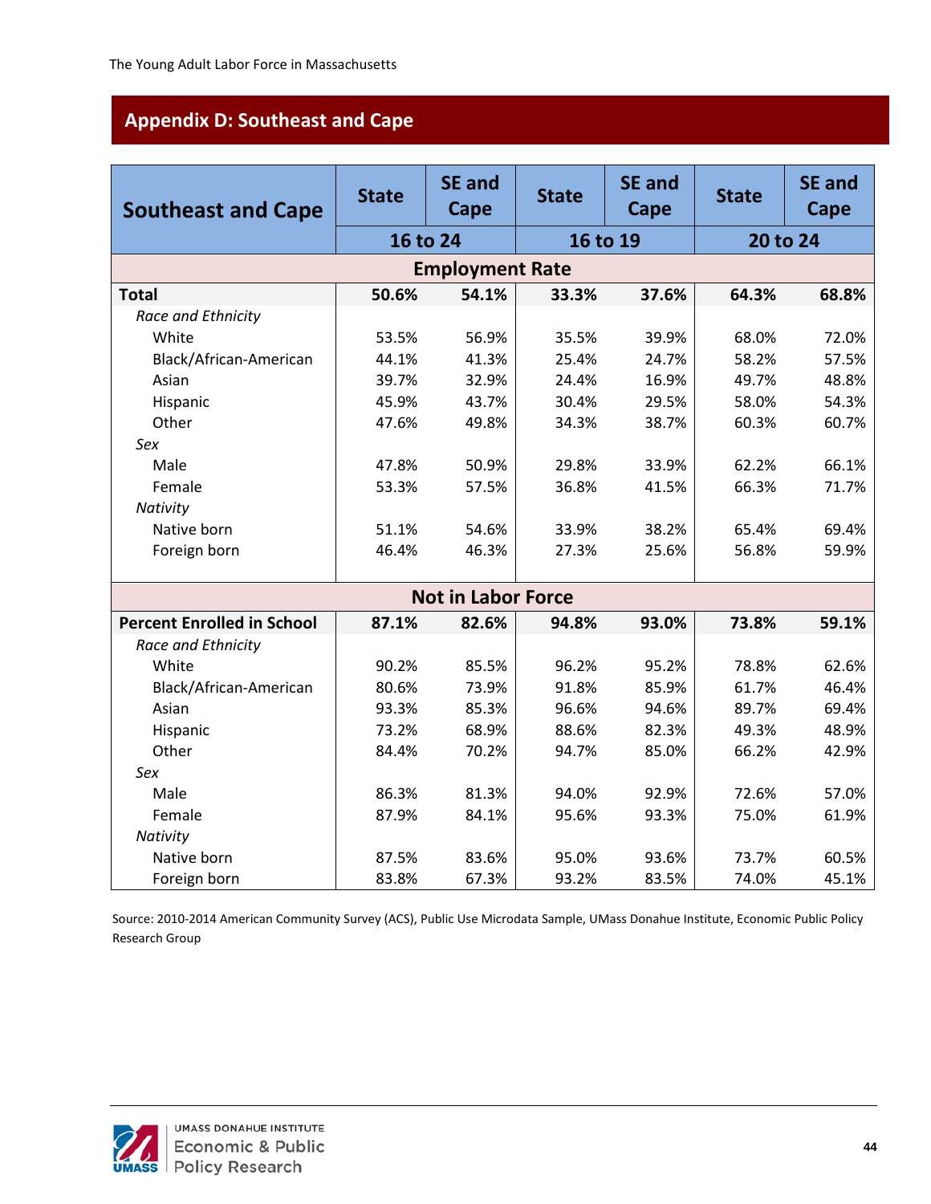## Appendix D: Southeast and Cape

| Southeast and Cape | State | SE and Cape | State | SE and Cape | State | SE and Cape |
|---|---|---|---|---|---|---|
| | 16 to 24 | | 16 to 19 | | 20 to 24 | |
| **Employment Rate** | | | | | | |
| **Total** | **50.6%** | **54.1%** | **33.3%** | **37.6%** | **64.3%** | **68.8%** |
| *Race and Ethnicity* | | | | | | |
| White | 53.5% | 56.9% | 35.5% | 39.9% | 68.0% | 72.0% |
| Black/African-American | 44.1% | 41.3% | 25.4% | 24.7% | 58.2% | 57.5% |
| Asian | 39.7% | 32.9% | 24.4% | 16.9% | 49.7% | 48.8% |
| Hispanic | 45.9% | 43.7% | 30.4% | 29.5% | 58.0% | 54.3% |
| Other | 47.6% | 49.8% | 34.3% | 38.7% | 60.3% | 60.7% |
| *Sex* | | | | | | |
| Male | 47.8% | 50.9% | 29.8% | 33.9% | 62.2% | 66.1% |
| Female | 53.3% | 57.5% | 36.8% | 41.5% | 66.3% | 71.7% |
| *Nativity* | | | | | | |
| Native born | 51.1% | 54.6% | 33.9% | 38.2% | 65.4% | 69.4% |
| Foreign born | 46.4% | 46.3% | 27.3% | 25.6% | 56.8% | 59.9% |
| **Not in Labor Force** | | | | | | |
| **Percent Enrolled in School** | **87.1%** | **82.6%** | **94.8%** | **93.0%** | **73.8%** | **59.1%** |
| *Race and Ethnicity* | | | | | | |
| White | 90.2% | 85.5% | 96.2% | 95.2% | 78.8% | 62.6% |
| Black/African-American | 80.6% | 73.9% | 91.8% | 85.9% | 61.7% | 46.4% |
| Asian | 93.3% | 85.3% | 96.6% | 94.6% | 89.7% | 69.4% |
| Hispanic | 73.2% | 68.9% | 88.6% | 82.3% | 49.3% | 48.9% |
| Other | 84.4% | 70.2% | 94.7% | 85.0% | 66.2% | 42.9% |
| *Sex* | | | | | | |
| Male | 86.3% | 81.3% | 94.0% | 92.9% | 72.6% | 57.0% |
| Female | 87.9% | 84.1% | 95.6% | 93.3% | 75.0% | 61.9% |
| *Nativity* | | | | | | |
| Native born | 87.5% | 83.6% | 95.0% | 93.6% | 73.7% | 60.5% |
| Foreign born | 83.8% | 67.3% | 93.2% | 83.5% | 74.0% | 45.1% |

Source: 2010-2014 American Community Survey (ACS), Public Use Microdata Sample, UMass Donahue Institute, Economic Public Policy Research Group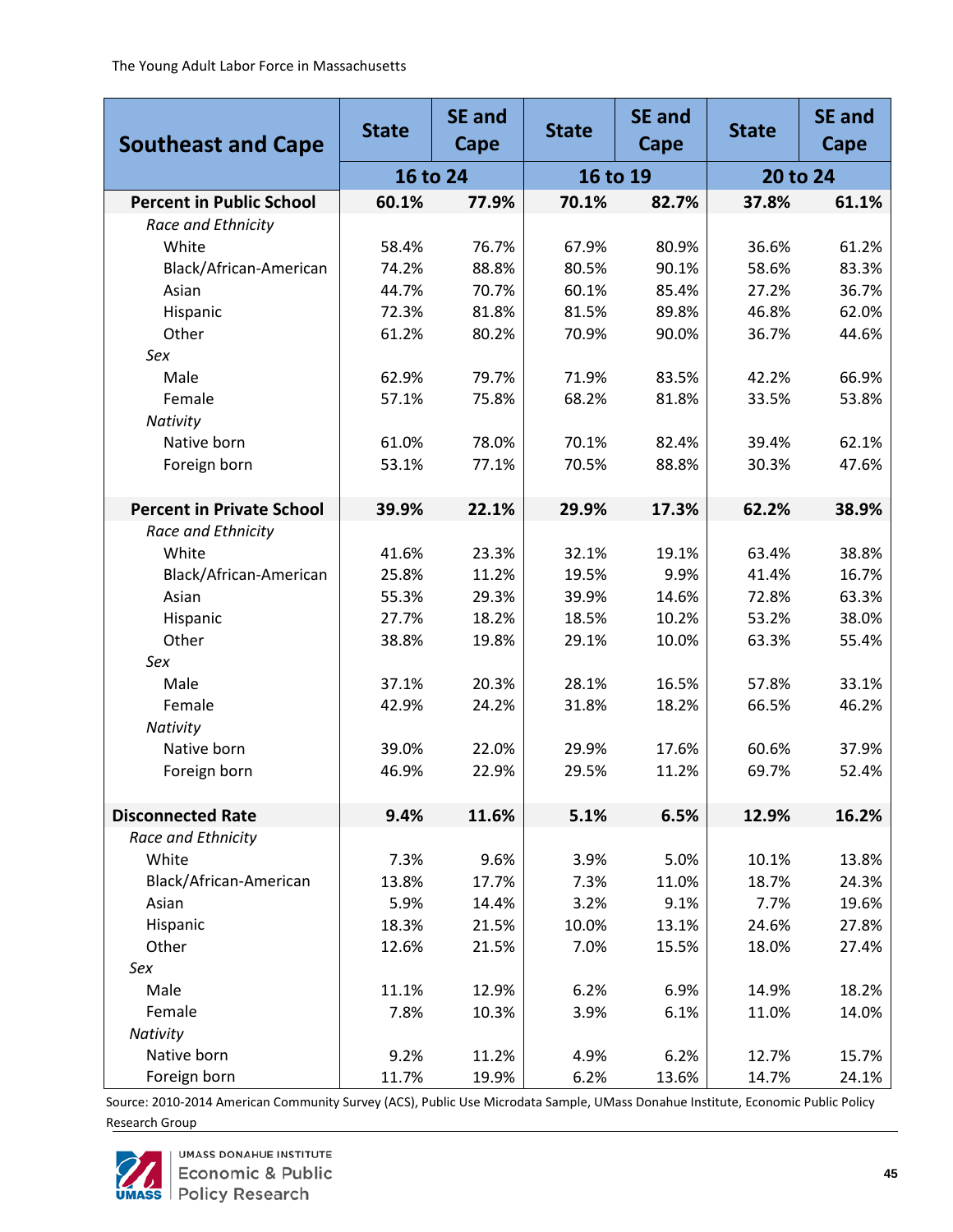| Southeast and Cape | State | SE and Cape | State | SE and Cape | State | SE and Cape |
|---|---|---|---|---|---|---|
| | 16 to 24 | | 16 to 19 | | 20 to 24 | |
| **Percent in Public School** | **60.1%** | **77.9%** | **70.1%** | **82.7%** | **37.8%** | **61.1%** |
| *Race and Ethnicity* | | | | | | |
| White | 58.4% | 76.7% | 67.9% | 80.9% | 36.6% | 61.2% |
| Black/African-American | 74.2% | 88.8% | 80.5% | 90.1% | 58.6% | 83.3% |
| Asian | 44.7% | 70.7% | 60.1% | 85.4% | 27.2% | 36.7% |
| Hispanic | 72.3% | 81.8% | 81.5% | 89.8% | 46.8% | 62.0% |
| Other | 61.2% | 80.2% | 70.9% | 90.0% | 36.7% | 44.6% |
| *Sex* | | | | | | |
| Male | 62.9% | 79.7% | 71.9% | 83.5% | 42.2% | 66.9% |
| Female | 57.1% | 75.8% | 68.2% | 81.8% | 33.5% | 53.8% |
| *Nativity* | | | | | | |
| Native born | 61.0% | 78.0% | 70.1% | 82.4% | 39.4% | 62.1% |
| Foreign born | 53.1% | 77.1% | 70.5% | 88.8% | 30.3% | 47.6% |
| **Percent in Private School** | **39.9%** | **22.1%** | **29.9%** | **17.3%** | **62.2%** | **38.9%** |
| *Race and Ethnicity* | | | | | | |
| White | 41.6% | 23.3% | 32.1% | 19.1% | 63.4% | 38.8% |
| Black/African-American | 25.8% | 11.2% | 19.5% | 9.9% | 41.4% | 16.7% |
| Asian | 55.3% | 29.3% | 39.9% | 14.6% | 72.8% | 63.3% |
| Hispanic | 27.7% | 18.2% | 18.5% | 10.2% | 53.2% | 38.0% |
| Other | 38.8% | 19.8% | 29.1% | 10.0% | 63.3% | 55.4% |
| *Sex* | | | | | | |
| Male | 37.1% | 20.3% | 28.1% | 16.5% | 57.8% | 33.1% |
| Female | 42.9% | 24.2% | 31.8% | 18.2% | 66.5% | 46.2% |
| *Nativity* | | | | | | |
| Native born | 39.0% | 22.0% | 29.9% | 17.6% | 60.6% | 37.9% |
| Foreign born | 46.9% | 22.9% | 29.5% | 11.2% | 69.7% | 52.4% |
| **Disconnected Rate** | **9.4%** | **11.6%** | **5.1%** | **6.5%** | **12.9%** | **16.2%** |
| *Race and Ethnicity* | | | | | | |
| White | 7.3% | 9.6% | 3.9% | 5.0% | 10.1% | 13.8% |
| Black/African-American | 13.8% | 17.7% | 7.3% | 11.0% | 18.7% | 24.3% |
| Asian | 5.9% | 14.4% | 3.2% | 9.1% | 7.7% | 19.6% |
| Hispanic | 18.3% | 21.5% | 10.0% | 13.1% | 24.6% | 27.8% |
| Other | 12.6% | 21.5% | 7.0% | 15.5% | 18.0% | 27.4% |
| *Sex* | | | | | | |
| Male | 11.1% | 12.9% | 6.2% | 6.9% | 14.9% | 18.2% |
| Female | 7.8% | 10.3% | 3.9% | 6.1% | 11.0% | 14.0% |
| *Nativity* | | | | | | |
| Native born | 9.2% | 11.2% | 4.9% | 6.2% | 12.7% | 15.7% |
| Foreign born | 11.7% | 19.9% | 6.2% | 13.6% | 14.7% | 24.1% |

Source: 2010-2014 American Community Survey (ACS), Public Use Microdata Sample, UMass Donahue Institute, Economic Public Policy Research Group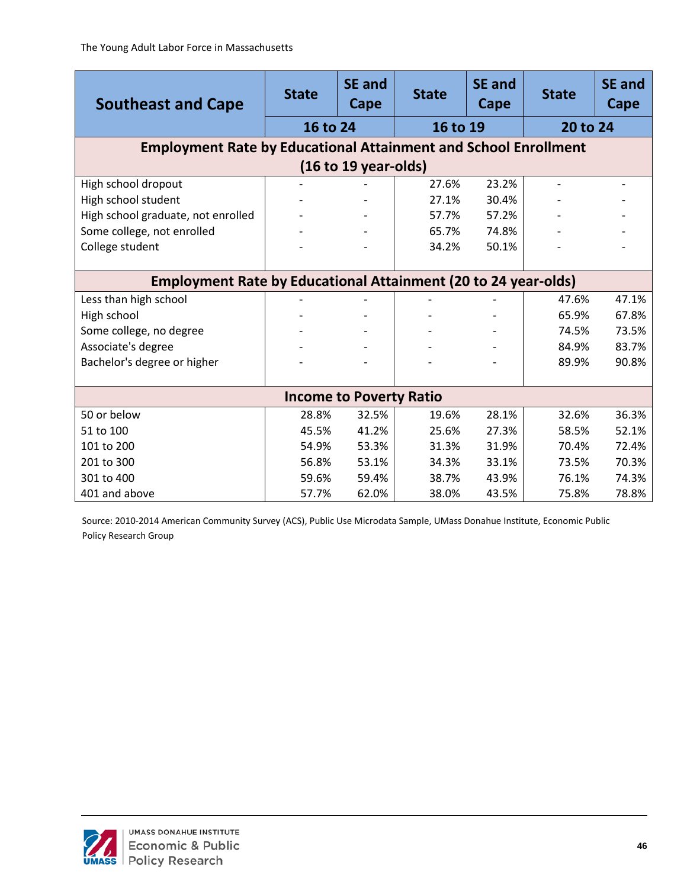| Southeast and Cape | State | SE and Cape | State | SE and Cape | State | SE and Cape |
|---|---|---|---|---|---|---|
| | 16 to 24 | | 16 to 19 | | 20 to 24 | |
| **Employment Rate by Educational Attainment and School Enrollment (16 to 19 year-olds)** | | | | | | |
| High school dropout | - | - | 27.6% | 23.2% | - | - |
| High school student | - | - | 27.1% | 30.4% | - | - |
| High school graduate, not enrolled | - | - | 57.7% | 57.2% | - | - |
| Some college, not enrolled | - | - | 65.7% | 74.8% | - | - |
| College student | - | - | 34.2% | 50.1% | - | - |
| **Employment Rate by Educational Attainment (20 to 24 year-olds)** | | | | | | |
| Less than high school | - | - | - | - | 47.6% | 47.1% |
| High school | - | - | - | - | 65.9% | 67.8% |
| Some college, no degree | - | - | - | - | 74.5% | 73.5% |
| Associate's degree | - | - | - | - | 84.9% | 83.7% |
| Bachelor's degree or higher | - | - | - | - | 89.9% | 90.8% |
| **Income to Poverty Ratio** | | | | | | |
| 50 or below | 28.8% | 32.5% | 19.6% | 28.1% | 32.6% | 36.3% |
| 51 to 100 | 45.5% | 41.2% | 25.6% | 27.3% | 58.5% | 52.1% |
| 101 to 200 | 54.9% | 53.3% | 31.3% | 31.9% | 70.4% | 72.4% |
| 201 to 300 | 56.8% | 53.1% | 34.3% | 33.1% | 73.5% | 70.3% |
| 301 to 400 | 59.6% | 59.4% | 38.7% | 43.9% | 76.1% | 74.3% |
| 401 and above | 57.7% | 62.0% | 38.0% | 43.5% | 75.8% | 78.8% |

Source: 2010-2014 American Community Survey (ACS), Public Use Microdata Sample, UMass Donahue Institute, Economic Public Policy Research Group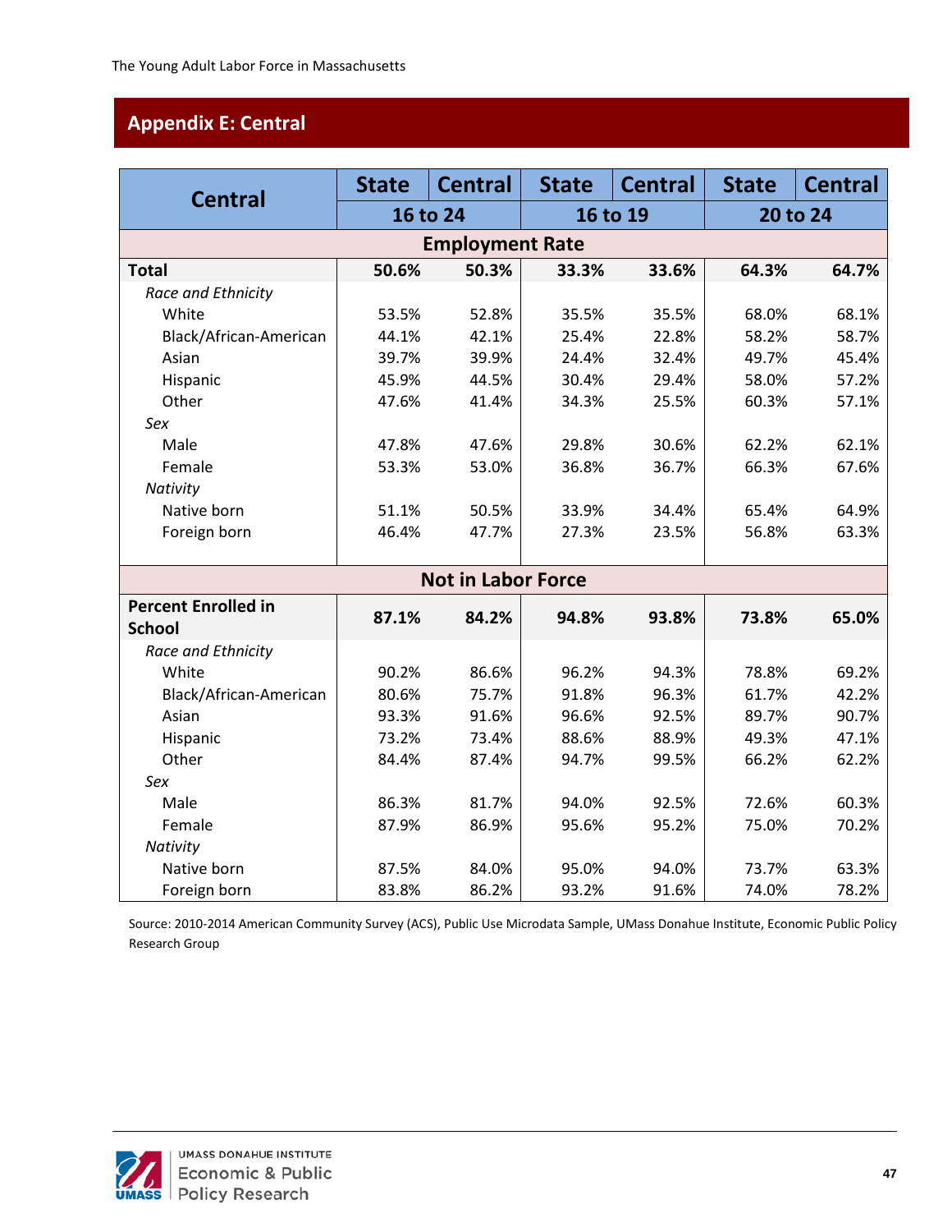## Appendix E: Central

| Central | State | Central | State | Central | State | Central |
|---|---|---|---|---|---|---|
| | 16 to 24 | | 16 to 19 | | 20 to 24 | |
| **Employment Rate** | | | | | | |
| **Total** | **50.6%** | **50.3%** | **33.3%** | **33.6%** | **64.3%** | **64.7%** |
| *Race and Ethnicity* | | | | | | |
| White | 53.5% | 52.8% | 35.5% | 35.5% | 68.0% | 68.1% |
| Black/African-American | 44.1% | 42.1% | 25.4% | 22.8% | 58.2% | 58.7% |
| Asian | 39.7% | 39.9% | 24.4% | 32.4% | 49.7% | 45.4% |
| Hispanic | 45.9% | 44.5% | 30.4% | 29.4% | 58.0% | 57.2% |
| Other | 47.6% | 41.4% | 34.3% | 25.5% | 60.3% | 57.1% |
| *Sex* | | | | | | |
| Male | 47.8% | 47.6% | 29.8% | 30.6% | 62.2% | 62.1% |
| Female | 53.3% | 53.0% | 36.8% | 36.7% | 66.3% | 67.6% |
| *Nativity* | | | | | | |
| Native born | 51.1% | 50.5% | 33.9% | 34.4% | 65.4% | 64.9% |
| Foreign born | 46.4% | 47.7% | 27.3% | 23.5% | 56.8% | 63.3% |
| **Not in Labor Force** | | | | | | |
| **Percent Enrolled in School** | **87.1%** | **84.2%** | **94.8%** | **93.8%** | **73.8%** | **65.0%** |
| *Race and Ethnicity* | | | | | | |
| White | 90.2% | 86.6% | 96.2% | 94.3% | 78.8% | 69.2% |
| Black/African-American | 80.6% | 75.7% | 91.8% | 96.3% | 61.7% | 42.2% |
| Asian | 93.3% | 91.6% | 96.6% | 92.5% | 89.7% | 90.7% |
| Hispanic | 73.2% | 73.4% | 88.6% | 88.9% | 49.3% | 47.1% |
| Other | 84.4% | 87.4% | 94.7% | 99.5% | 66.2% | 62.2% |
| *Sex* | | | | | | |
| Male | 86.3% | 81.7% | 94.0% | 92.5% | 72.6% | 60.3% |
| Female | 87.9% | 86.9% | 95.6% | 95.2% | 75.0% | 70.2% |
| *Nativity* | | | | | | |
| Native born | 87.5% | 84.0% | 95.0% | 94.0% | 73.7% | 63.3% |
| Foreign born | 83.8% | 86.2% | 93.2% | 91.6% | 74.0% | 78.2% |

Source: 2010-2014 American Community Survey (ACS), Public Use Microdata Sample, UMass Donahue Institute, Economic Public Policy Research Group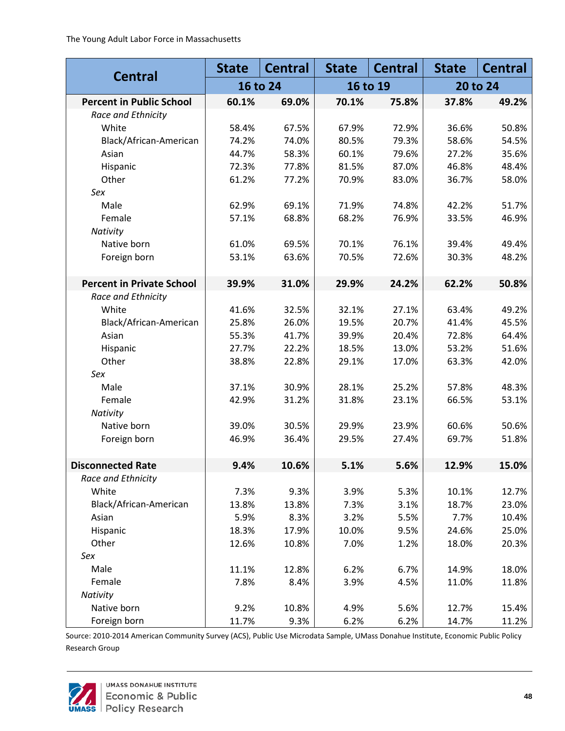| Central | State | Central | State | Central | State | Central |
|---|---|---|---|---|---|---|
| | 16 to 24 | | 16 to 19 | | 20 to 24 | |
| **Percent in Public School** | **60.1%** | **69.0%** | **70.1%** | **75.8%** | **37.8%** | **49.2%** |
| *Race and Ethnicity* | | | | | | |
| White | 58.4% | 67.5% | 67.9% | 72.9% | 36.6% | 50.8% |
| Black/African-American | 74.2% | 74.0% | 80.5% | 79.3% | 58.6% | 54.5% |
| Asian | 44.7% | 58.3% | 60.1% | 79.6% | 27.2% | 35.6% |
| Hispanic | 72.3% | 77.8% | 81.5% | 87.0% | 46.8% | 48.4% |
| Other | 61.2% | 77.2% | 70.9% | 83.0% | 36.7% | 58.0% |
| *Sex* | | | | | | |
| Male | 62.9% | 69.1% | 71.9% | 74.8% | 42.2% | 51.7% |
| Female | 57.1% | 68.8% | 68.2% | 76.9% | 33.5% | 46.9% |
| *Nativity* | | | | | | |
| Native born | 61.0% | 69.5% | 70.1% | 76.1% | 39.4% | 49.4% |
| Foreign born | 53.1% | 63.6% | 70.5% | 72.6% | 30.3% | 48.2% |
| **Percent in Private School** | **39.9%** | **31.0%** | **29.9%** | **24.2%** | **62.2%** | **50.8%** |
| *Race and Ethnicity* | | | | | | |
| White | 41.6% | 32.5% | 32.1% | 27.1% | 63.4% | 49.2% |
| Black/African-American | 25.8% | 26.0% | 19.5% | 20.7% | 41.4% | 45.5% |
| Asian | 55.3% | 41.7% | 39.9% | 20.4% | 72.8% | 64.4% |
| Hispanic | 27.7% | 22.2% | 18.5% | 13.0% | 53.2% | 51.6% |
| Other | 38.8% | 22.8% | 29.1% | 17.0% | 63.3% | 42.0% |
| *Sex* | | | | | | |
| Male | 37.1% | 30.9% | 28.1% | 25.2% | 57.8% | 48.3% |
| Female | 42.9% | 31.2% | 31.8% | 23.1% | 66.5% | 53.1% |
| *Nativity* | | | | | | |
| Native born | 39.0% | 30.5% | 29.9% | 23.9% | 60.6% | 50.6% |
| Foreign born | 46.9% | 36.4% | 29.5% | 27.4% | 69.7% | 51.8% |
| **Disconnected Rate** | **9.4%** | **10.6%** | **5.1%** | **5.6%** | **12.9%** | **15.0%** |
| *Race and Ethnicity* | | | | | | |
| White | 7.3% | 9.3% | 3.9% | 5.3% | 10.1% | 12.7% |
| Black/African-American | 13.8% | 13.8% | 7.3% | 3.1% | 18.7% | 23.0% |
| Asian | 5.9% | 8.3% | 3.2% | 5.5% | 7.7% | 10.4% |
| Hispanic | 18.3% | 17.9% | 10.0% | 9.5% | 24.6% | 25.0% |
| Other | 12.6% | 10.8% | 7.0% | 1.2% | 18.0% | 20.3% |
| *Sex* | | | | | | |
| Male | 11.1% | 12.8% | 6.2% | 6.7% | 14.9% | 18.0% |
| Female | 7.8% | 8.4% | 3.9% | 4.5% | 11.0% | 11.8% |
| *Nativity* | | | | | | |
| Native born | 9.2% | 10.8% | 4.9% | 5.6% | 12.7% | 15.4% |
| Foreign born | 11.7% | 9.3% | 6.2% | 6.2% | 14.7% | 11.2% |

Source: 2010-2014 American Community Survey (ACS), Public Use Microdata Sample, UMass Donahue Institute, Economic Public Policy Research Group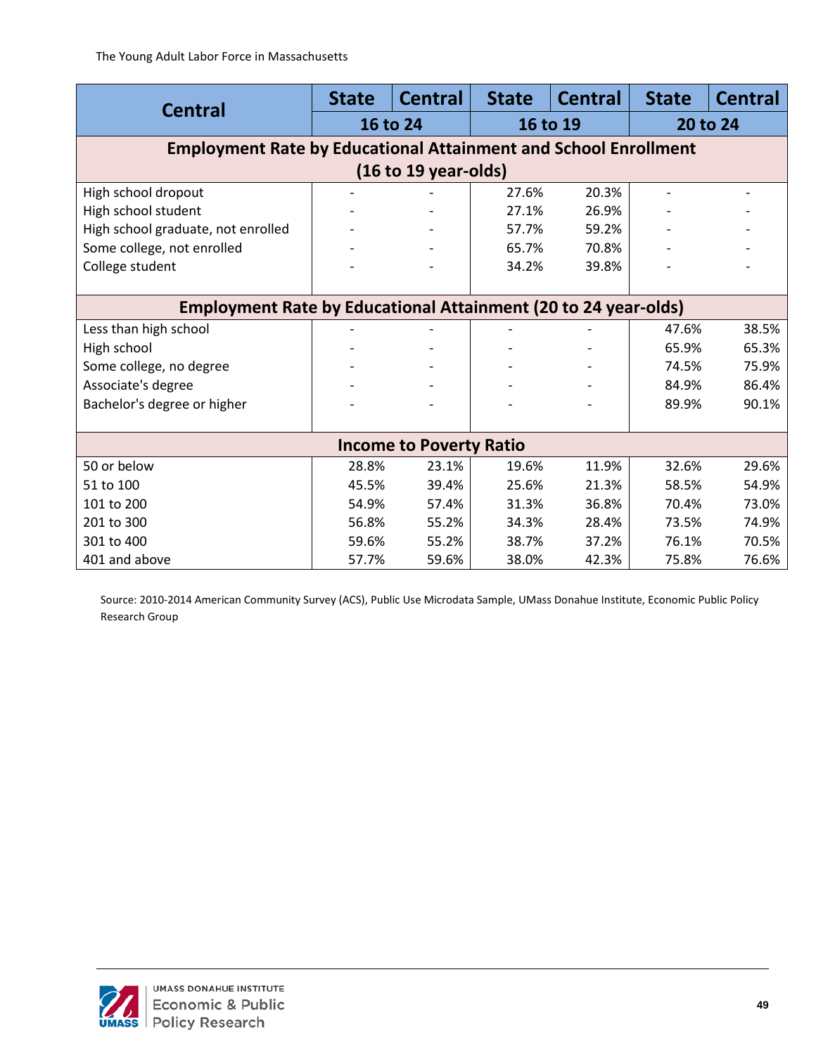| Central | State | Central | State | Central | State | Central |
|---|---|---|---|---|---|---|
| | 16 to 24 | | 16 to 19 | | 20 to 24 | |
| **Employment Rate by Educational Attainment and School Enrollment (16 to 19 year-olds)** | | | | | | |
| High school dropout | - | - | 27.6% | 20.3% | - | - |
| High school student | - | - | 27.1% | 26.9% | - | - |
| High school graduate, not enrolled | - | - | 57.7% | 59.2% | - | - |
| Some college, not enrolled | - | - | 65.7% | 70.8% | - | - |
| College student | - | - | 34.2% | 39.8% | - | - |
| **Employment Rate by Educational Attainment (20 to 24 year-olds)** | | | | | | |
| Less than high school | - | - | - | - | 47.6% | 38.5% |
| High school | - | - | - | - | 65.9% | 65.3% |
| Some college, no degree | - | - | - | - | 74.5% | 75.9% |
| Associate's degree | - | - | - | - | 84.9% | 86.4% |
| Bachelor's degree or higher | - | - | - | - | 89.9% | 90.1% |
| **Income to Poverty Ratio** | | | | | | |
| 50 or below | 28.8% | 23.1% | 19.6% | 11.9% | 32.6% | 29.6% |
| 51 to 100 | 45.5% | 39.4% | 25.6% | 21.3% | 58.5% | 54.9% |
| 101 to 200 | 54.9% | 57.4% | 31.3% | 36.8% | 70.4% | 73.0% |
| 201 to 300 | 56.8% | 55.2% | 34.3% | 28.4% | 73.5% | 74.9% |
| 301 to 400 | 59.6% | 55.2% | 38.7% | 37.2% | 76.1% | 70.5% |
| 401 and above | 57.7% | 59.6% | 38.0% | 42.3% | 75.8% | 76.6% |

Source: 2010-2014 American Community Survey (ACS), Public Use Microdata Sample, UMass Donahue Institute, Economic Public Policy Research Group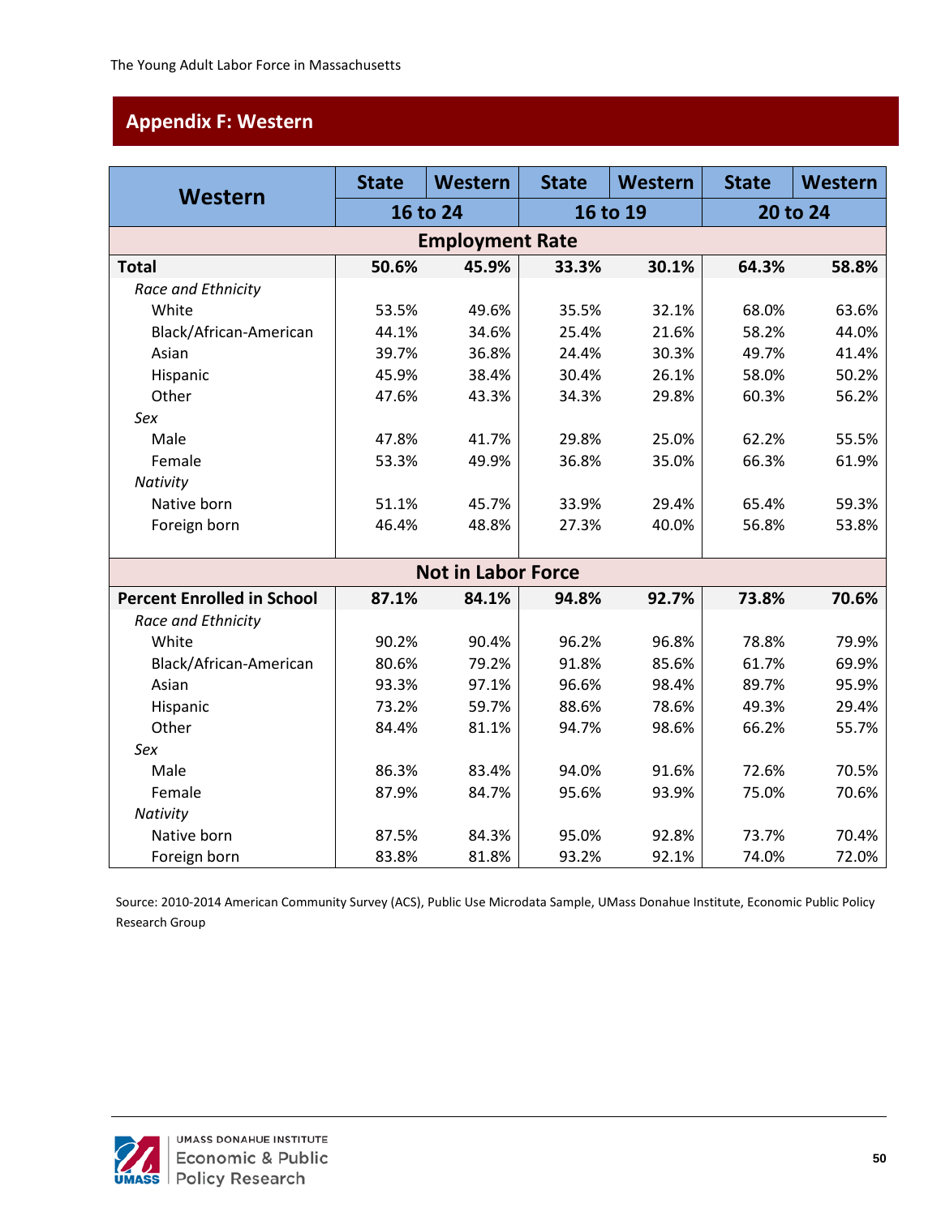## Appendix F: Western

| Western | State | Western | State | Western | State | Western |
|---|---|---|---|---|---|---|
| | 16 to 24 | | 16 to 19 | | 20 to 24 | |
| **Employment Rate** | | | | | | |
| **Total** | **50.6%** | **45.9%** | **33.3%** | **30.1%** | **64.3%** | **58.8%** |
| *Race and Ethnicity* | | | | | | |
| White | 53.5% | 49.6% | 35.5% | 32.1% | 68.0% | 63.6% |
| Black/African-American | 44.1% | 34.6% | 25.4% | 21.6% | 58.2% | 44.0% |
| Asian | 39.7% | 36.8% | 24.4% | 30.3% | 49.7% | 41.4% |
| Hispanic | 45.9% | 38.4% | 30.4% | 26.1% | 58.0% | 50.2% |
| Other | 47.6% | 43.3% | 34.3% | 29.8% | 60.3% | 56.2% |
| *Sex* | | | | | | |
| Male | 47.8% | 41.7% | 29.8% | 25.0% | 62.2% | 55.5% |
| Female | 53.3% | 49.9% | 36.8% | 35.0% | 66.3% | 61.9% |
| *Nativity* | | | | | | |
| Native born | 51.1% | 45.7% | 33.9% | 29.4% | 65.4% | 59.3% |
| Foreign born | 46.4% | 48.8% | 27.3% | 40.0% | 56.8% | 53.8% |
| **Not in Labor Force** | | | | | | |
| **Percent Enrolled in School** | **87.1%** | **84.1%** | **94.8%** | **92.7%** | **73.8%** | **70.6%** |
| *Race and Ethnicity* | | | | | | |
| White | 90.2% | 90.4% | 96.2% | 96.8% | 78.8% | 79.9% |
| Black/African-American | 80.6% | 79.2% | 91.8% | 85.6% | 61.7% | 69.9% |
| Asian | 93.3% | 97.1% | 96.6% | 98.4% | 89.7% | 95.9% |
| Hispanic | 73.2% | 59.7% | 88.6% | 78.6% | 49.3% | 29.4% |
| Other | 84.4% | 81.1% | 94.7% | 98.6% | 66.2% | 55.7% |
| *Sex* | | | | | | |
| Male | 86.3% | 83.4% | 94.0% | 91.6% | 72.6% | 70.5% |
| Female | 87.9% | 84.7% | 95.6% | 93.9% | 75.0% | 70.6% |
| *Nativity* | | | | | | |
| Native born | 87.5% | 84.3% | 95.0% | 92.8% | 73.7% | 70.4% |
| Foreign born | 83.8% | 81.8% | 93.2% | 92.1% | 74.0% | 72.0% |

Source: 2010-2014 American Community Survey (ACS), Public Use Microdata Sample, UMass Donahue Institute, Economic Public Policy Research Group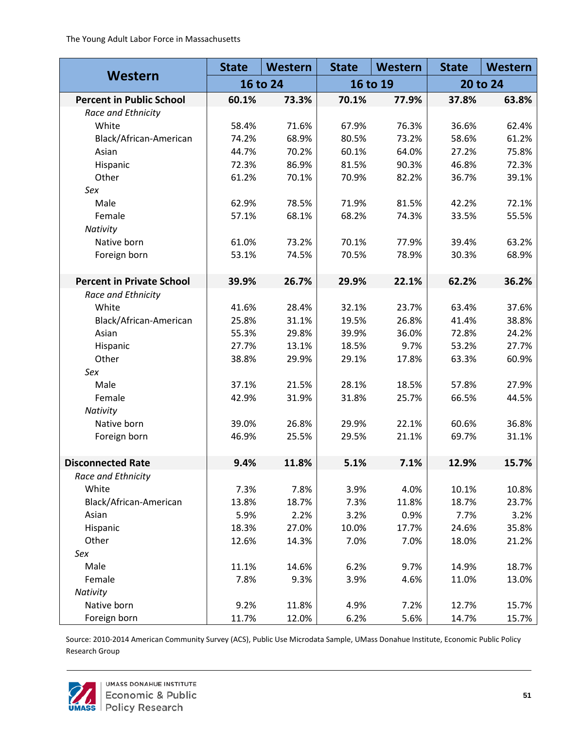| Western | State | Western | State | Western | State | Western |
|---|---|---|---|---|---|---|
| | 16 to 24 | | 16 to 19 | | 20 to 24 | |
| **Percent in Public School** | **60.1%** | **73.3%** | **70.1%** | **77.9%** | **37.8%** | **63.8%** |
| *Race and Ethnicity* | | | | | | |
| White | 58.4% | 71.6% | 67.9% | 76.3% | 36.6% | 62.4% |
| Black/African-American | 74.2% | 68.9% | 80.5% | 73.2% | 58.6% | 61.2% |
| Asian | 44.7% | 70.2% | 60.1% | 64.0% | 27.2% | 75.8% |
| Hispanic | 72.3% | 86.9% | 81.5% | 90.3% | 46.8% | 72.3% |
| Other | 61.2% | 70.1% | 70.9% | 82.2% | 36.7% | 39.1% |
| *Sex* | | | | | | |
| Male | 62.9% | 78.5% | 71.9% | 81.5% | 42.2% | 72.1% |
| Female | 57.1% | 68.1% | 68.2% | 74.3% | 33.5% | 55.5% |
| *Nativity* | | | | | | |
| Native born | 61.0% | 73.2% | 70.1% | 77.9% | 39.4% | 63.2% |
| Foreign born | 53.1% | 74.5% | 70.5% | 78.9% | 30.3% | 68.9% |
| **Percent in Private School** | **39.9%** | **26.7%** | **29.9%** | **22.1%** | **62.2%** | **36.2%** |
| *Race and Ethnicity* | | | | | | |
| White | 41.6% | 28.4% | 32.1% | 23.7% | 63.4% | 37.6% |
| Black/African-American | 25.8% | 31.1% | 19.5% | 26.8% | 41.4% | 38.8% |
| Asian | 55.3% | 29.8% | 39.9% | 36.0% | 72.8% | 24.2% |
| Hispanic | 27.7% | 13.1% | 18.5% | 9.7% | 53.2% | 27.7% |
| Other | 38.8% | 29.9% | 29.1% | 17.8% | 63.3% | 60.9% |
| *Sex* | | | | | | |
| Male | 37.1% | 21.5% | 28.1% | 18.5% | 57.8% | 27.9% |
| Female | 42.9% | 31.9% | 31.8% | 25.7% | 66.5% | 44.5% |
| *Nativity* | | | | | | |
| Native born | 39.0% | 26.8% | 29.9% | 22.1% | 60.6% | 36.8% |
| Foreign born | 46.9% | 25.5% | 29.5% | 21.1% | 69.7% | 31.1% |
| **Disconnected Rate** | **9.4%** | **11.8%** | **5.1%** | **7.1%** | **12.9%** | **15.7%** |
| *Race and Ethnicity* | | | | | | |
| White | 7.3% | 7.8% | 3.9% | 4.0% | 10.1% | 10.8% |
| Black/African-American | 13.8% | 18.7% | 7.3% | 11.8% | 18.7% | 23.7% |
| Asian | 5.9% | 2.2% | 3.2% | 0.9% | 7.7% | 3.2% |
| Hispanic | 18.3% | 27.0% | 10.0% | 17.7% | 24.6% | 35.8% |
| Other | 12.6% | 14.3% | 7.0% | 7.0% | 18.0% | 21.2% |
| *Sex* | | | | | | |
| Male | 11.1% | 14.6% | 6.2% | 9.7% | 14.9% | 18.7% |
| Female | 7.8% | 9.3% | 3.9% | 4.6% | 11.0% | 13.0% |
| *Nativity* | | | | | | |
| Native born | 9.2% | 11.8% | 4.9% | 7.2% | 12.7% | 15.7% |
| Foreign born | 11.7% | 12.0% | 6.2% | 5.6% | 14.7% | 15.7% |

Source: 2010-2014 American Community Survey (ACS), Public Use Microdata Sample, UMass Donahue Institute, Economic Public Policy Research Group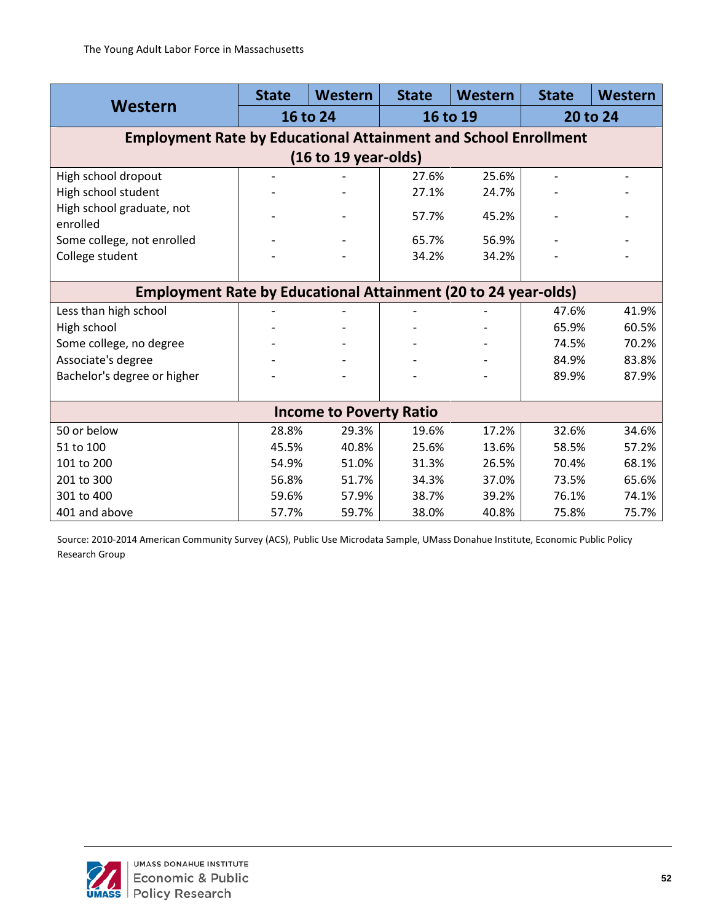| Western | State | Western | State | Western | State | Western |
|---|---|---|---|---|---|---|
| | 16 to 24 | | 16 to 19 | | 20 to 24 | |
| **Employment Rate by Educational Attainment and School Enrollment (16 to 19 year-olds)** | | | | | | |
| High school dropout | - | - | 27.6% | 25.6% | - | - |
| High school student | - | - | 27.1% | 24.7% | - | - |
| High school graduate, not enrolled | - | - | 57.7% | 45.2% | - | - |
| Some college, not enrolled | - | - | 65.7% | 56.9% | - | - |
| College student | - | - | 34.2% | 34.2% | - | - |
| **Employment Rate by Educational Attainment (20 to 24 year-olds)** | | | | | | |
| Less than high school | - | - | - | - | 47.6% | 41.9% |
| High school | - | - | - | - | 65.9% | 60.5% |
| Some college, no degree | - | - | - | - | 74.5% | 70.2% |
| Associate's degree | - | - | - | - | 84.9% | 83.8% |
| Bachelor's degree or higher | - | - | - | - | 89.9% | 87.9% |
| **Income to Poverty Ratio** | | | | | | |
| 50 or below | 28.8% | 29.3% | 19.6% | 17.2% | 32.6% | 34.6% |
| 51 to 100 | 45.5% | 40.8% | 25.6% | 13.6% | 58.5% | 57.2% |
| 101 to 200 | 54.9% | 51.0% | 31.3% | 26.5% | 70.4% | 68.1% |
| 201 to 300 | 56.8% | 51.7% | 34.3% | 37.0% | 73.5% | 65.6% |
| 301 to 400 | 59.6% | 57.9% | 38.7% | 39.2% | 76.1% | 74.1% |
| 401 and above | 57.7% | 59.7% | 38.0% | 40.8% | 75.8% | 75.7% |

Source: 2010-2014 American Community Survey (ACS), Public Use Microdata Sample, UMass Donahue Institute, Economic Public Policy Research Group